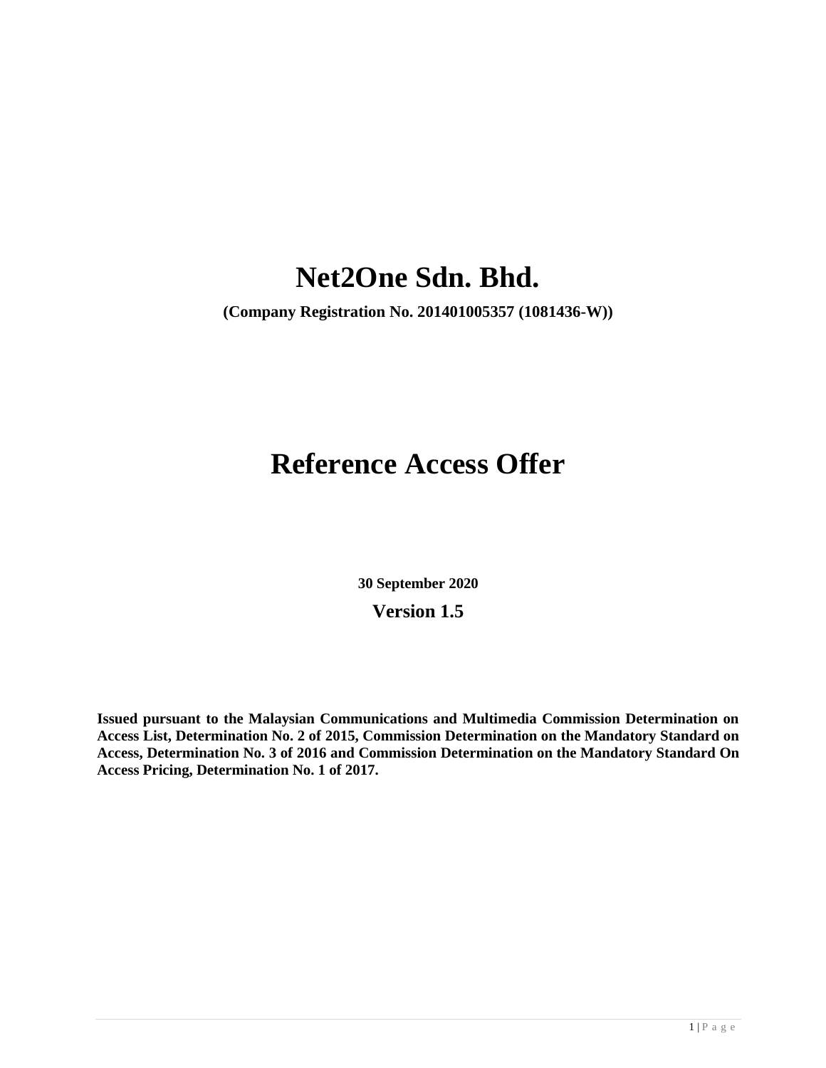# Net2One Sdn. Bhd.

**(Company Registration No. 201401005357 (1081436-W))**

# Reference Access Offer

**30 September 2020**

**Version 1.5**

**Issued pursuant to the Malaysian Communications and Multimedia Commission Determination on Access List, Determination No. 2 of 2015, Commission Determination on the Mandatory Standard on Access, Determination No. 3 of 2016 and Commission Determination on the Mandatory Standard On Access Pricing, Determination No. 1 of 2017.**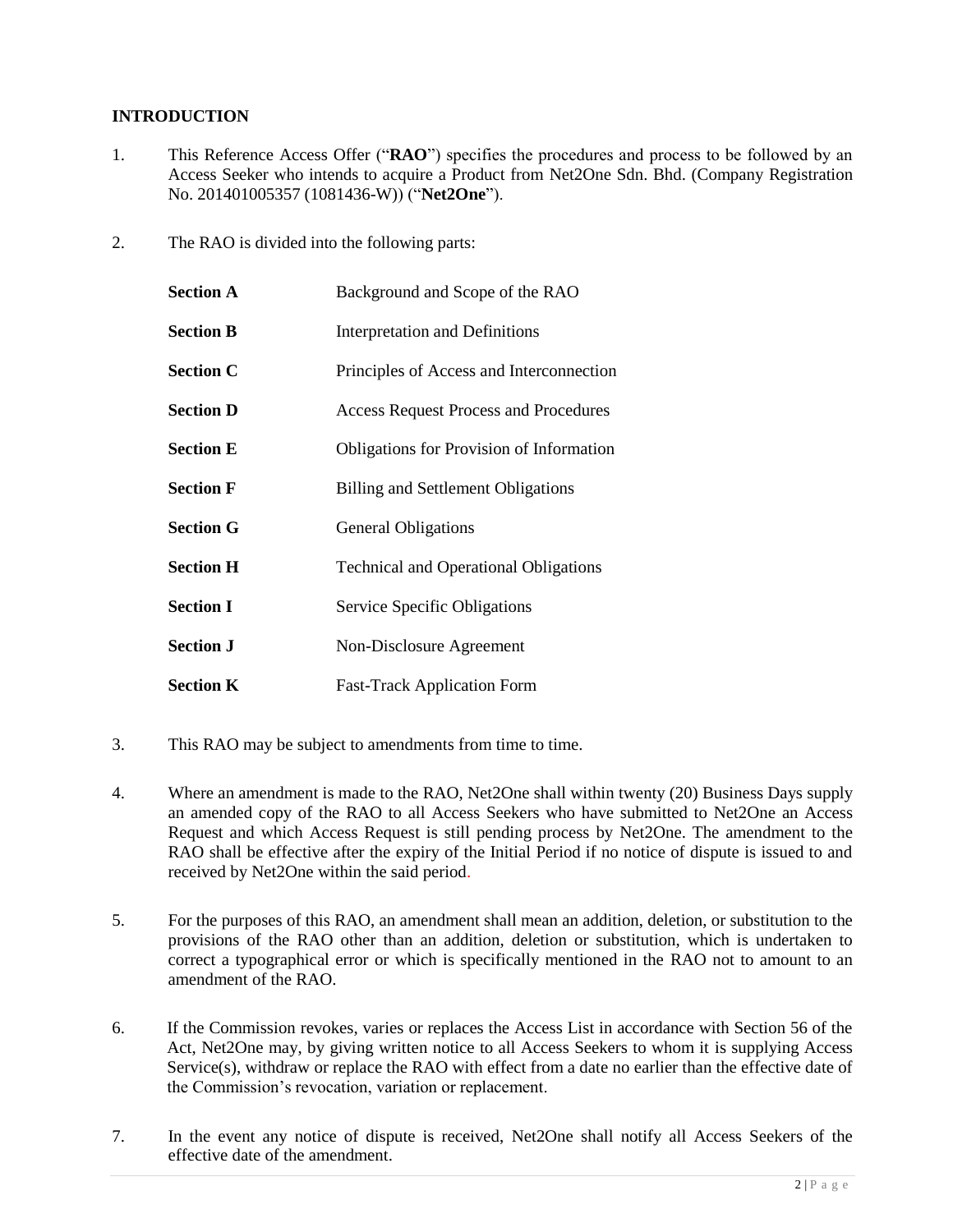# INTRODUCTION

1. This Reference Access Offer ("**RAO**") specifies the procedures and process to be followed by an Access Seeker who intends to acquire a Product from Net2One Sdn. Bhd. (Company Registration No. 201401005357 (1081436-W)) ("**Net2One**").

2. The RAO is divided into the following parts:

| | |
|---|---|
| **Section A** | Background and Scope of the RAO |
| **Section B** | Interpretation and Definitions |
| **Section C** | Principles of Access and Interconnection |
| **Section D** | Access Request Process and Procedures |
| **Section E** | Obligations for Provision of Information |
| **Section F** | Billing and Settlement Obligations |
| **Section G** | General Obligations |
| **Section H** | Technical and Operational Obligations |
| **Section I** | Service Specific Obligations |
| **Section J** | Non-Disclosure Agreement |
| **Section K** | Fast-Track Application Form |

3. This RAO may be subject to amendments from time to time.

4. Where an amendment is made to the RAO, Net2One shall within twenty (20) Business Days supply an amended copy of the RAO to all Access Seekers who have submitted to Net2One an Access Request and which Access Request is still pending process by Net2One. The amendment to the RAO shall be effective after the expiry of the Initial Period if no notice of dispute is issued to and received by Net2One within the said period.

5. For the purposes of this RAO, an amendment shall mean an addition, deletion, or substitution to the provisions of the RAO other than an addition, deletion or substitution, which is undertaken to correct a typographical error or which is specifically mentioned in the RAO not to amount to an amendment of the RAO.

6. If the Commission revokes, varies or replaces the Access List in accordance with Section 56 of the Act, Net2One may, by giving written notice to all Access Seekers to whom it is supplying Access Service(s), withdraw or replace the RAO with effect from a date no earlier than the effective date of the Commission's revocation, variation or replacement.

7. In the event any notice of dispute is received, Net2One shall notify all Access Seekers of the effective date of the amendment.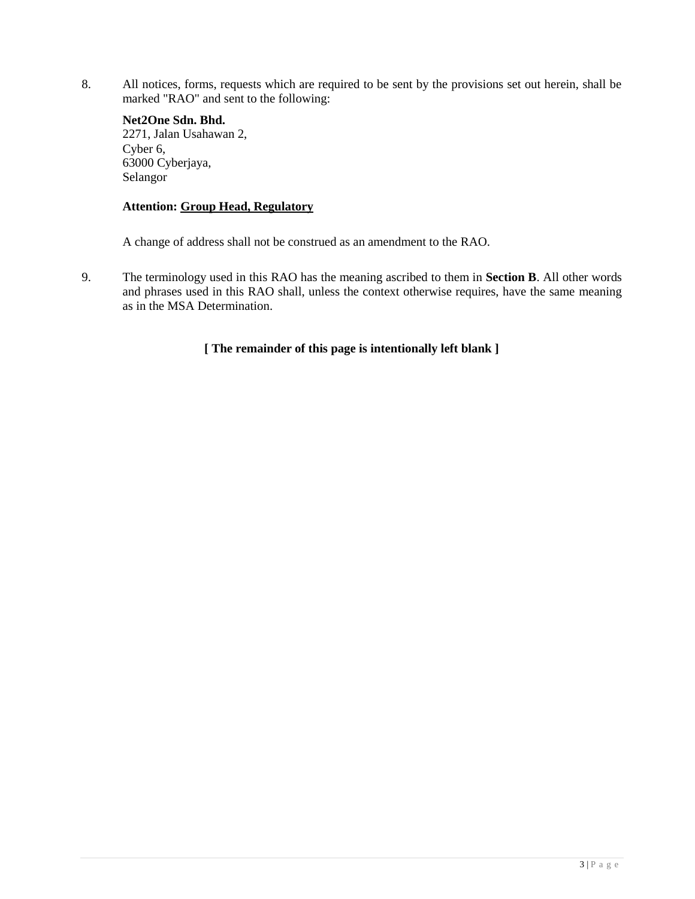8. All notices, forms, requests which are required to be sent by the provisions set out herein, shall be marked "RAO" and sent to the following:

   **Net2One Sdn. Bhd.**
   2271, Jalan Usahawan 2,
   Cyber 6,
   63000 Cyberjaya,
   Selangor

   **Attention: <u>Group Head, Regulatory</u>**

   A change of address shall not be construed as an amendment to the RAO.

9. The terminology used in this RAO has the meaning ascribed to them in **Section B**. All other words and phrases used in this RAO shall, unless the context otherwise requires, have the same meaning as in the MSA Determination.

**[ The remainder of this page is intentionally left blank ]**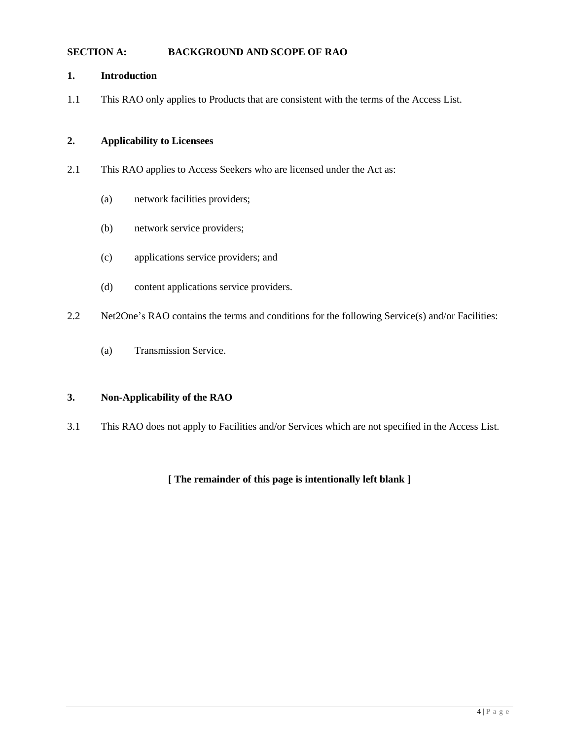## SECTION A: BACKGROUND AND SCOPE OF RAO

### 1. Introduction

1.1 This RAO only applies to Products that are consistent with the terms of the Access List.

### 2. Applicability to Licensees

2.1 This RAO applies to Access Seekers who are licensed under the Act as:

(a) network facilities providers;

(b) network service providers;

(c) applications service providers; and

(d) content applications service providers.

2.2 Net2One's RAO contains the terms and conditions for the following Service(s) and/or Facilities:

(a) Transmission Service.

### 3. Non-Applicability of the RAO

3.1 This RAO does not apply to Facilities and/or Services which are not specified in the Access List.

**[ The remainder of this page is intentionally left blank ]**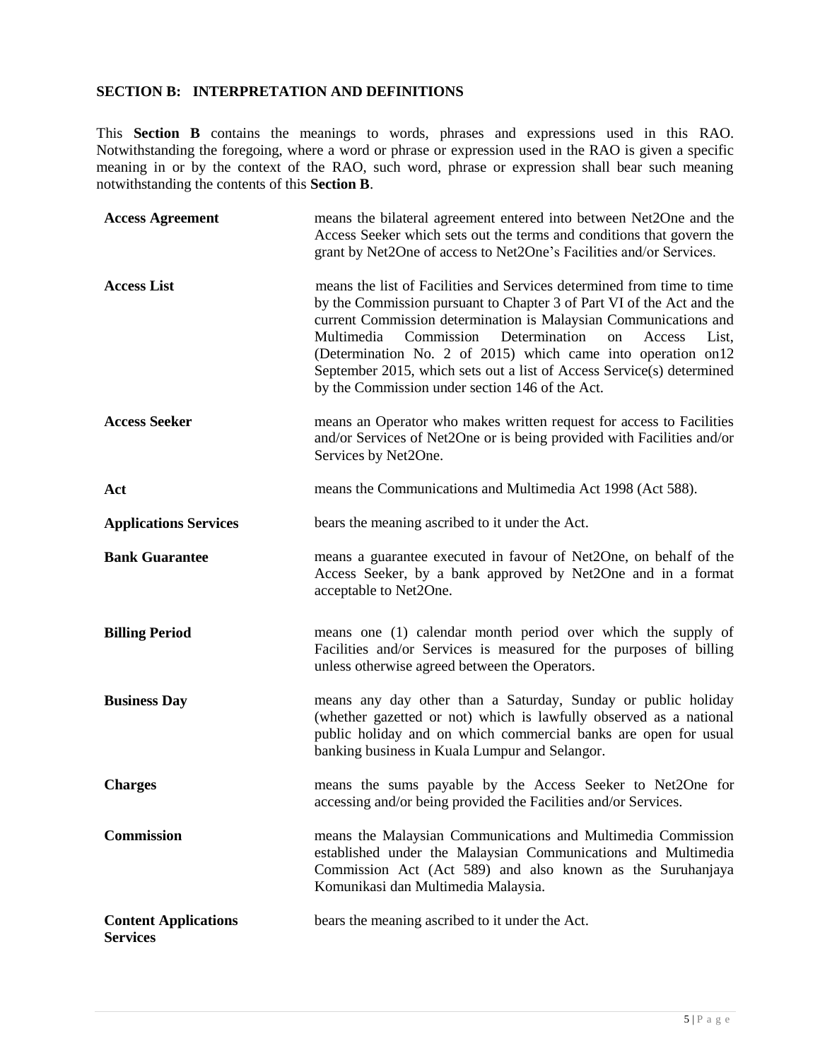## SECTION B: INTERPRETATION AND DEFINITIONS

This **Section B** contains the meanings to words, phrases and expressions used in this RAO. Notwithstanding the foregoing, where a word or phrase or expression used in the RAO is given a specific meaning in or by the context of the RAO, such word, phrase or expression shall bear such meaning notwithstanding the contents of this **Section B**.

| | |
|---|---|
| **Access Agreement** | means the bilateral agreement entered into between Net2One and the Access Seeker which sets out the terms and conditions that govern the grant by Net2One of access to Net2One's Facilities and/or Services. |
| **Access List** | means the list of Facilities and Services determined from time to time by the Commission pursuant to Chapter 3 of Part VI of the Act and the current Commission determination is Malaysian Communications and Multimedia Commission Determination on Access List, (Determination No. 2 of 2015) which came into operation on12 September 2015, which sets out a list of Access Service(s) determined by the Commission under section 146 of the Act. |
| **Access Seeker** | means an Operator who makes written request for access to Facilities and/or Services of Net2One or is being provided with Facilities and/or Services by Net2One. |
| **Act** | means the Communications and Multimedia Act 1998 (Act 588). |
| **Applications Services** | bears the meaning ascribed to it under the Act. |
| **Bank Guarantee** | means a guarantee executed in favour of Net2One, on behalf of the Access Seeker, by a bank approved by Net2One and in a format acceptable to Net2One. |
| **Billing Period** | means one (1) calendar month period over which the supply of Facilities and/or Services is measured for the purposes of billing unless otherwise agreed between the Operators. |
| **Business Day** | means any day other than a Saturday, Sunday or public holiday (whether gazetted or not) which is lawfully observed as a national public holiday and on which commercial banks are open for usual banking business in Kuala Lumpur and Selangor. |
| **Charges** | means the sums payable by the Access Seeker to Net2One for accessing and/or being provided the Facilities and/or Services. |
| **Commission** | means the Malaysian Communications and Multimedia Commission established under the Malaysian Communications and Multimedia Commission Act (Act 589) and also known as the Suruhanjaya Komunikasi dan Multimedia Malaysia. |
| **Content Applications Services** | bears the meaning ascribed to it under the Act. |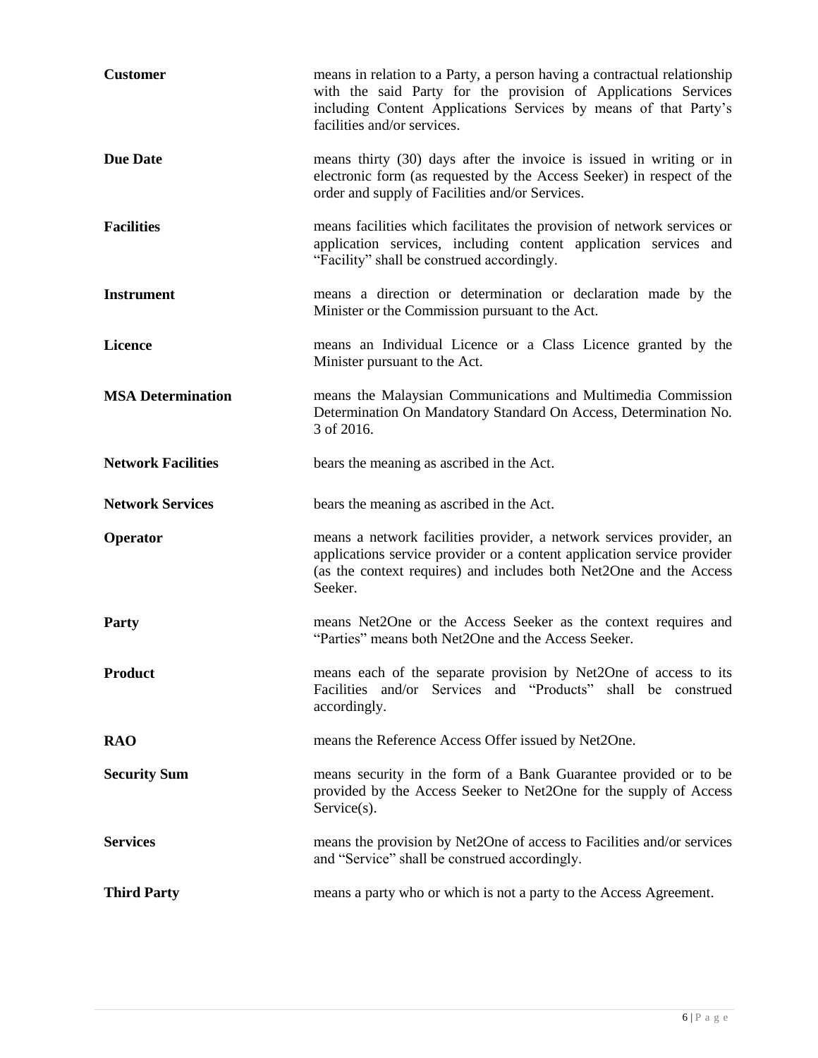| | |
|---|---|
| **Customer** | means in relation to a Party, a person having a contractual relationship with the said Party for the provision of Applications Services including Content Applications Services by means of that Party's facilities and/or services. |
| **Due Date** | means thirty (30) days after the invoice is issued in writing or in electronic form (as requested by the Access Seeker) in respect of the order and supply of Facilities and/or Services. |
| **Facilities** | means facilities which facilitates the provision of network services or application services, including content application services and "Facility" shall be construed accordingly. |
| **Instrument** | means a direction or determination or declaration made by the Minister or the Commission pursuant to the Act. |
| **Licence** | means an Individual Licence or a Class Licence granted by the Minister pursuant to the Act. |
| **MSA Determination** | means the Malaysian Communications and Multimedia Commission Determination On Mandatory Standard On Access, Determination No. 3 of 2016. |
| **Network Facilities** | bears the meaning as ascribed in the Act. |
| **Network Services** | bears the meaning as ascribed in the Act. |
| **Operator** | means a network facilities provider, a network services provider, an applications service provider or a content application service provider (as the context requires) and includes both Net2One and the Access Seeker. |
| **Party** | means Net2One or the Access Seeker as the context requires and "Parties" means both Net2One and the Access Seeker. |
| **Product** | means each of the separate provision by Net2One of access to its Facilities and/or Services and "Products" shall be construed accordingly. |
| **RAO** | means the Reference Access Offer issued by Net2One. |
| **Security Sum** | means security in the form of a Bank Guarantee provided or to be provided by the Access Seeker to Net2One for the supply of Access Service(s). |
| **Services** | means the provision by Net2One of access to Facilities and/or services and "Service" shall be construed accordingly. |
| **Third Party** | means a party who or which is not a party to the Access Agreement. |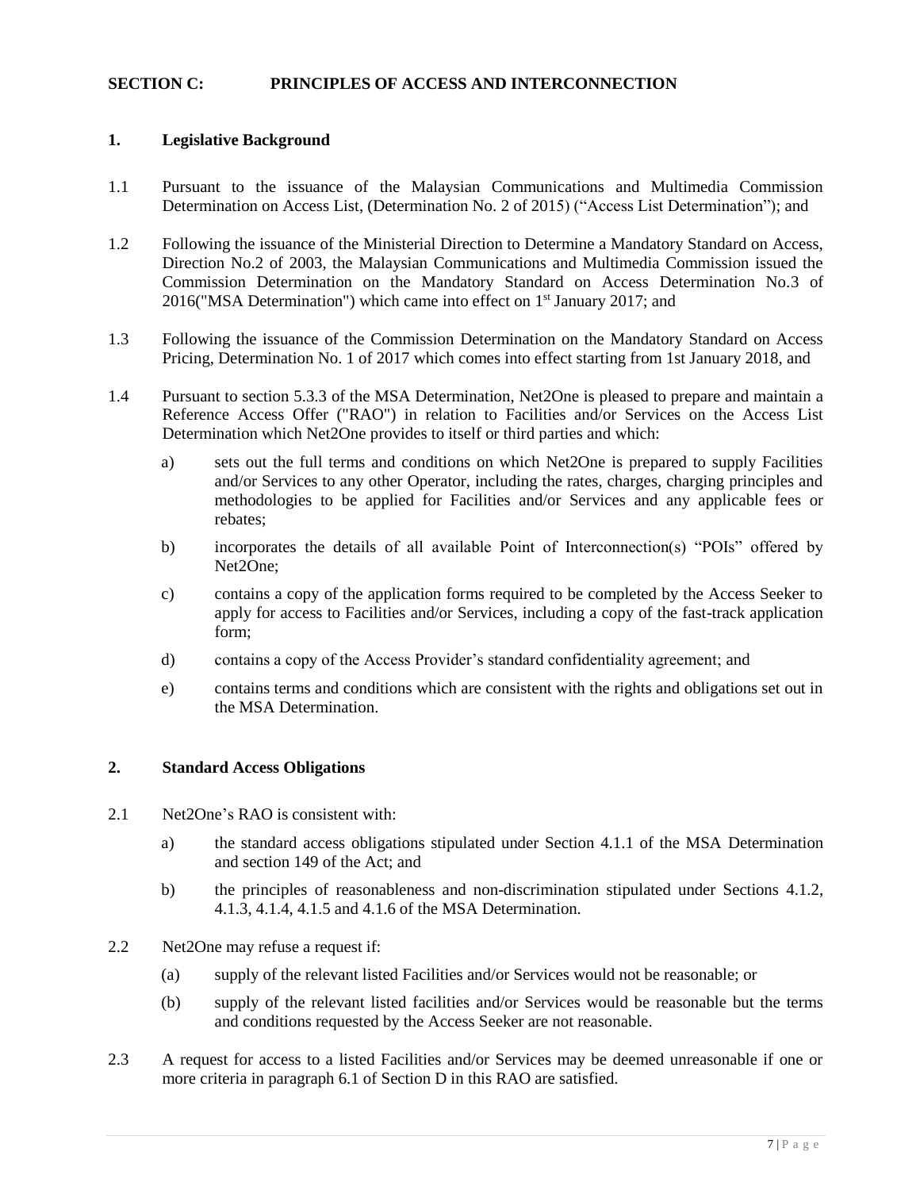## SECTION C: PRINCIPLES OF ACCESS AND INTERCONNECTION

### 1. Legislative Background

1.1 Pursuant to the issuance of the Malaysian Communications and Multimedia Commission Determination on Access List, (Determination No. 2 of 2015) ("Access List Determination"); and

1.2 Following the issuance of the Ministerial Direction to Determine a Mandatory Standard on Access, Direction No.2 of 2003, the Malaysian Communications and Multimedia Commission issued the Commission Determination on the Mandatory Standard on Access Determination No.3 of 2016("MSA Determination") which came into effect on 1st January 2017; and

1.3 Following the issuance of the Commission Determination on the Mandatory Standard on Access Pricing, Determination No. 1 of 2017 which comes into effect starting from 1st January 2018, and

1.4 Pursuant to section 5.3.3 of the MSA Determination, Net2One is pleased to prepare and maintain a Reference Access Offer ("RAO") in relation to Facilities and/or Services on the Access List Determination which Net2One provides to itself or third parties and which:

a) sets out the full terms and conditions on which Net2One is prepared to supply Facilities and/or Services to any other Operator, including the rates, charges, charging principles and methodologies to be applied for Facilities and/or Services and any applicable fees or rebates;

b) incorporates the details of all available Point of Interconnection(s) "POIs" offered by Net2One;

c) contains a copy of the application forms required to be completed by the Access Seeker to apply for access to Facilities and/or Services, including a copy of the fast-track application form;

d) contains a copy of the Access Provider's standard confidentiality agreement; and

e) contains terms and conditions which are consistent with the rights and obligations set out in the MSA Determination.

### 2. Standard Access Obligations

2.1 Net2One's RAO is consistent with:

a) the standard access obligations stipulated under Section 4.1.1 of the MSA Determination and section 149 of the Act; and

b) the principles of reasonableness and non-discrimination stipulated under Sections 4.1.2, 4.1.3, 4.1.4, 4.1.5 and 4.1.6 of the MSA Determination.

2.2 Net2One may refuse a request if:

(a) supply of the relevant listed Facilities and/or Services would not be reasonable; or

(b) supply of the relevant listed facilities and/or Services would be reasonable but the terms and conditions requested by the Access Seeker are not reasonable.

2.3 A request for access to a listed Facilities and/or Services may be deemed unreasonable if one or more criteria in paragraph 6.1 of Section D in this RAO are satisfied.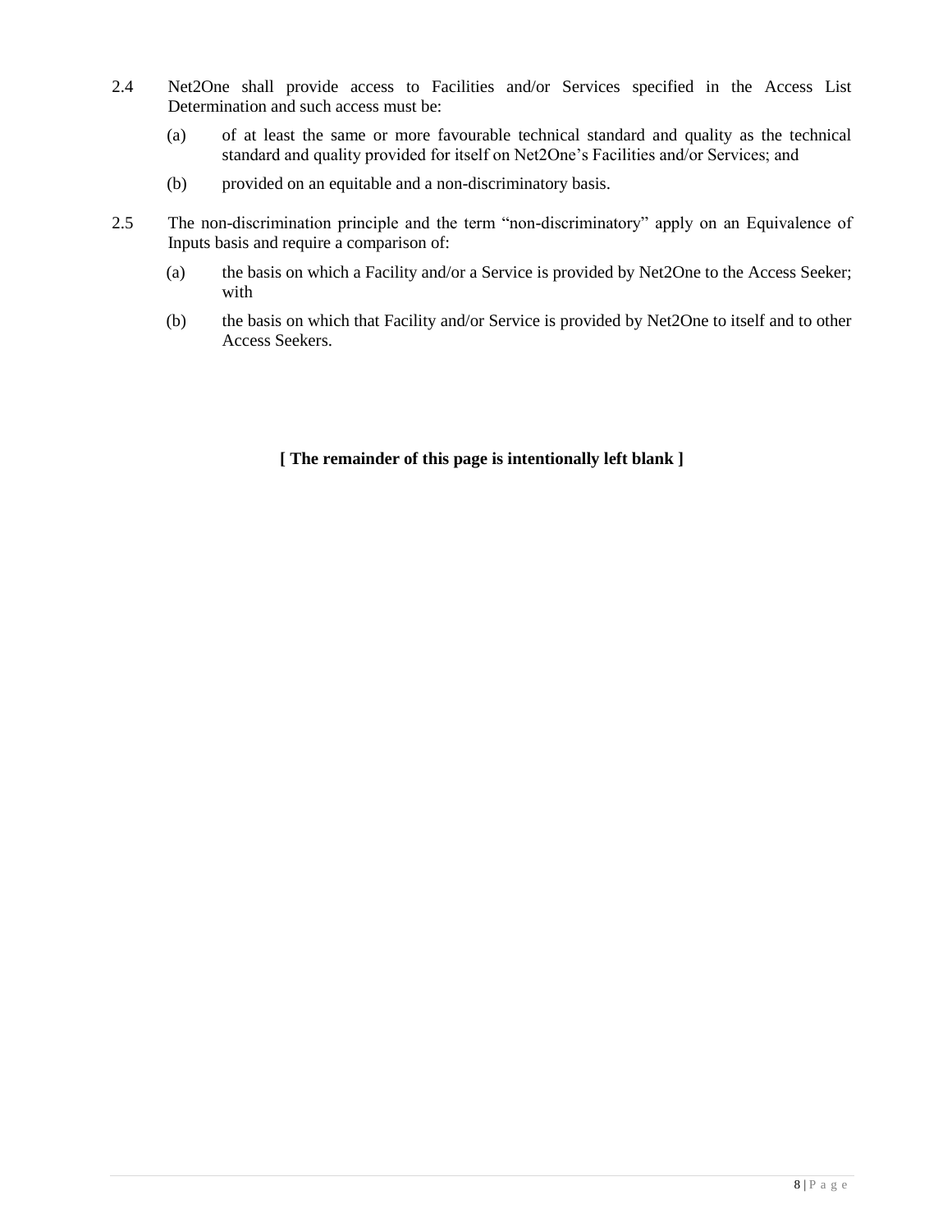2.4 Net2One shall provide access to Facilities and/or Services specified in the Access List Determination and such access must be:

   (a) of at least the same or more favourable technical standard and quality as the technical standard and quality provided for itself on Net2One's Facilities and/or Services; and

   (b) provided on an equitable and a non-discriminatory basis.

2.5 The non-discrimination principle and the term "non-discriminatory" apply on an Equivalence of Inputs basis and require a comparison of:

   (a) the basis on which a Facility and/or a Service is provided by Net2One to the Access Seeker; with

   (b) the basis on which that Facility and/or Service is provided by Net2One to itself and to other Access Seekers.

**[ The remainder of this page is intentionally left blank ]**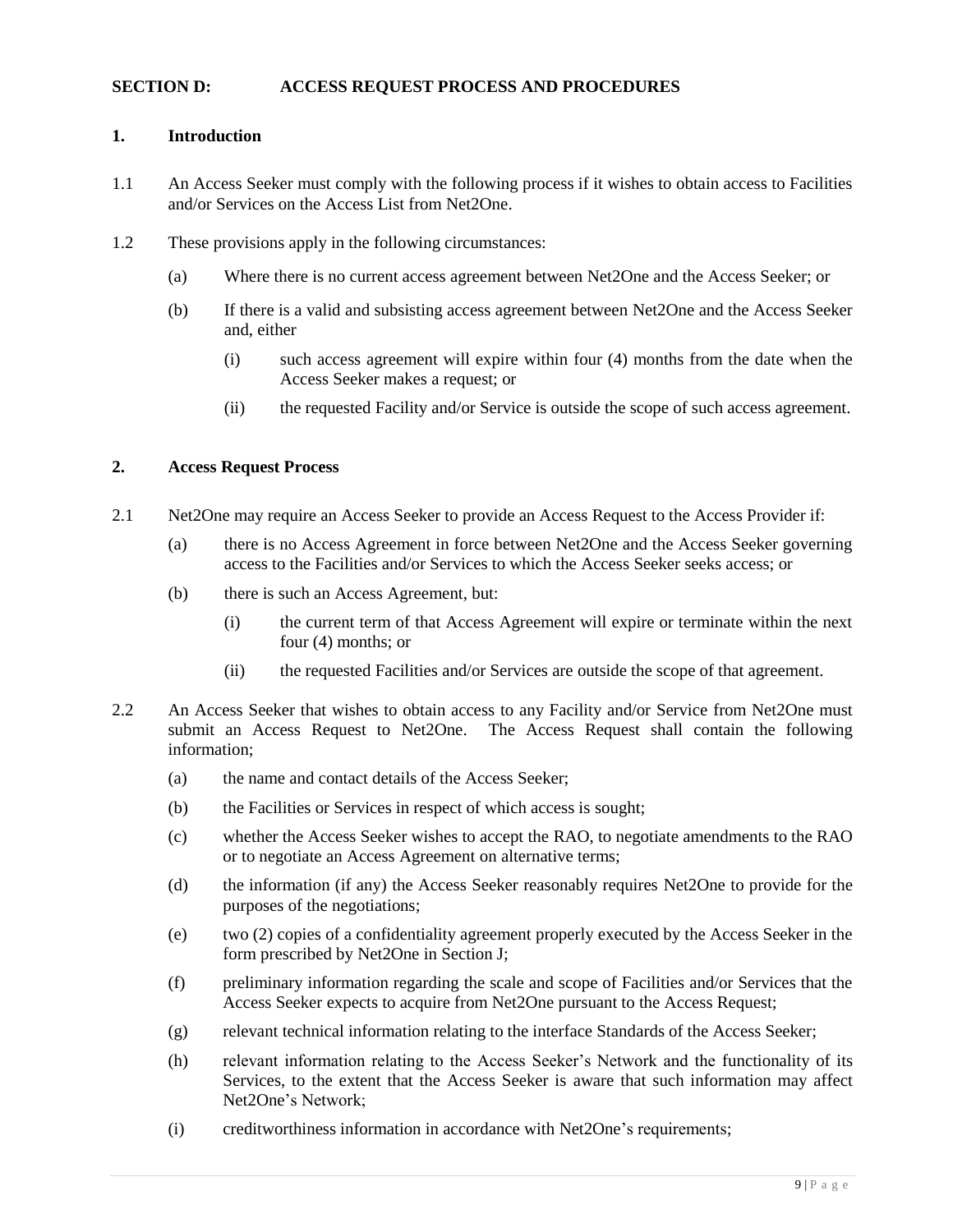## SECTION D: ACCESS REQUEST PROCESS AND PROCEDURES

### 1. Introduction

1.1 An Access Seeker must comply with the following process if it wishes to obtain access to Facilities and/or Services on the Access List from Net2One.

1.2 These provisions apply in the following circumstances:

(a) Where there is no current access agreement between Net2One and the Access Seeker; or

(b) If there is a valid and subsisting access agreement between Net2One and the Access Seeker and, either

(i) such access agreement will expire within four (4) months from the date when the Access Seeker makes a request; or

(ii) the requested Facility and/or Service is outside the scope of such access agreement.

### 2. Access Request Process

2.1 Net2One may require an Access Seeker to provide an Access Request to the Access Provider if:

(a) there is no Access Agreement in force between Net2One and the Access Seeker governing access to the Facilities and/or Services to which the Access Seeker seeks access; or

(b) there is such an Access Agreement, but:

(i) the current term of that Access Agreement will expire or terminate within the next four (4) months; or

(ii) the requested Facilities and/or Services are outside the scope of that agreement.

2.2 An Access Seeker that wishes to obtain access to any Facility and/or Service from Net2One must submit an Access Request to Net2One. The Access Request shall contain the following information;

(a) the name and contact details of the Access Seeker;

(b) the Facilities or Services in respect of which access is sought;

(c) whether the Access Seeker wishes to accept the RAO, to negotiate amendments to the RAO or to negotiate an Access Agreement on alternative terms;

(d) the information (if any) the Access Seeker reasonably requires Net2One to provide for the purposes of the negotiations;

(e) two (2) copies of a confidentiality agreement properly executed by the Access Seeker in the form prescribed by Net2One in Section J;

(f) preliminary information regarding the scale and scope of Facilities and/or Services that the Access Seeker expects to acquire from Net2One pursuant to the Access Request;

(g) relevant technical information relating to the interface Standards of the Access Seeker;

(h) relevant information relating to the Access Seeker's Network and the functionality of its Services, to the extent that the Access Seeker is aware that such information may affect Net2One's Network;

(i) creditworthiness information in accordance with Net2One's requirements;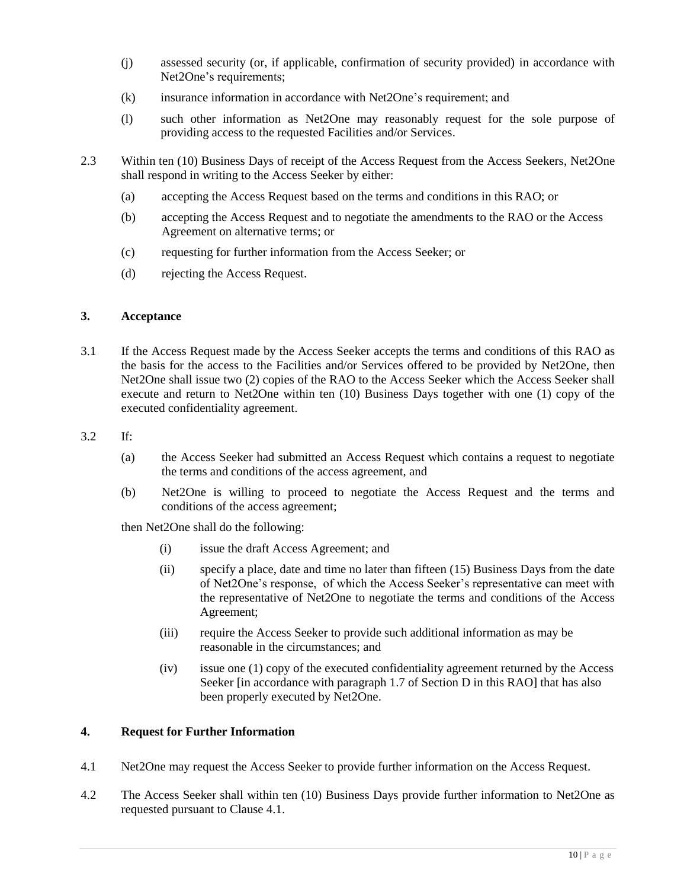(j) assessed security (or, if applicable, confirmation of security provided) in accordance with Net2One's requirements;

(k) insurance information in accordance with Net2One's requirement; and

(l) such other information as Net2One may reasonably request for the sole purpose of providing access to the requested Facilities and/or Services.

2.3 Within ten (10) Business Days of receipt of the Access Request from the Access Seekers, Net2One shall respond in writing to the Access Seeker by either:

(a) accepting the Access Request based on the terms and conditions in this RAO; or

(b) accepting the Access Request and to negotiate the amendments to the RAO or the Access Agreement on alternative terms; or

(c) requesting for further information from the Access Seeker; or

(d) rejecting the Access Request.

### 3. Acceptance

3.1 If the Access Request made by the Access Seeker accepts the terms and conditions of this RAO as the basis for the access to the Facilities and/or Services offered to be provided by Net2One, then Net2One shall issue two (2) copies of the RAO to the Access Seeker which the Access Seeker shall execute and return to Net2One within ten (10) Business Days together with one (1) copy of the executed confidentiality agreement.

3.2 If:

(a) the Access Seeker had submitted an Access Request which contains a request to negotiate the terms and conditions of the access agreement, and

(b) Net2One is willing to proceed to negotiate the Access Request and the terms and conditions of the access agreement;

then Net2One shall do the following:

(i) issue the draft Access Agreement; and

(ii) specify a place, date and time no later than fifteen (15) Business Days from the date of Net2One's response, of which the Access Seeker's representative can meet with the representative of Net2One to negotiate the terms and conditions of the Access Agreement;

(iii) require the Access Seeker to provide such additional information as may be reasonable in the circumstances; and

(iv) issue one (1) copy of the executed confidentiality agreement returned by the Access Seeker [in accordance with paragraph 1.7 of Section D in this RAO] that has also been properly executed by Net2One.

### 4. Request for Further Information

4.1 Net2One may request the Access Seeker to provide further information on the Access Request.

4.2 The Access Seeker shall within ten (10) Business Days provide further information to Net2One as requested pursuant to Clause 4.1.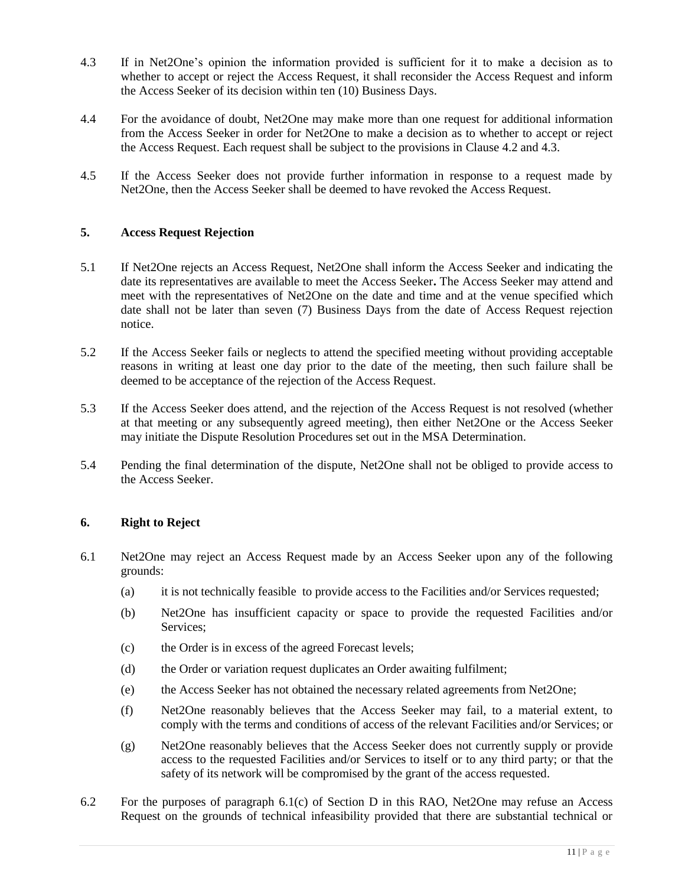4.3 If in Net2One's opinion the information provided is sufficient for it to make a decision as to whether to accept or reject the Access Request, it shall reconsider the Access Request and inform the Access Seeker of its decision within ten (10) Business Days.

4.4 For the avoidance of doubt, Net2One may make more than one request for additional information from the Access Seeker in order for Net2One to make a decision as to whether to accept or reject the Access Request. Each request shall be subject to the provisions in Clause 4.2 and 4.3.

4.5 If the Access Seeker does not provide further information in response to a request made by Net2One, then the Access Seeker shall be deemed to have revoked the Access Request.

## 5. Access Request Rejection

5.1 If Net2One rejects an Access Request, Net2One shall inform the Access Seeker and indicating the date its representatives are available to meet the Access Seeker**.** The Access Seeker may attend and meet with the representatives of Net2One on the date and time and at the venue specified which date shall not be later than seven (7) Business Days from the date of Access Request rejection notice.

5.2 If the Access Seeker fails or neglects to attend the specified meeting without providing acceptable reasons in writing at least one day prior to the date of the meeting, then such failure shall be deemed to be acceptance of the rejection of the Access Request.

5.3 If the Access Seeker does attend, and the rejection of the Access Request is not resolved (whether at that meeting or any subsequently agreed meeting), then either Net2One or the Access Seeker may initiate the Dispute Resolution Procedures set out in the MSA Determination.

5.4 Pending the final determination of the dispute, Net2One shall not be obliged to provide access to the Access Seeker.

## 6. Right to Reject

6.1 Net2One may reject an Access Request made by an Access Seeker upon any of the following grounds:

(a) it is not technically feasible to provide access to the Facilities and/or Services requested;

(b) Net2One has insufficient capacity or space to provide the requested Facilities and/or Services;

(c) the Order is in excess of the agreed Forecast levels;

(d) the Order or variation request duplicates an Order awaiting fulfilment;

(e) the Access Seeker has not obtained the necessary related agreements from Net2One;

(f) Net2One reasonably believes that the Access Seeker may fail, to a material extent, to comply with the terms and conditions of access of the relevant Facilities and/or Services; or

(g) Net2One reasonably believes that the Access Seeker does not currently supply or provide access to the requested Facilities and/or Services to itself or to any third party; or that the safety of its network will be compromised by the grant of the access requested.

6.2 For the purposes of paragraph 6.1(c) of Section D in this RAO, Net2One may refuse an Access Request on the grounds of technical infeasibility provided that there are substantial technical or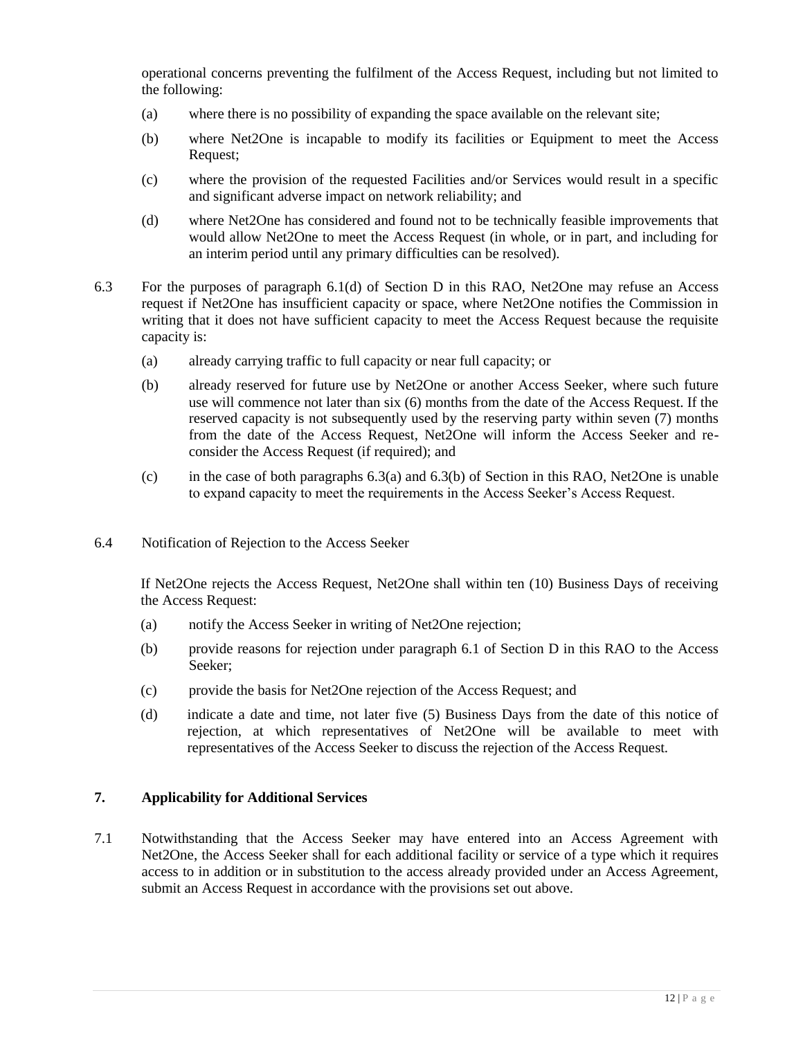operational concerns preventing the fulfilment of the Access Request, including but not limited to the following:

(a) where there is no possibility of expanding the space available on the relevant site;

(b) where Net2One is incapable to modify its facilities or Equipment to meet the Access Request;

(c) where the provision of the requested Facilities and/or Services would result in a specific and significant adverse impact on network reliability; and

(d) where Net2One has considered and found not to be technically feasible improvements that would allow Net2One to meet the Access Request (in whole, or in part, and including for an interim period until any primary difficulties can be resolved).

6.3 For the purposes of paragraph 6.1(d) of Section D in this RAO, Net2One may refuse an Access request if Net2One has insufficient capacity or space, where Net2One notifies the Commission in writing that it does not have sufficient capacity to meet the Access Request because the requisite capacity is:

(a) already carrying traffic to full capacity or near full capacity; or

(b) already reserved for future use by Net2One or another Access Seeker, where such future use will commence not later than six (6) months from the date of the Access Request. If the reserved capacity is not subsequently used by the reserving party within seven (7) months from the date of the Access Request, Net2One will inform the Access Seeker and re-consider the Access Request (if required); and

(c) in the case of both paragraphs 6.3(a) and 6.3(b) of Section in this RAO, Net2One is unable to expand capacity to meet the requirements in the Access Seeker's Access Request.

6.4 Notification of Rejection to the Access Seeker

If Net2One rejects the Access Request, Net2One shall within ten (10) Business Days of receiving the Access Request:

(a) notify the Access Seeker in writing of Net2One rejection;

(b) provide reasons for rejection under paragraph 6.1 of Section D in this RAO to the Access Seeker;

(c) provide the basis for Net2One rejection of the Access Request; and

(d) indicate a date and time, not later five (5) Business Days from the date of this notice of rejection, at which representatives of Net2One will be available to meet with representatives of the Access Seeker to discuss the rejection of the Access Request.

## 7. Applicability for Additional Services

7.1 Notwithstanding that the Access Seeker may have entered into an Access Agreement with Net2One, the Access Seeker shall for each additional facility or service of a type which it requires access to in addition or in substitution to the access already provided under an Access Agreement, submit an Access Request in accordance with the provisions set out above.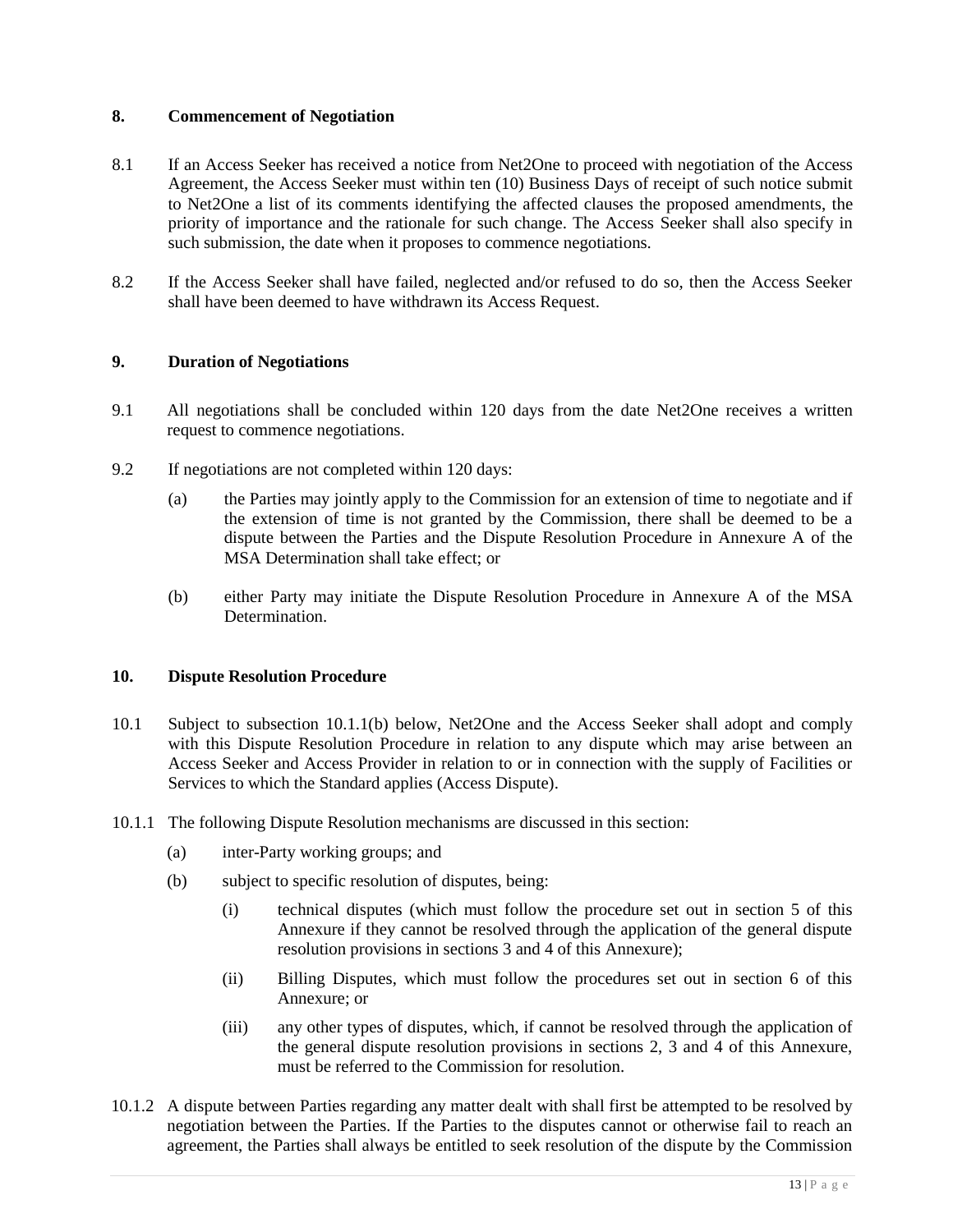## 8. Commencement of Negotiation

8.1 If an Access Seeker has received a notice from Net2One to proceed with negotiation of the Access Agreement, the Access Seeker must within ten (10) Business Days of receipt of such notice submit to Net2One a list of its comments identifying the affected clauses the proposed amendments, the priority of importance and the rationale for such change. The Access Seeker shall also specify in such submission, the date when it proposes to commence negotiations.

8.2 If the Access Seeker shall have failed, neglected and/or refused to do so, then the Access Seeker shall have been deemed to have withdrawn its Access Request.

## 9. Duration of Negotiations

9.1 All negotiations shall be concluded within 120 days from the date Net2One receives a written request to commence negotiations.

9.2 If negotiations are not completed within 120 days:

(a) the Parties may jointly apply to the Commission for an extension of time to negotiate and if the extension of time is not granted by the Commission, there shall be deemed to be a dispute between the Parties and the Dispute Resolution Procedure in Annexure A of the MSA Determination shall take effect; or

(b) either Party may initiate the Dispute Resolution Procedure in Annexure A of the MSA Determination.

## 10. Dispute Resolution Procedure

10.1 Subject to subsection 10.1.1(b) below, Net2One and the Access Seeker shall adopt and comply with this Dispute Resolution Procedure in relation to any dispute which may arise between an Access Seeker and Access Provider in relation to or in connection with the supply of Facilities or Services to which the Standard applies (Access Dispute).

10.1.1 The following Dispute Resolution mechanisms are discussed in this section:

(a) inter-Party working groups; and

(b) subject to specific resolution of disputes, being:

(i) technical disputes (which must follow the procedure set out in section 5 of this Annexure if they cannot be resolved through the application of the general dispute resolution provisions in sections 3 and 4 of this Annexure);

(ii) Billing Disputes, which must follow the procedures set out in section 6 of this Annexure; or

(iii) any other types of disputes, which, if cannot be resolved through the application of the general dispute resolution provisions in sections 2, 3 and 4 of this Annexure, must be referred to the Commission for resolution.

10.1.2 A dispute between Parties regarding any matter dealt with shall first be attempted to be resolved by negotiation between the Parties. If the Parties to the disputes cannot or otherwise fail to reach an agreement, the Parties shall always be entitled to seek resolution of the dispute by the Commission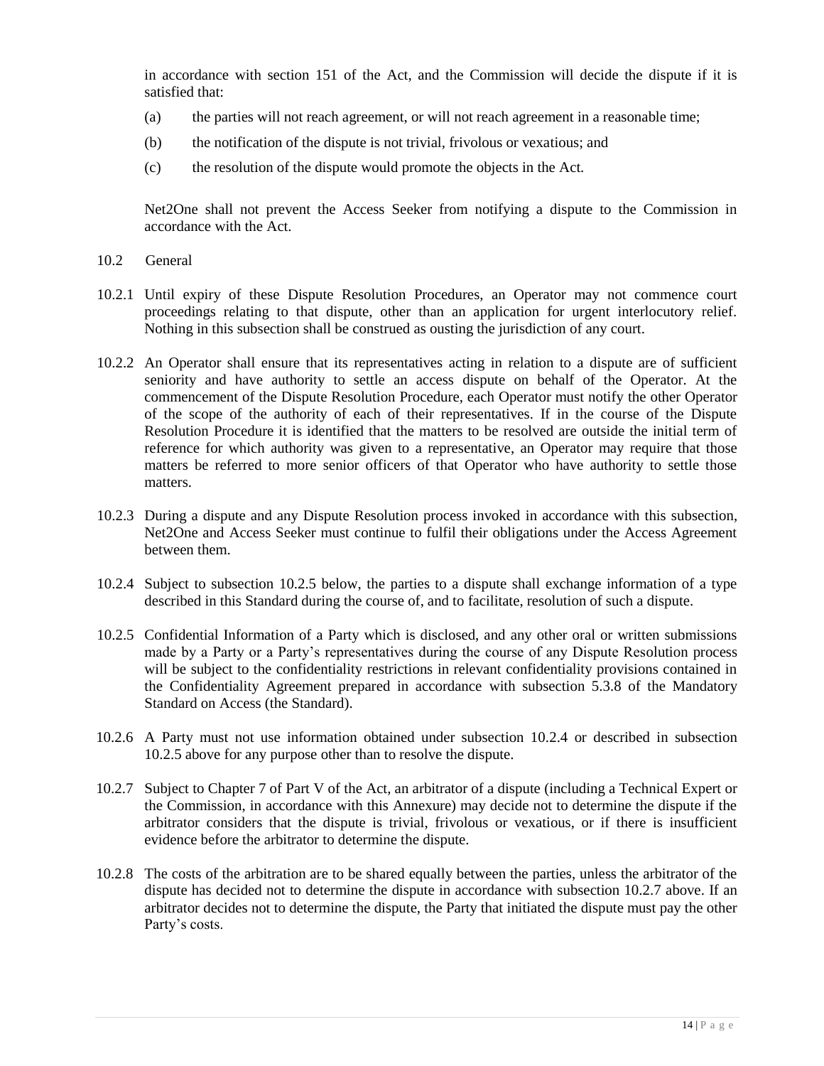in accordance with section 151 of the Act, and the Commission will decide the dispute if it is satisfied that:

(a) the parties will not reach agreement, or will not reach agreement in a reasonable time;

(b) the notification of the dispute is not trivial, frivolous or vexatious; and

(c) the resolution of the dispute would promote the objects in the Act.

Net2One shall not prevent the Access Seeker from notifying a dispute to the Commission in accordance with the Act.

10.2 General

10.2.1 Until expiry of these Dispute Resolution Procedures, an Operator may not commence court proceedings relating to that dispute, other than an application for urgent interlocutory relief. Nothing in this subsection shall be construed as ousting the jurisdiction of any court.

10.2.2 An Operator shall ensure that its representatives acting in relation to a dispute are of sufficient seniority and have authority to settle an access dispute on behalf of the Operator. At the commencement of the Dispute Resolution Procedure, each Operator must notify the other Operator of the scope of the authority of each of their representatives. If in the course of the Dispute Resolution Procedure it is identified that the matters to be resolved are outside the initial term of reference for which authority was given to a representative, an Operator may require that those matters be referred to more senior officers of that Operator who have authority to settle those matters.

10.2.3 During a dispute and any Dispute Resolution process invoked in accordance with this subsection, Net2One and Access Seeker must continue to fulfil their obligations under the Access Agreement between them.

10.2.4 Subject to subsection 10.2.5 below, the parties to a dispute shall exchange information of a type described in this Standard during the course of, and to facilitate, resolution of such a dispute.

10.2.5 Confidential Information of a Party which is disclosed, and any other oral or written submissions made by a Party or a Party's representatives during the course of any Dispute Resolution process will be subject to the confidentiality restrictions in relevant confidentiality provisions contained in the Confidentiality Agreement prepared in accordance with subsection 5.3.8 of the Mandatory Standard on Access (the Standard).

10.2.6 A Party must not use information obtained under subsection 10.2.4 or described in subsection 10.2.5 above for any purpose other than to resolve the dispute.

10.2.7 Subject to Chapter 7 of Part V of the Act, an arbitrator of a dispute (including a Technical Expert or the Commission, in accordance with this Annexure) may decide not to determine the dispute if the arbitrator considers that the dispute is trivial, frivolous or vexatious, or if there is insufficient evidence before the arbitrator to determine the dispute.

10.2.8 The costs of the arbitration are to be shared equally between the parties, unless the arbitrator of the dispute has decided not to determine the dispute in accordance with subsection 10.2.7 above. If an arbitrator decides not to determine the dispute, the Party that initiated the dispute must pay the other Party's costs.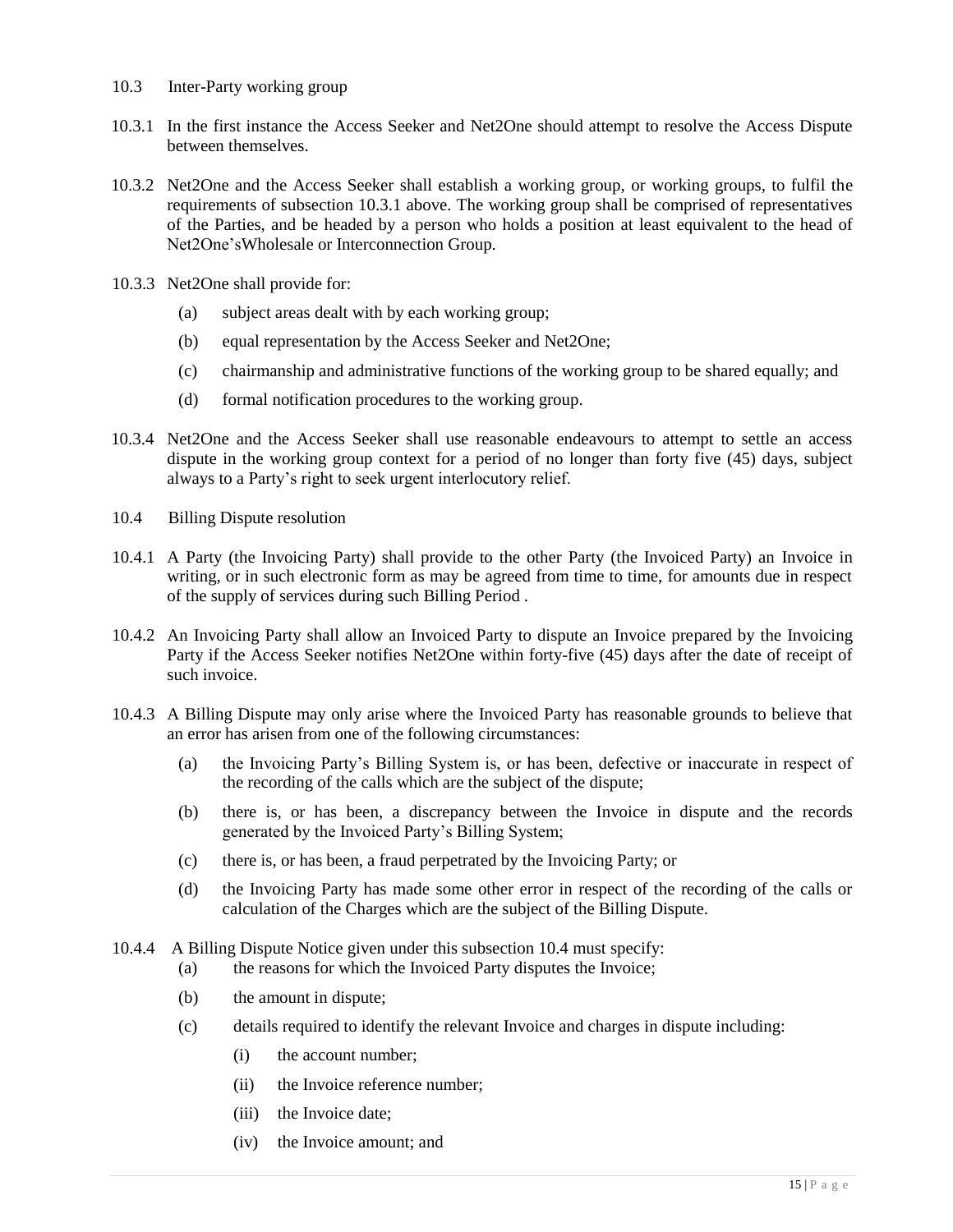## 10.3 Inter-Party working group

10.3.1 In the first instance the Access Seeker and Net2One should attempt to resolve the Access Dispute between themselves.

10.3.2 Net2One and the Access Seeker shall establish a working group, or working groups, to fulfil the requirements of subsection 10.3.1 above. The working group shall be comprised of representatives of the Parties, and be headed by a person who holds a position at least equivalent to the head of Net2One'sWholesale or Interconnection Group.

10.3.3 Net2One shall provide for:

- (a) subject areas dealt with by each working group;
- (b) equal representation by the Access Seeker and Net2One;
- (c) chairmanship and administrative functions of the working group to be shared equally; and
- (d) formal notification procedures to the working group.

10.3.4 Net2One and the Access Seeker shall use reasonable endeavours to attempt to settle an access dispute in the working group context for a period of no longer than forty five (45) days, subject always to a Party's right to seek urgent interlocutory relief.

## 10.4 Billing Dispute resolution

10.4.1 A Party (the Invoicing Party) shall provide to the other Party (the Invoiced Party) an Invoice in writing, or in such electronic form as may be agreed from time to time, for amounts due in respect of the supply of services during such Billing Period .

10.4.2 An Invoicing Party shall allow an Invoiced Party to dispute an Invoice prepared by the Invoicing Party if the Access Seeker notifies Net2One within forty-five (45) days after the date of receipt of such invoice.

10.4.3 A Billing Dispute may only arise where the Invoiced Party has reasonable grounds to believe that an error has arisen from one of the following circumstances:

- (a) the Invoicing Party's Billing System is, or has been, defective or inaccurate in respect of the recording of the calls which are the subject of the dispute;
- (b) there is, or has been, a discrepancy between the Invoice in dispute and the records generated by the Invoiced Party's Billing System;
- (c) there is, or has been, a fraud perpetrated by the Invoicing Party; or
- (d) the Invoicing Party has made some other error in respect of the recording of the calls or calculation of the Charges which are the subject of the Billing Dispute.

10.4.4 A Billing Dispute Notice given under this subsection 10.4 must specify:

- (a) the reasons for which the Invoiced Party disputes the Invoice;
- (b) the amount in dispute;
- (c) details required to identify the relevant Invoice and charges in dispute including:
  - (i) the account number;
  - (ii) the Invoice reference number;
  - (iii) the Invoice date;
  - (iv) the Invoice amount; and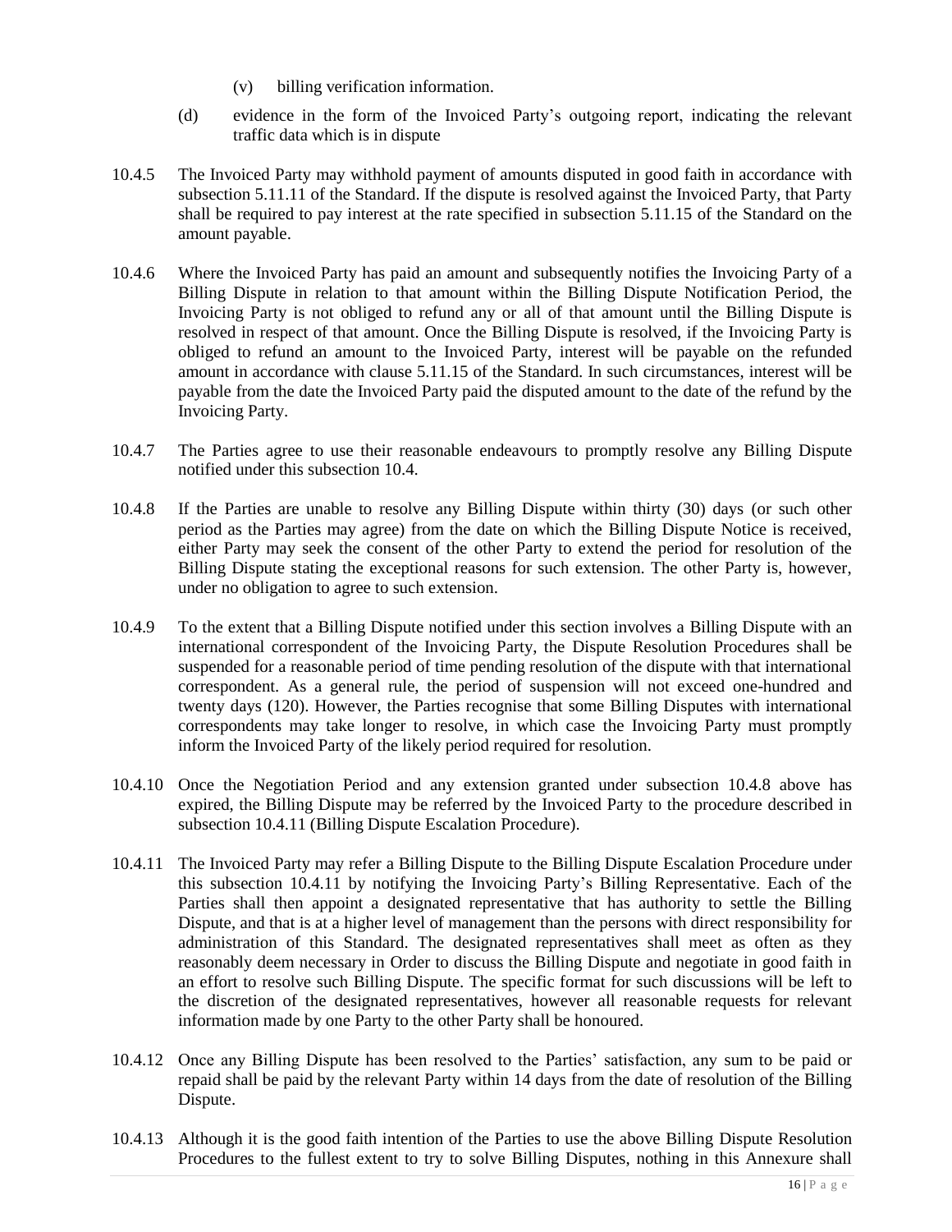(v) billing verification information.

(d) evidence in the form of the Invoiced Party's outgoing report, indicating the relevant traffic data which is in dispute

10.4.5 The Invoiced Party may withhold payment of amounts disputed in good faith in accordance with subsection 5.11.11 of the Standard. If the dispute is resolved against the Invoiced Party, that Party shall be required to pay interest at the rate specified in subsection 5.11.15 of the Standard on the amount payable.

10.4.6 Where the Invoiced Party has paid an amount and subsequently notifies the Invoicing Party of a Billing Dispute in relation to that amount within the Billing Dispute Notification Period, the Invoicing Party is not obliged to refund any or all of that amount until the Billing Dispute is resolved in respect of that amount. Once the Billing Dispute is resolved, if the Invoicing Party is obliged to refund an amount to the Invoiced Party, interest will be payable on the refunded amount in accordance with clause 5.11.15 of the Standard. In such circumstances, interest will be payable from the date the Invoiced Party paid the disputed amount to the date of the refund by the Invoicing Party.

10.4.7 The Parties agree to use their reasonable endeavours to promptly resolve any Billing Dispute notified under this subsection 10.4.

10.4.8 If the Parties are unable to resolve any Billing Dispute within thirty (30) days (or such other period as the Parties may agree) from the date on which the Billing Dispute Notice is received, either Party may seek the consent of the other Party to extend the period for resolution of the Billing Dispute stating the exceptional reasons for such extension. The other Party is, however, under no obligation to agree to such extension.

10.4.9 To the extent that a Billing Dispute notified under this section involves a Billing Dispute with an international correspondent of the Invoicing Party, the Dispute Resolution Procedures shall be suspended for a reasonable period of time pending resolution of the dispute with that international correspondent. As a general rule, the period of suspension will not exceed one-hundred and twenty days (120). However, the Parties recognise that some Billing Disputes with international correspondents may take longer to resolve, in which case the Invoicing Party must promptly inform the Invoiced Party of the likely period required for resolution.

10.4.10 Once the Negotiation Period and any extension granted under subsection 10.4.8 above has expired, the Billing Dispute may be referred by the Invoiced Party to the procedure described in subsection 10.4.11 (Billing Dispute Escalation Procedure).

10.4.11 The Invoiced Party may refer a Billing Dispute to the Billing Dispute Escalation Procedure under this subsection 10.4.11 by notifying the Invoicing Party's Billing Representative. Each of the Parties shall then appoint a designated representative that has authority to settle the Billing Dispute, and that is at a higher level of management than the persons with direct responsibility for administration of this Standard. The designated representatives shall meet as often as they reasonably deem necessary in Order to discuss the Billing Dispute and negotiate in good faith in an effort to resolve such Billing Dispute. The specific format for such discussions will be left to the discretion of the designated representatives, however all reasonable requests for relevant information made by one Party to the other Party shall be honoured.

10.4.12 Once any Billing Dispute has been resolved to the Parties' satisfaction, any sum to be paid or repaid shall be paid by the relevant Party within 14 days from the date of resolution of the Billing Dispute.

10.4.13 Although it is the good faith intention of the Parties to use the above Billing Dispute Resolution Procedures to the fullest extent to try to solve Billing Disputes, nothing in this Annexure shall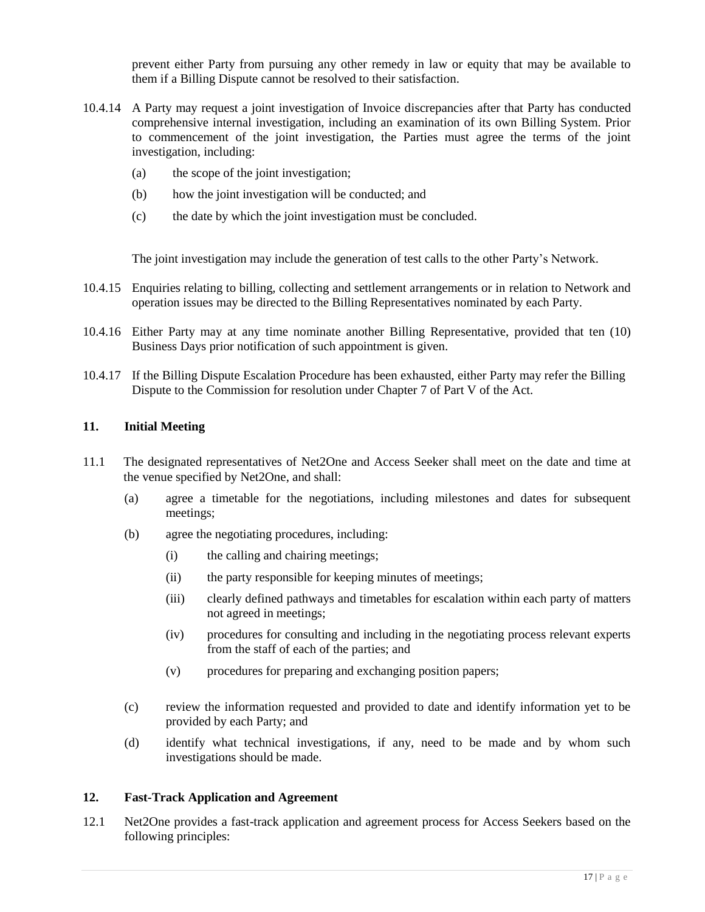prevent either Party from pursuing any other remedy in law or equity that may be available to them if a Billing Dispute cannot be resolved to their satisfaction.

10.4.14 A Party may request a joint investigation of Invoice discrepancies after that Party has conducted comprehensive internal investigation, including an examination of its own Billing System. Prior to commencement of the joint investigation, the Parties must agree the terms of the joint investigation, including:

(a) the scope of the joint investigation;

(b) how the joint investigation will be conducted; and

(c) the date by which the joint investigation must be concluded.

The joint investigation may include the generation of test calls to the other Party's Network.

10.4.15 Enquiries relating to billing, collecting and settlement arrangements or in relation to Network and operation issues may be directed to the Billing Representatives nominated by each Party.

10.4.16 Either Party may at any time nominate another Billing Representative, provided that ten (10) Business Days prior notification of such appointment is given.

10.4.17 If the Billing Dispute Escalation Procedure has been exhausted, either Party may refer the Billing Dispute to the Commission for resolution under Chapter 7 of Part V of the Act.

## 11. Initial Meeting

11.1 The designated representatives of Net2One and Access Seeker shall meet on the date and time at the venue specified by Net2One, and shall:

(a) agree a timetable for the negotiations, including milestones and dates for subsequent meetings;

(b) agree the negotiating procedures, including:

(i) the calling and chairing meetings;

(ii) the party responsible for keeping minutes of meetings;

(iii) clearly defined pathways and timetables for escalation within each party of matters not agreed in meetings;

(iv) procedures for consulting and including in the negotiating process relevant experts from the staff of each of the parties; and

(v) procedures for preparing and exchanging position papers;

(c) review the information requested and provided to date and identify information yet to be provided by each Party; and

(d) identify what technical investigations, if any, need to be made and by whom such investigations should be made.

## 12. Fast-Track Application and Agreement

12.1 Net2One provides a fast-track application and agreement process for Access Seekers based on the following principles: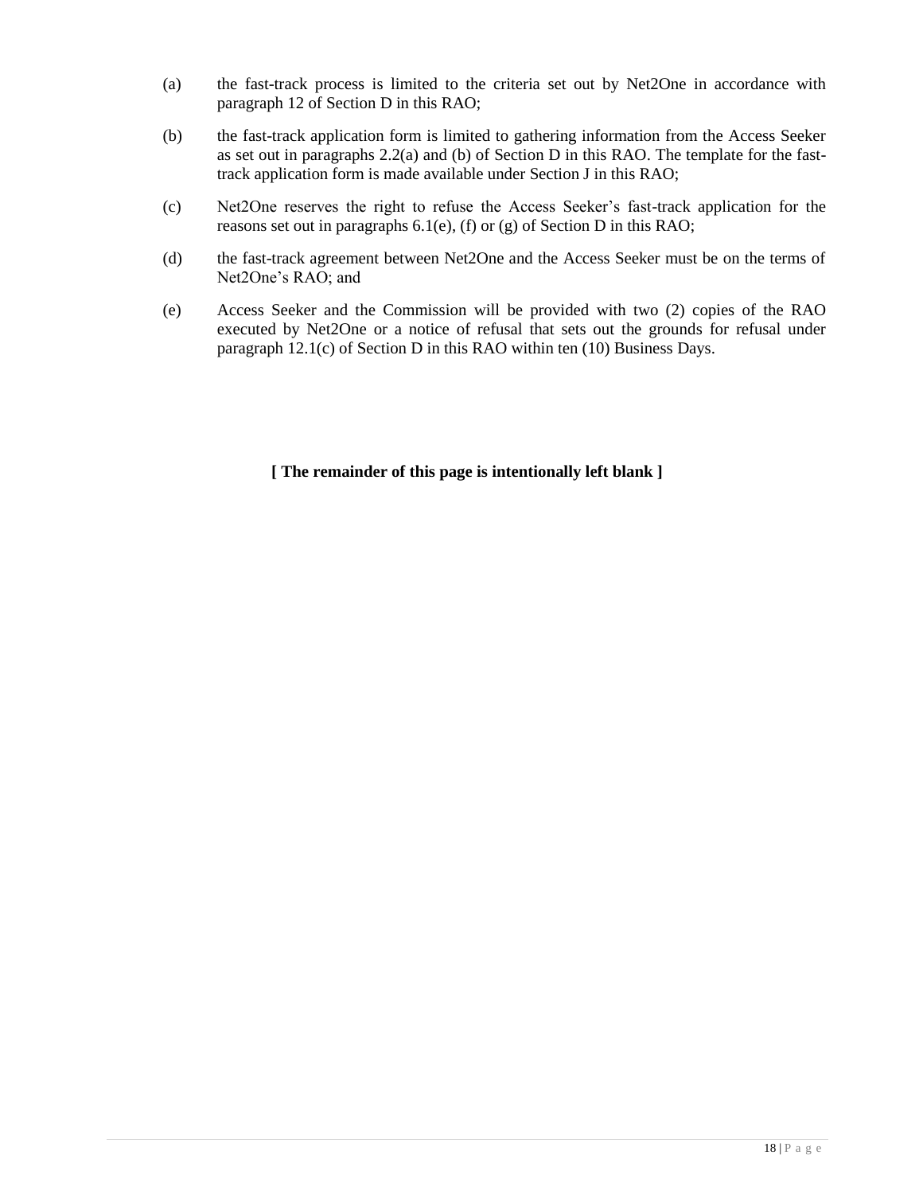(a) the fast-track process is limited to the criteria set out by Net2One in accordance with paragraph 12 of Section D in this RAO;

(b) the fast-track application form is limited to gathering information from the Access Seeker as set out in paragraphs 2.2(a) and (b) of Section D in this RAO. The template for the fast-track application form is made available under Section J in this RAO;

(c) Net2One reserves the right to refuse the Access Seeker's fast-track application for the reasons set out in paragraphs 6.1(e), (f) or (g) of Section D in this RAO;

(d) the fast-track agreement between Net2One and the Access Seeker must be on the terms of Net2One's RAO; and

(e) Access Seeker and the Commission will be provided with two (2) copies of the RAO executed by Net2One or a notice of refusal that sets out the grounds for refusal under paragraph 12.1(c) of Section D in this RAO within ten (10) Business Days.

**[ The remainder of this page is intentionally left blank ]**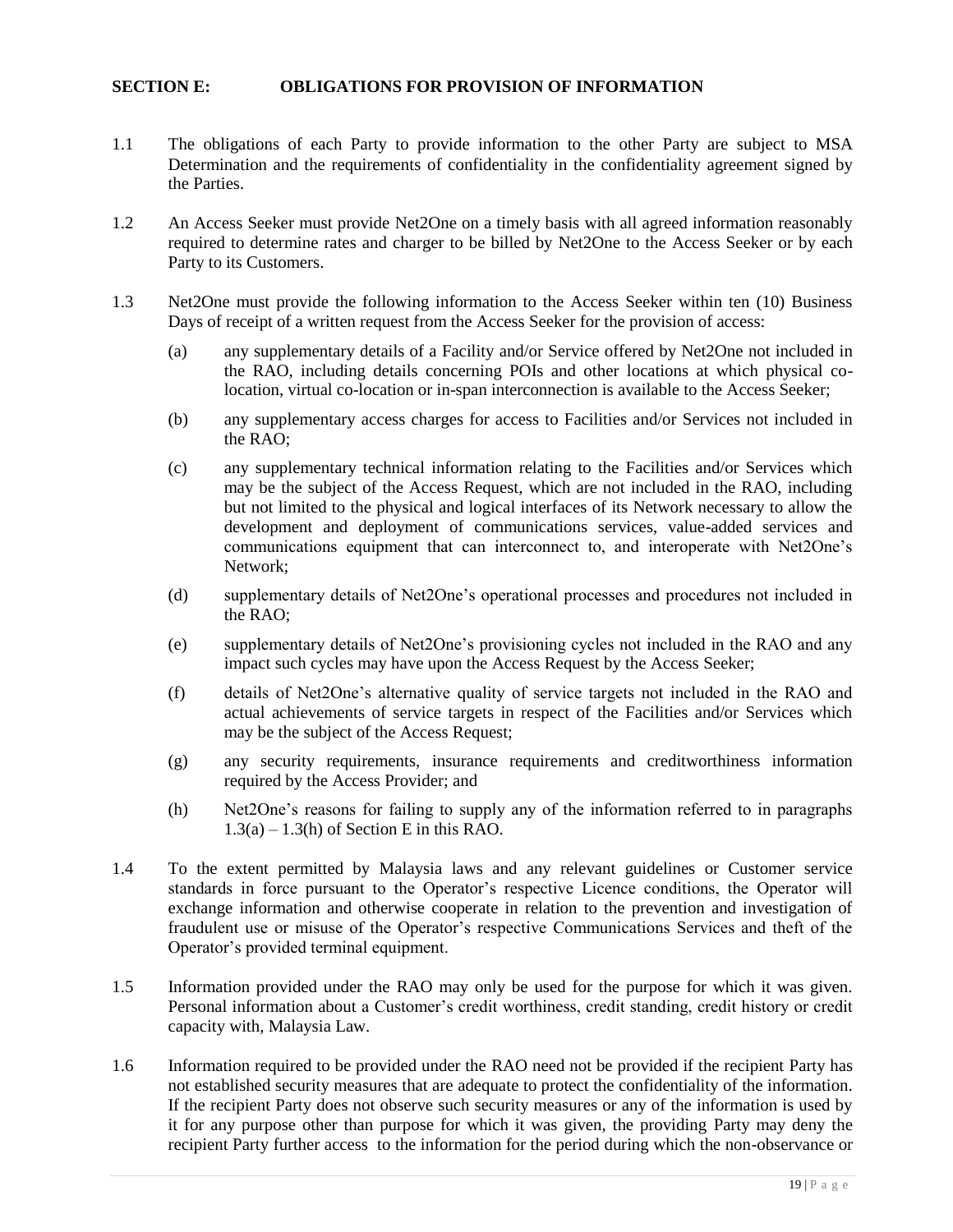## SECTION E: OBLIGATIONS FOR PROVISION OF INFORMATION

1.1 The obligations of each Party to provide information to the other Party are subject to MSA Determination and the requirements of confidentiality in the confidentiality agreement signed by the Parties.

1.2 An Access Seeker must provide Net2One on a timely basis with all agreed information reasonably required to determine rates and charger to be billed by Net2One to the Access Seeker or by each Party to its Customers.

1.3 Net2One must provide the following information to the Access Seeker within ten (10) Business Days of receipt of a written request from the Access Seeker for the provision of access:

(a) any supplementary details of a Facility and/or Service offered by Net2One not included in the RAO, including details concerning POIs and other locations at which physical co-location, virtual co-location or in-span interconnection is available to the Access Seeker;

(b) any supplementary access charges for access to Facilities and/or Services not included in the RAO;

(c) any supplementary technical information relating to the Facilities and/or Services which may be the subject of the Access Request, which are not included in the RAO, including but not limited to the physical and logical interfaces of its Network necessary to allow the development and deployment of communications services, value-added services and communications equipment that can interconnect to, and interoperate with Net2One's Network;

(d) supplementary details of Net2One's operational processes and procedures not included in the RAO;

(e) supplementary details of Net2One's provisioning cycles not included in the RAO and any impact such cycles may have upon the Access Request by the Access Seeker;

(f) details of Net2One's alternative quality of service targets not included in the RAO and actual achievements of service targets in respect of the Facilities and/or Services which may be the subject of the Access Request;

(g) any security requirements, insurance requirements and creditworthiness information required by the Access Provider; and

(h) Net2One's reasons for failing to supply any of the information referred to in paragraphs 1.3(a) – 1.3(h) of Section E in this RAO.

1.4 To the extent permitted by Malaysia laws and any relevant guidelines or Customer service standards in force pursuant to the Operator's respective Licence conditions, the Operator will exchange information and otherwise cooperate in relation to the prevention and investigation of fraudulent use or misuse of the Operator's respective Communications Services and theft of the Operator's provided terminal equipment.

1.5 Information provided under the RAO may only be used for the purpose for which it was given. Personal information about a Customer's credit worthiness, credit standing, credit history or credit capacity with, Malaysia Law.

1.6 Information required to be provided under the RAO need not be provided if the recipient Party has not established security measures that are adequate to protect the confidentiality of the information. If the recipient Party does not observe such security measures or any of the information is used by it for any purpose other than purpose for which it was given, the providing Party may deny the recipient Party further access to the information for the period during which the non-observance or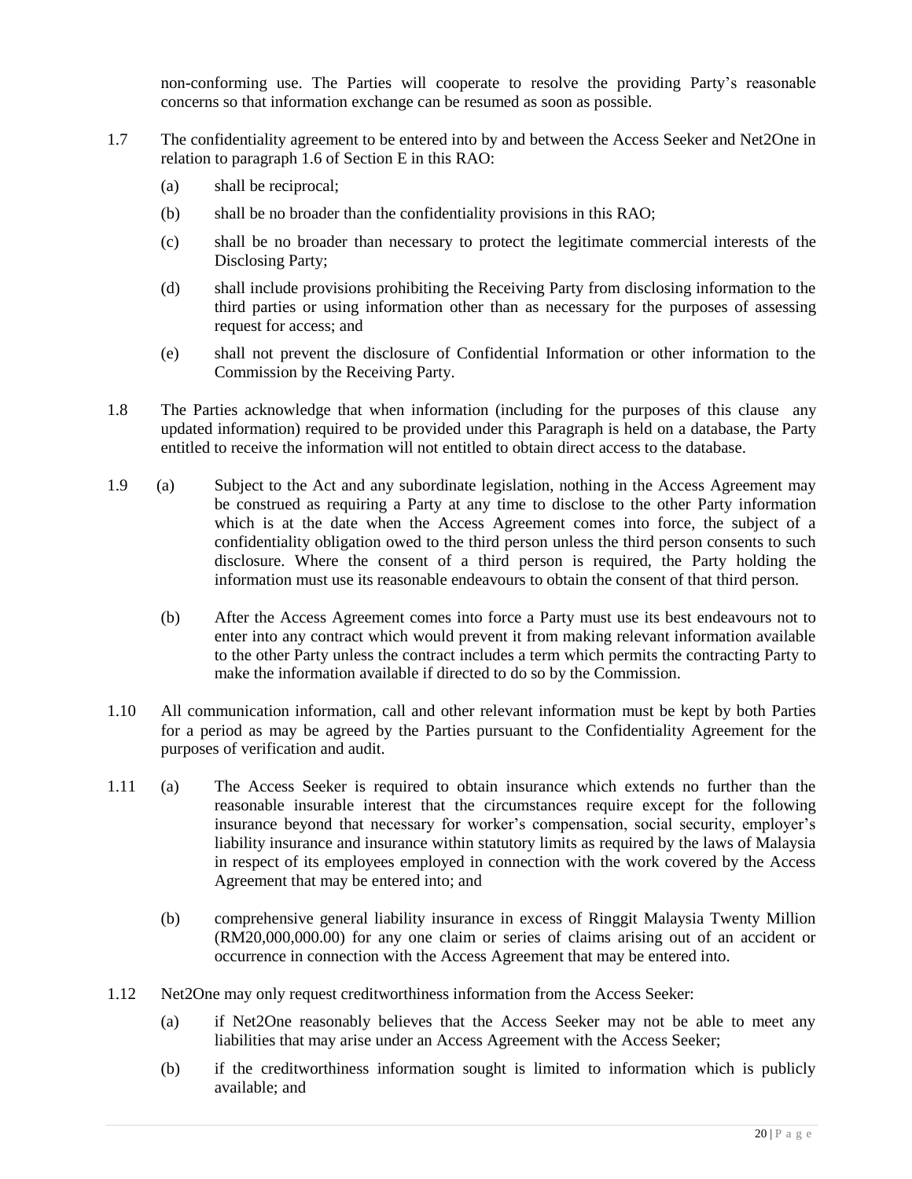non-conforming use. The Parties will cooperate to resolve the providing Party's reasonable concerns so that information exchange can be resumed as soon as possible.

1.7 The confidentiality agreement to be entered into by and between the Access Seeker and Net2One in relation to paragraph 1.6 of Section E in this RAO:

   (a) shall be reciprocal;

   (b) shall be no broader than the confidentiality provisions in this RAO;

   (c) shall be no broader than necessary to protect the legitimate commercial interests of the Disclosing Party;

   (d) shall include provisions prohibiting the Receiving Party from disclosing information to the third parties or using information other than as necessary for the purposes of assessing request for access; and

   (e) shall not prevent the disclosure of Confidential Information or other information to the Commission by the Receiving Party.

1.8 The Parties acknowledge that when information (including for the purposes of this clause any updated information) required to be provided under this Paragraph is held on a database, the Party entitled to receive the information will not entitled to obtain direct access to the database.

1.9 (a) Subject to the Act and any subordinate legislation, nothing in the Access Agreement may be construed as requiring a Party at any time to disclose to the other Party information which is at the date when the Access Agreement comes into force, the subject of a confidentiality obligation owed to the third person unless the third person consents to such disclosure. Where the consent of a third person is required, the Party holding the information must use its reasonable endeavours to obtain the consent of that third person.

   (b) After the Access Agreement comes into force a Party must use its best endeavours not to enter into any contract which would prevent it from making relevant information available to the other Party unless the contract includes a term which permits the contracting Party to make the information available if directed to do so by the Commission.

1.10 All communication information, call and other relevant information must be kept by both Parties for a period as may be agreed by the Parties pursuant to the Confidentiality Agreement for the purposes of verification and audit.

1.11 (a) The Access Seeker is required to obtain insurance which extends no further than the reasonable insurable interest that the circumstances require except for the following insurance beyond that necessary for worker's compensation, social security, employer's liability insurance and insurance within statutory limits as required by the laws of Malaysia in respect of its employees employed in connection with the work covered by the Access Agreement that may be entered into; and

   (b) comprehensive general liability insurance in excess of Ringgit Malaysia Twenty Million (RM20,000,000.00) for any one claim or series of claims arising out of an accident or occurrence in connection with the Access Agreement that may be entered into.

1.12 Net2One may only request creditworthiness information from the Access Seeker:

   (a) if Net2One reasonably believes that the Access Seeker may not be able to meet any liabilities that may arise under an Access Agreement with the Access Seeker;

   (b) if the creditworthiness information sought is limited to information which is publicly available; and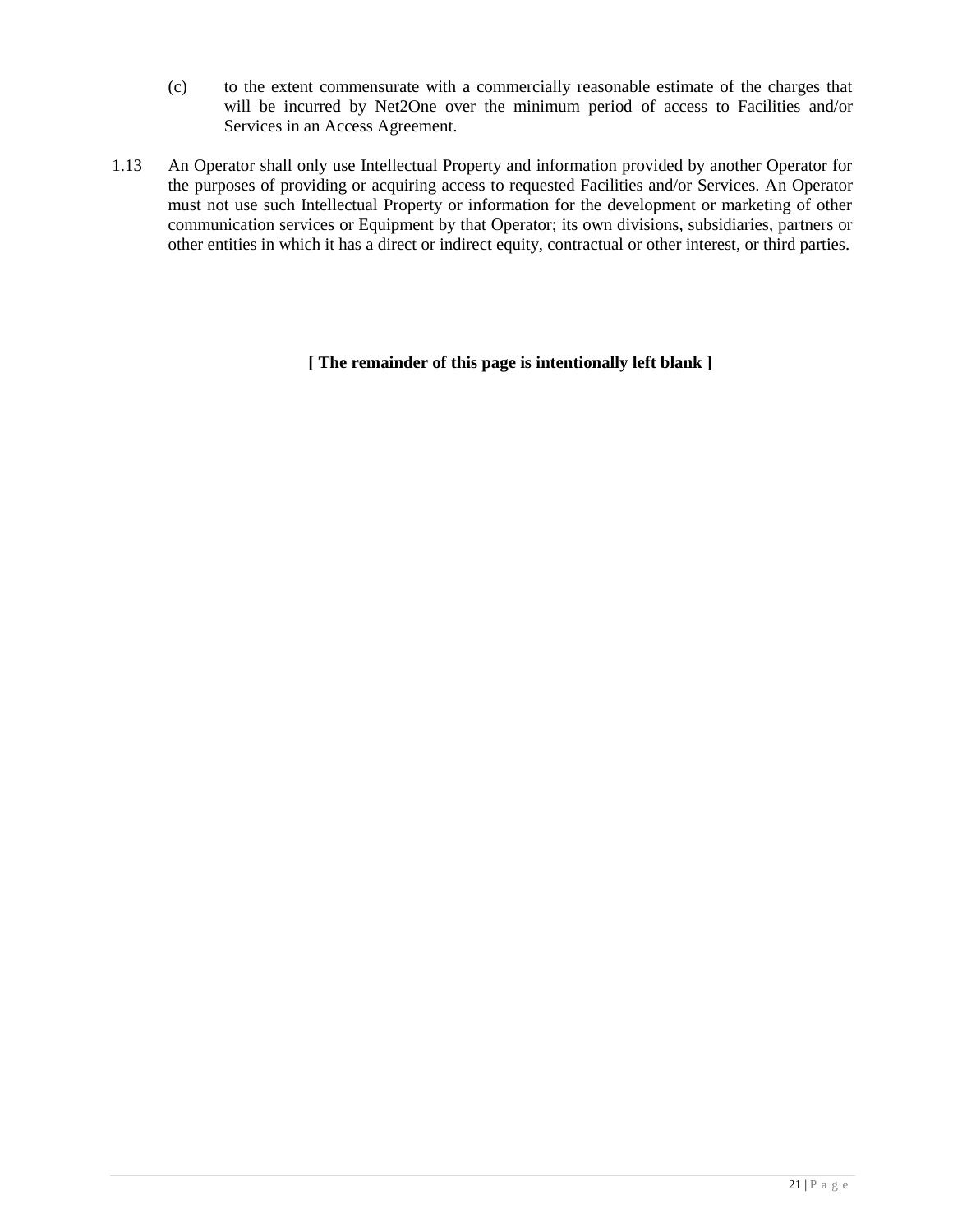(c) to the extent commensurate with a commercially reasonable estimate of the charges that will be incurred by Net2One over the minimum period of access to Facilities and/or Services in an Access Agreement.

1.13 An Operator shall only use Intellectual Property and information provided by another Operator for the purposes of providing or acquiring access to requested Facilities and/or Services. An Operator must not use such Intellectual Property or information for the development or marketing of other communication services or Equipment by that Operator; its own divisions, subsidiaries, partners or other entities in which it has a direct or indirect equity, contractual or other interest, or third parties.

**[ The remainder of this page is intentionally left blank ]**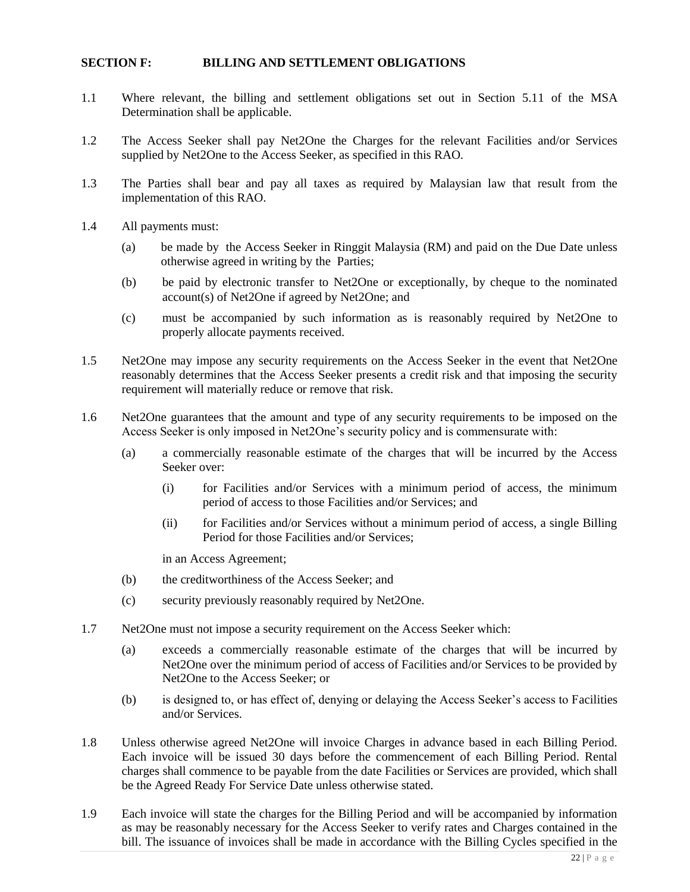## SECTION F: BILLING AND SETTLEMENT OBLIGATIONS

1.1 Where relevant, the billing and settlement obligations set out in Section 5.11 of the MSA Determination shall be applicable.

1.2 The Access Seeker shall pay Net2One the Charges for the relevant Facilities and/or Services supplied by Net2One to the Access Seeker, as specified in this RAO.

1.3 The Parties shall bear and pay all taxes as required by Malaysian law that result from the implementation of this RAO.

1.4 All payments must:

(a) be made by the Access Seeker in Ringgit Malaysia (RM) and paid on the Due Date unless otherwise agreed in writing by the Parties;

(b) be paid by electronic transfer to Net2One or exceptionally, by cheque to the nominated account(s) of Net2One if agreed by Net2One; and

(c) must be accompanied by such information as is reasonably required by Net2One to properly allocate payments received.

1.5 Net2One may impose any security requirements on the Access Seeker in the event that Net2One reasonably determines that the Access Seeker presents a credit risk and that imposing the security requirement will materially reduce or remove that risk.

1.6 Net2One guarantees that the amount and type of any security requirements to be imposed on the Access Seeker is only imposed in Net2One's security policy and is commensurate with:

(a) a commercially reasonable estimate of the charges that will be incurred by the Access Seeker over:

(i) for Facilities and/or Services with a minimum period of access, the minimum period of access to those Facilities and/or Services; and

(ii) for Facilities and/or Services without a minimum period of access, a single Billing Period for those Facilities and/or Services;

in an Access Agreement;

(b) the creditworthiness of the Access Seeker; and

(c) security previously reasonably required by Net2One.

1.7 Net2One must not impose a security requirement on the Access Seeker which:

(a) exceeds a commercially reasonable estimate of the charges that will be incurred by Net2One over the minimum period of access of Facilities and/or Services to be provided by Net2One to the Access Seeker; or

(b) is designed to, or has effect of, denying or delaying the Access Seeker's access to Facilities and/or Services.

1.8 Unless otherwise agreed Net2One will invoice Charges in advance based in each Billing Period. Each invoice will be issued 30 days before the commencement of each Billing Period. Rental charges shall commence to be payable from the date Facilities or Services are provided, which shall be the Agreed Ready For Service Date unless otherwise stated.

1.9 Each invoice will state the charges for the Billing Period and will be accompanied by information as may be reasonably necessary for the Access Seeker to verify rates and Charges contained in the bill. The issuance of invoices shall be made in accordance with the Billing Cycles specified in the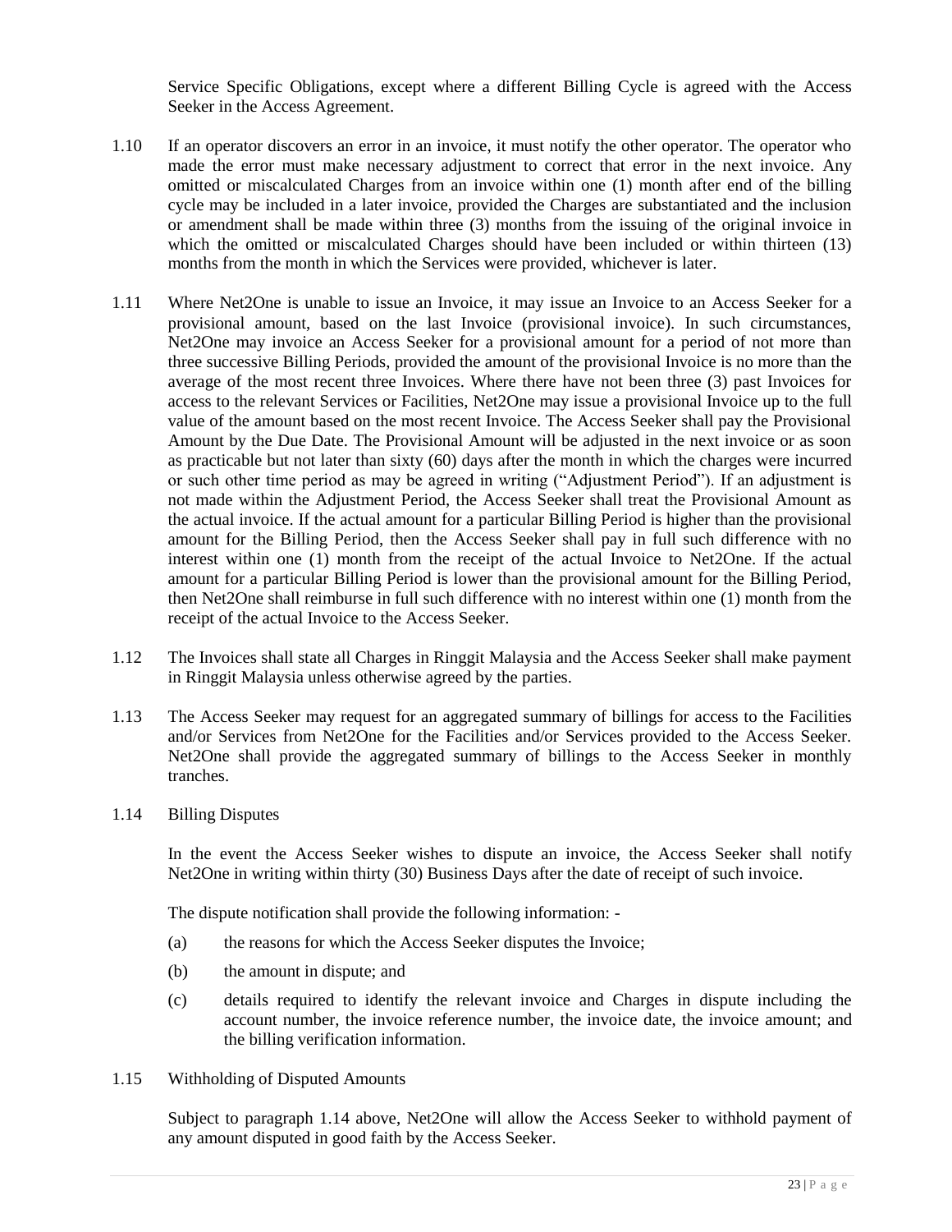Service Specific Obligations, except where a different Billing Cycle is agreed with the Access Seeker in the Access Agreement.

1.10 If an operator discovers an error in an invoice, it must notify the other operator. The operator who made the error must make necessary adjustment to correct that error in the next invoice. Any omitted or miscalculated Charges from an invoice within one (1) month after end of the billing cycle may be included in a later invoice, provided the Charges are substantiated and the inclusion or amendment shall be made within three (3) months from the issuing of the original invoice in which the omitted or miscalculated Charges should have been included or within thirteen (13) months from the month in which the Services were provided, whichever is later.

1.11 Where Net2One is unable to issue an Invoice, it may issue an Invoice to an Access Seeker for a provisional amount, based on the last Invoice (provisional invoice). In such circumstances, Net2One may invoice an Access Seeker for a provisional amount for a period of not more than three successive Billing Periods, provided the amount of the provisional Invoice is no more than the average of the most recent three Invoices. Where there have not been three (3) past Invoices for access to the relevant Services or Facilities, Net2One may issue a provisional Invoice up to the full value of the amount based on the most recent Invoice. The Access Seeker shall pay the Provisional Amount by the Due Date. The Provisional Amount will be adjusted in the next invoice or as soon as practicable but not later than sixty (60) days after the month in which the charges were incurred or such other time period as may be agreed in writing ("Adjustment Period"). If an adjustment is not made within the Adjustment Period, the Access Seeker shall treat the Provisional Amount as the actual invoice. If the actual amount for a particular Billing Period is higher than the provisional amount for the Billing Period, then the Access Seeker shall pay in full such difference with no interest within one (1) month from the receipt of the actual Invoice to Net2One. If the actual amount for a particular Billing Period is lower than the provisional amount for the Billing Period, then Net2One shall reimburse in full such difference with no interest within one (1) month from the receipt of the actual Invoice to the Access Seeker.

1.12 The Invoices shall state all Charges in Ringgit Malaysia and the Access Seeker shall make payment in Ringgit Malaysia unless otherwise agreed by the parties.

1.13 The Access Seeker may request for an aggregated summary of billings for access to the Facilities and/or Services from Net2One for the Facilities and/or Services provided to the Access Seeker. Net2One shall provide the aggregated summary of billings to the Access Seeker in monthly tranches.

1.14 Billing Disputes

In the event the Access Seeker wishes to dispute an invoice, the Access Seeker shall notify Net2One in writing within thirty (30) Business Days after the date of receipt of such invoice.

The dispute notification shall provide the following information: -

(a) the reasons for which the Access Seeker disputes the Invoice;

(b) the amount in dispute; and

(c) details required to identify the relevant invoice and Charges in dispute including the account number, the invoice reference number, the invoice date, the invoice amount; and the billing verification information.

1.15 Withholding of Disputed Amounts

Subject to paragraph 1.14 above, Net2One will allow the Access Seeker to withhold payment of any amount disputed in good faith by the Access Seeker.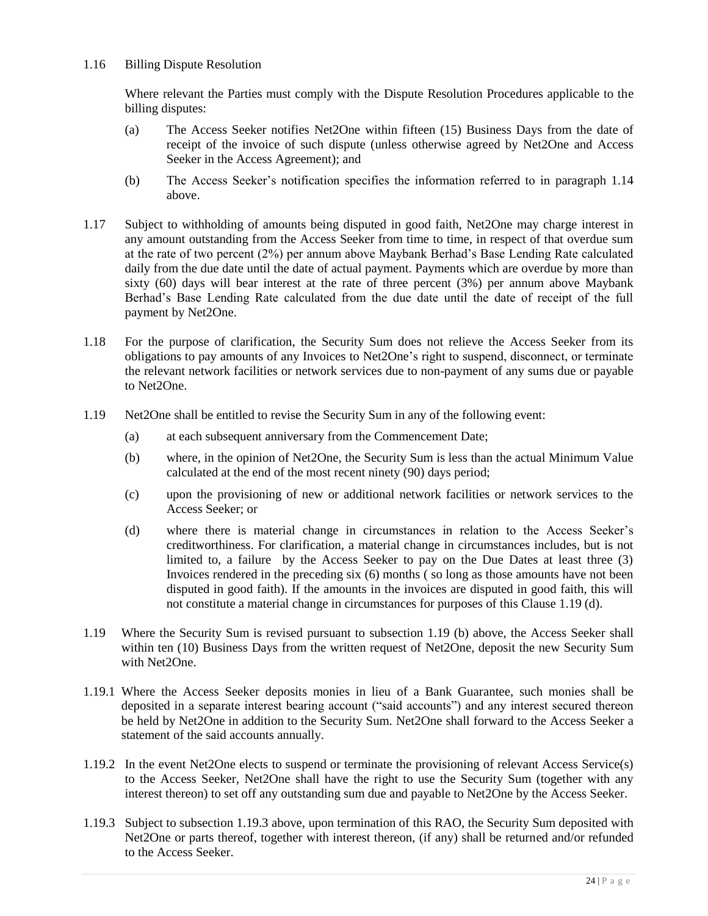1.16 Billing Dispute Resolution

Where relevant the Parties must comply with the Dispute Resolution Procedures applicable to the billing disputes:

(a) The Access Seeker notifies Net2One within fifteen (15) Business Days from the date of receipt of the invoice of such dispute (unless otherwise agreed by Net2One and Access Seeker in the Access Agreement); and

(b) The Access Seeker's notification specifies the information referred to in paragraph 1.14 above.

1.17 Subject to withholding of amounts being disputed in good faith, Net2One may charge interest in any amount outstanding from the Access Seeker from time to time, in respect of that overdue sum at the rate of two percent (2%) per annum above Maybank Berhad's Base Lending Rate calculated daily from the due date until the date of actual payment. Payments which are overdue by more than sixty (60) days will bear interest at the rate of three percent (3%) per annum above Maybank Berhad's Base Lending Rate calculated from the due date until the date of receipt of the full payment by Net2One.

1.18 For the purpose of clarification, the Security Sum does not relieve the Access Seeker from its obligations to pay amounts of any Invoices to Net2One's right to suspend, disconnect, or terminate the relevant network facilities or network services due to non-payment of any sums due or payable to Net2One.

1.19 Net2One shall be entitled to revise the Security Sum in any of the following event:

(a) at each subsequent anniversary from the Commencement Date;

(b) where, in the opinion of Net2One, the Security Sum is less than the actual Minimum Value calculated at the end of the most recent ninety (90) days period;

(c) upon the provisioning of new or additional network facilities or network services to the Access Seeker; or

(d) where there is material change in circumstances in relation to the Access Seeker's creditworthiness. For clarification, a material change in circumstances includes, but is not limited to, a failure by the Access Seeker to pay on the Due Dates at least three (3) Invoices rendered in the preceding six (6) months ( so long as those amounts have not been disputed in good faith). If the amounts in the invoices are disputed in good faith, this will not constitute a material change in circumstances for purposes of this Clause 1.19 (d).

1.19 Where the Security Sum is revised pursuant to subsection 1.19 (b) above, the Access Seeker shall within ten (10) Business Days from the written request of Net2One, deposit the new Security Sum with Net2One.

1.19.1 Where the Access Seeker deposits monies in lieu of a Bank Guarantee, such monies shall be deposited in a separate interest bearing account ("said accounts") and any interest secured thereon be held by Net2One in addition to the Security Sum. Net2One shall forward to the Access Seeker a statement of the said accounts annually.

1.19.2 In the event Net2One elects to suspend or terminate the provisioning of relevant Access Service(s) to the Access Seeker, Net2One shall have the right to use the Security Sum (together with any interest thereon) to set off any outstanding sum due and payable to Net2One by the Access Seeker.

1.19.3 Subject to subsection 1.19.3 above, upon termination of this RAO, the Security Sum deposited with Net2One or parts thereof, together with interest thereon, (if any) shall be returned and/or refunded to the Access Seeker.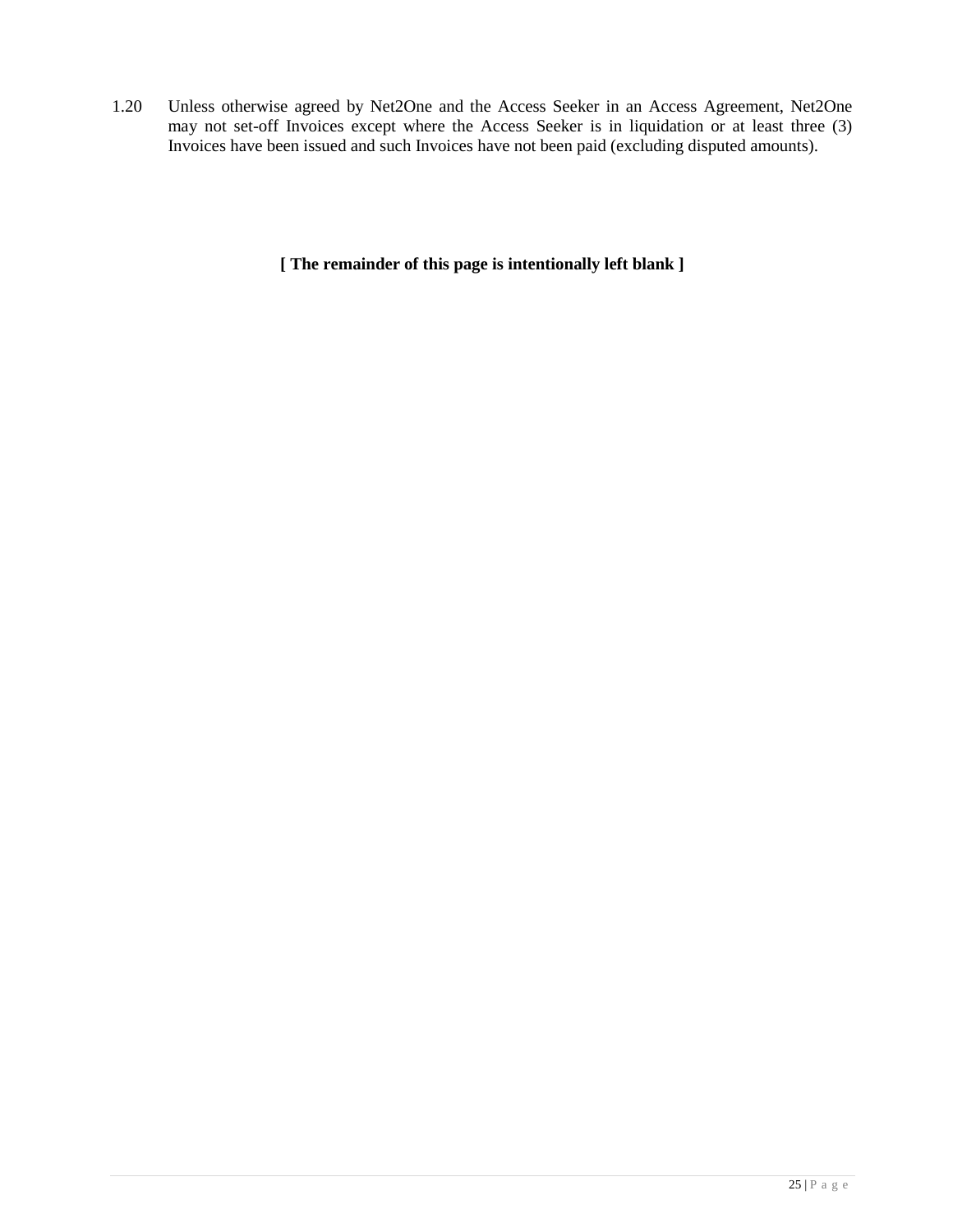1.20 Unless otherwise agreed by Net2One and the Access Seeker in an Access Agreement, Net2One may not set-off Invoices except where the Access Seeker is in liquidation or at least three (3) Invoices have been issued and such Invoices have not been paid (excluding disputed amounts).

**[ The remainder of this page is intentionally left blank ]**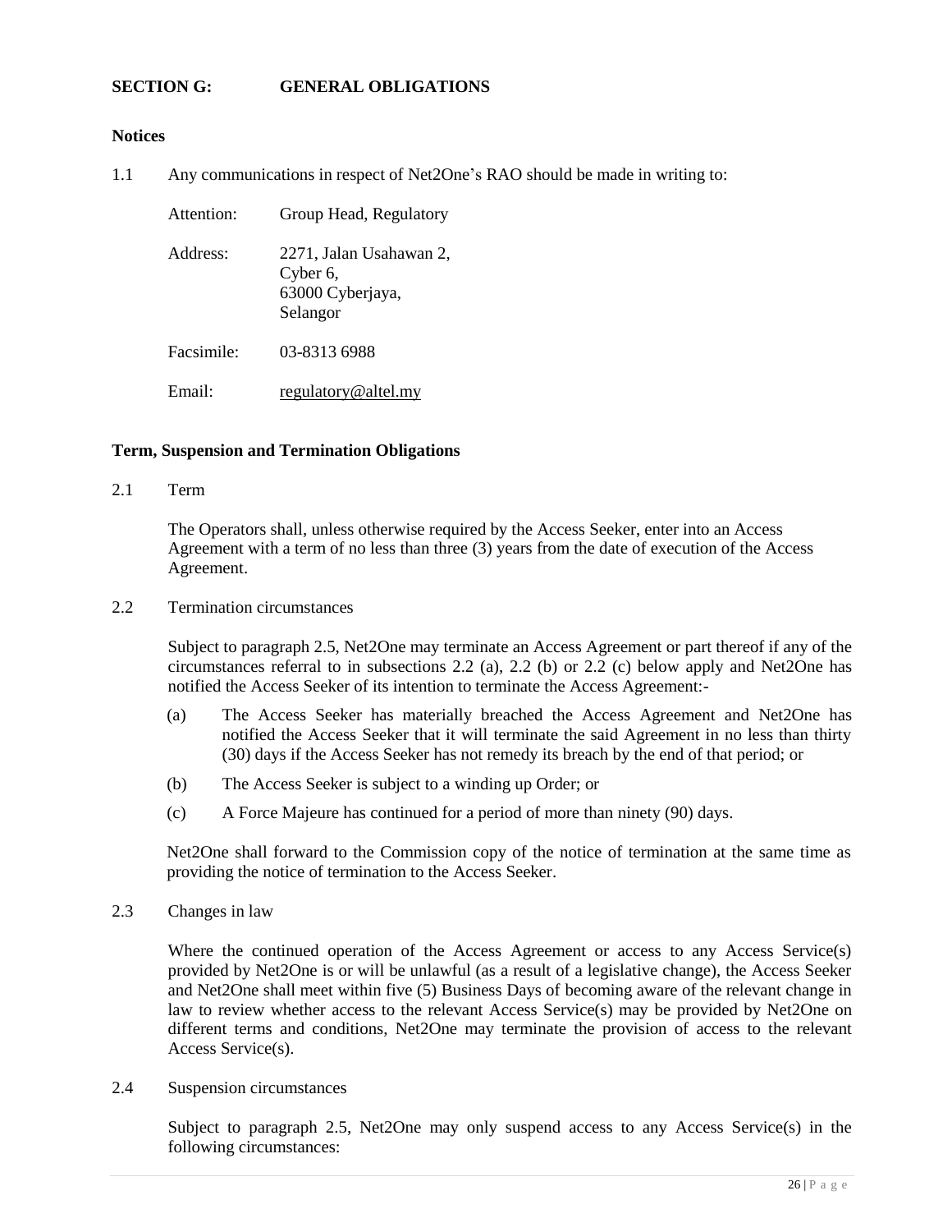## SECTION G: GENERAL OBLIGATIONS

### Notices

1.1 Any communications in respect of Net2One's RAO should be made in writing to:

Attention: Group Head, Regulatory

Address: 2271, Jalan Usahawan 2,
Cyber 6,
63000 Cyberjaya,
Selangor

Facsimile: 03-8313 6988

Email: regulatory@altel.my

### Term, Suspension and Termination Obligations

2.1 Term

The Operators shall, unless otherwise required by the Access Seeker, enter into an Access Agreement with a term of no less than three (3) years from the date of execution of the Access Agreement.

2.2 Termination circumstances

Subject to paragraph 2.5, Net2One may terminate an Access Agreement or part thereof if any of the circumstances referral to in subsections 2.2 (a), 2.2 (b) or 2.2 (c) below apply and Net2One has notified the Access Seeker of its intention to terminate the Access Agreement:-

(a) The Access Seeker has materially breached the Access Agreement and Net2One has notified the Access Seeker that it will terminate the said Agreement in no less than thirty (30) days if the Access Seeker has not remedy its breach by the end of that period; or

(b) The Access Seeker is subject to a winding up Order; or

(c) A Force Majeure has continued for a period of more than ninety (90) days.

Net2One shall forward to the Commission copy of the notice of termination at the same time as providing the notice of termination to the Access Seeker.

2.3 Changes in law

Where the continued operation of the Access Agreement or access to any Access Service(s) provided by Net2One is or will be unlawful (as a result of a legislative change), the Access Seeker and Net2One shall meet within five (5) Business Days of becoming aware of the relevant change in law to review whether access to the relevant Access Service(s) may be provided by Net2One on different terms and conditions, Net2One may terminate the provision of access to the relevant Access Service(s).

2.4 Suspension circumstances

Subject to paragraph 2.5, Net2One may only suspend access to any Access Service(s) in the following circumstances: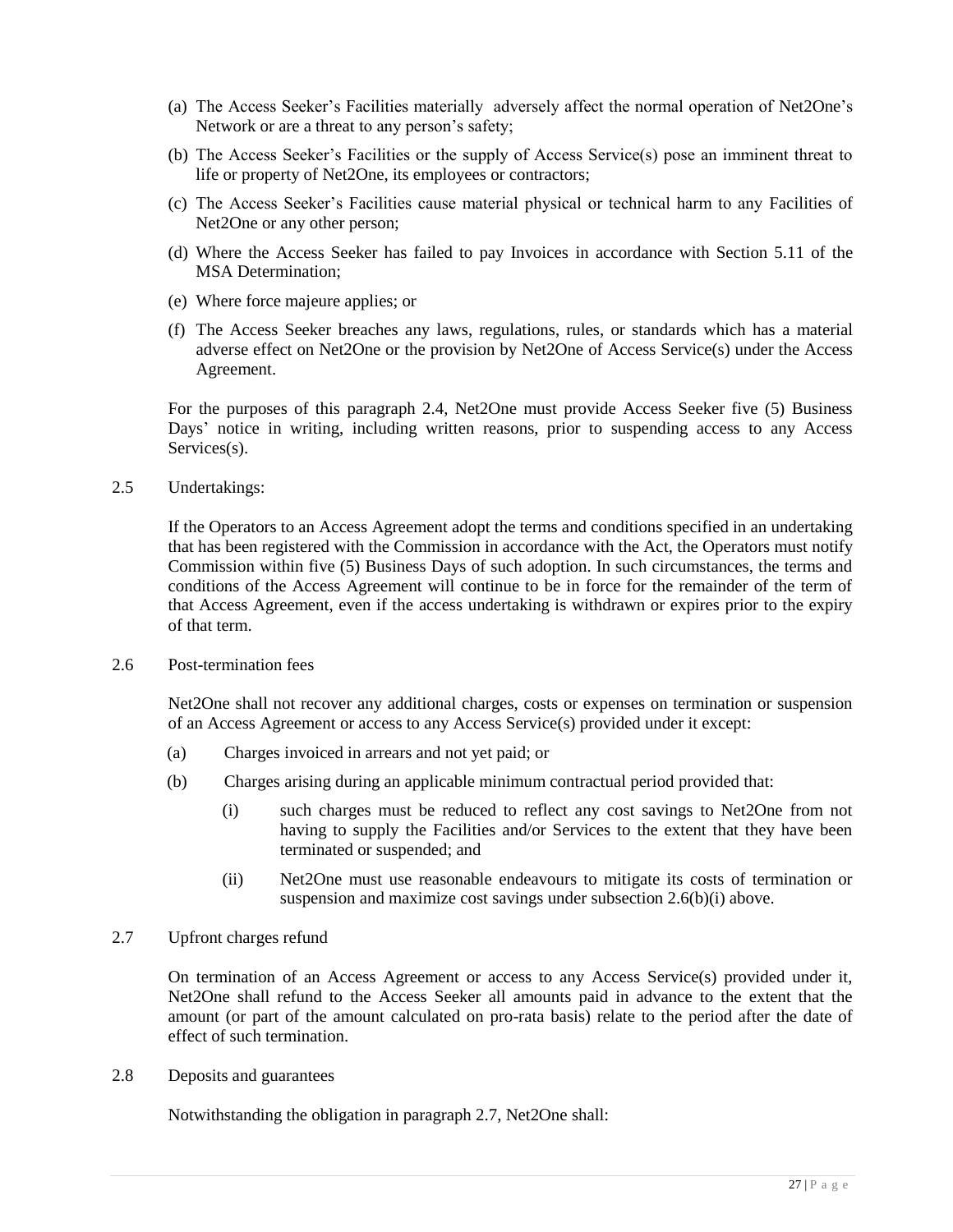(a) The Access Seeker's Facilities materially adversely affect the normal operation of Net2One's Network or are a threat to any person's safety;

(b) The Access Seeker's Facilities or the supply of Access Service(s) pose an imminent threat to life or property of Net2One, its employees or contractors;

(c) The Access Seeker's Facilities cause material physical or technical harm to any Facilities of Net2One or any other person;

(d) Where the Access Seeker has failed to pay Invoices in accordance with Section 5.11 of the MSA Determination;

(e) Where force majeure applies; or

(f) The Access Seeker breaches any laws, regulations, rules, or standards which has a material adverse effect on Net2One or the provision by Net2One of Access Service(s) under the Access Agreement.

For the purposes of this paragraph 2.4, Net2One must provide Access Seeker five (5) Business Days' notice in writing, including written reasons, prior to suspending access to any Access Services(s).

2.5 Undertakings:

If the Operators to an Access Agreement adopt the terms and conditions specified in an undertaking that has been registered with the Commission in accordance with the Act, the Operators must notify Commission within five (5) Business Days of such adoption. In such circumstances, the terms and conditions of the Access Agreement will continue to be in force for the remainder of the term of that Access Agreement, even if the access undertaking is withdrawn or expires prior to the expiry of that term.

2.6 Post-termination fees

Net2One shall not recover any additional charges, costs or expenses on termination or suspension of an Access Agreement or access to any Access Service(s) provided under it except:

(a) Charges invoiced in arrears and not yet paid; or

(b) Charges arising during an applicable minimum contractual period provided that:

  (i) such charges must be reduced to reflect any cost savings to Net2One from not having to supply the Facilities and/or Services to the extent that they have been terminated or suspended; and

  (ii) Net2One must use reasonable endeavours to mitigate its costs of termination or suspension and maximize cost savings under subsection 2.6(b)(i) above.

2.7 Upfront charges refund

On termination of an Access Agreement or access to any Access Service(s) provided under it, Net2One shall refund to the Access Seeker all amounts paid in advance to the extent that the amount (or part of the amount calculated on pro-rata basis) relate to the period after the date of effect of such termination.

2.8 Deposits and guarantees

Notwithstanding the obligation in paragraph 2.7, Net2One shall: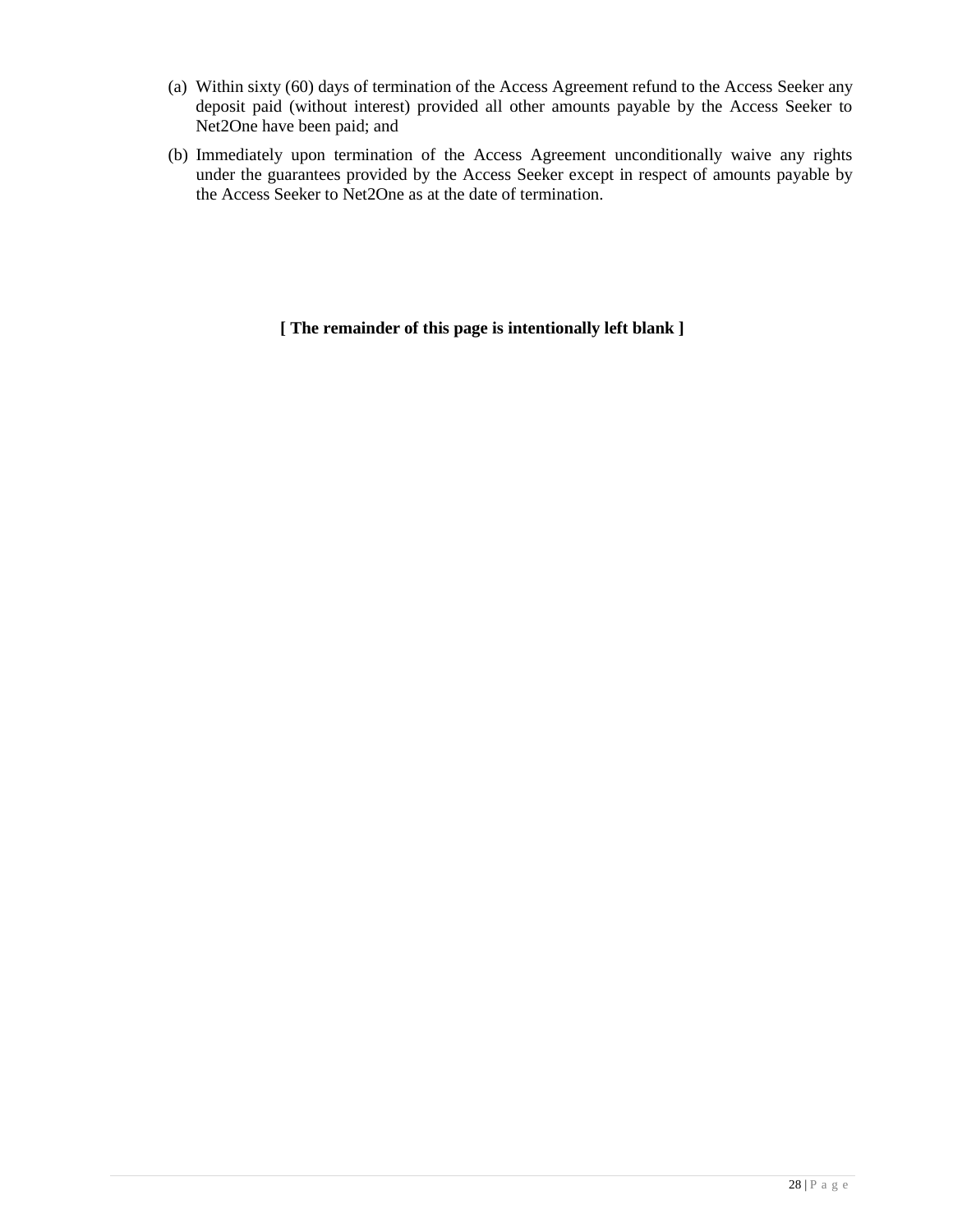(a) Within sixty (60) days of termination of the Access Agreement refund to the Access Seeker any deposit paid (without interest) provided all other amounts payable by the Access Seeker to Net2One have been paid; and

(b) Immediately upon termination of the Access Agreement unconditionally waive any rights under the guarantees provided by the Access Seeker except in respect of amounts payable by the Access Seeker to Net2One as at the date of termination.

**[ The remainder of this page is intentionally left blank ]**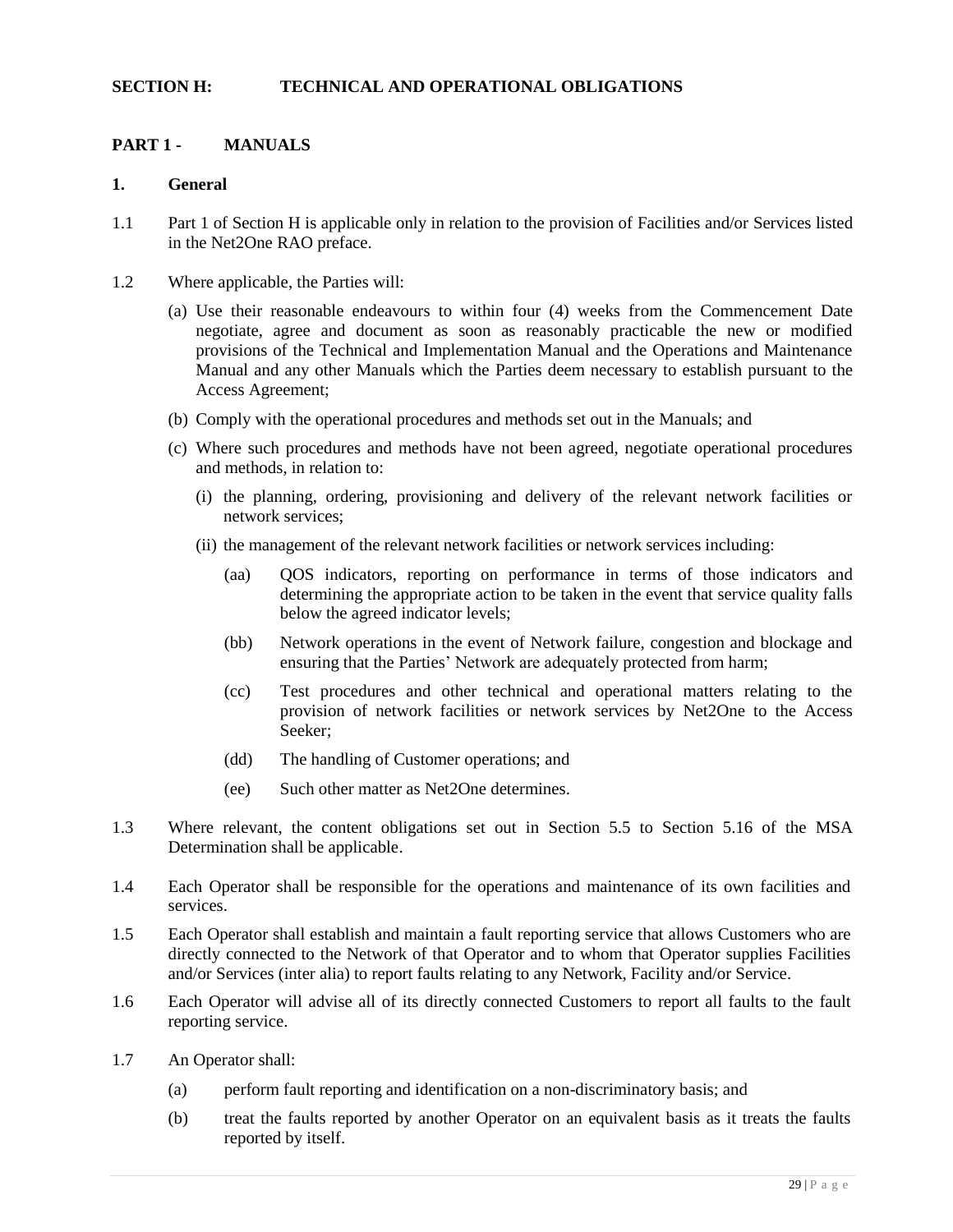## SECTION H: TECHNICAL AND OPERATIONAL OBLIGATIONS

### PART 1 - MANUALS

**1. General**

1.1 Part 1 of Section H is applicable only in relation to the provision of Facilities and/or Services listed in the Net2One RAO preface.

1.2 Where applicable, the Parties will:

(a) Use their reasonable endeavours to within four (4) weeks from the Commencement Date negotiate, agree and document as soon as reasonably practicable the new or modified provisions of the Technical and Implementation Manual and the Operations and Maintenance Manual and any other Manuals which the Parties deem necessary to establish pursuant to the Access Agreement;

(b) Comply with the operational procedures and methods set out in the Manuals; and

(c) Where such procedures and methods have not been agreed, negotiate operational procedures and methods, in relation to:

(i) the planning, ordering, provisioning and delivery of the relevant network facilities or network services;

(ii) the management of the relevant network facilities or network services including:

(aa) QOS indicators, reporting on performance in terms of those indicators and determining the appropriate action to be taken in the event that service quality falls below the agreed indicator levels;

(bb) Network operations in the event of Network failure, congestion and blockage and ensuring that the Parties' Network are adequately protected from harm;

(cc) Test procedures and other technical and operational matters relating to the provision of network facilities or network services by Net2One to the Access Seeker;

(dd) The handling of Customer operations; and

(ee) Such other matter as Net2One determines.

1.3 Where relevant, the content obligations set out in Section 5.5 to Section 5.16 of the MSA Determination shall be applicable.

1.4 Each Operator shall be responsible for the operations and maintenance of its own facilities and services.

1.5 Each Operator shall establish and maintain a fault reporting service that allows Customers who are directly connected to the Network of that Operator and to whom that Operator supplies Facilities and/or Services (inter alia) to report faults relating to any Network, Facility and/or Service.

1.6 Each Operator will advise all of its directly connected Customers to report all faults to the fault reporting service.

1.7 An Operator shall:

(a) perform fault reporting and identification on a non-discriminatory basis; and

(b) treat the faults reported by another Operator on an equivalent basis as it treats the faults reported by itself.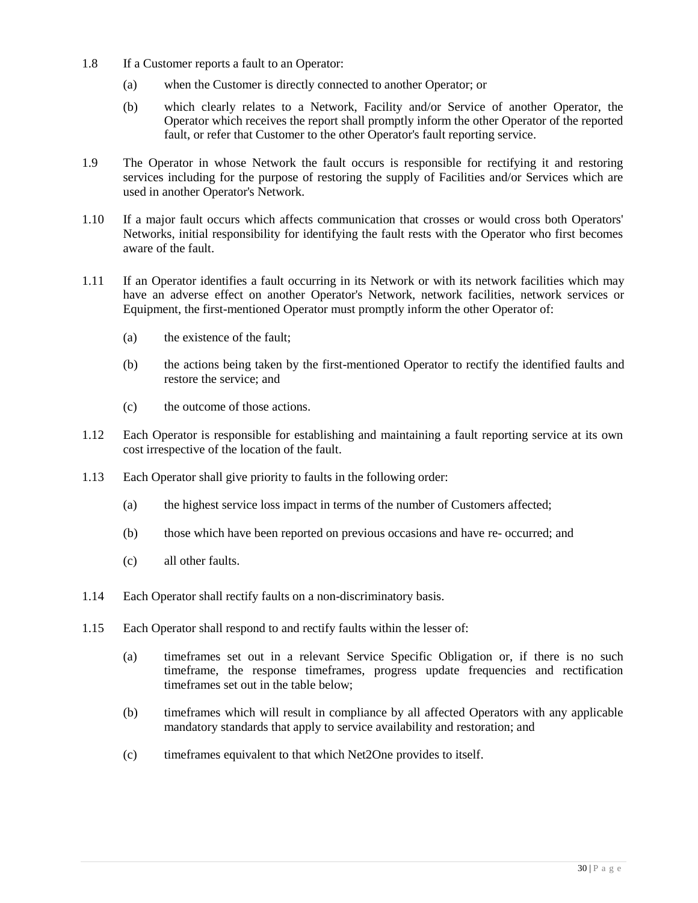1.8 If a Customer reports a fault to an Operator:

(a) when the Customer is directly connected to another Operator; or

(b) which clearly relates to a Network, Facility and/or Service of another Operator, the Operator which receives the report shall promptly inform the other Operator of the reported fault, or refer that Customer to the other Operator's fault reporting service.

1.9 The Operator in whose Network the fault occurs is responsible for rectifying it and restoring services including for the purpose of restoring the supply of Facilities and/or Services which are used in another Operator's Network.

1.10 If a major fault occurs which affects communication that crosses or would cross both Operators' Networks, initial responsibility for identifying the fault rests with the Operator who first becomes aware of the fault.

1.11 If an Operator identifies a fault occurring in its Network or with its network facilities which may have an adverse effect on another Operator's Network, network facilities, network services or Equipment, the first-mentioned Operator must promptly inform the other Operator of:

(a) the existence of the fault;

(b) the actions being taken by the first-mentioned Operator to rectify the identified faults and restore the service; and

(c) the outcome of those actions.

1.12 Each Operator is responsible for establishing and maintaining a fault reporting service at its own cost irrespective of the location of the fault.

1.13 Each Operator shall give priority to faults in the following order:

(a) the highest service loss impact in terms of the number of Customers affected;

(b) those which have been reported on previous occasions and have re- occurred; and

(c) all other faults.

1.14 Each Operator shall rectify faults on a non-discriminatory basis.

1.15 Each Operator shall respond to and rectify faults within the lesser of:

(a) timeframes set out in a relevant Service Specific Obligation or, if there is no such timeframe, the response timeframes, progress update frequencies and rectification timeframes set out in the table below;

(b) timeframes which will result in compliance by all affected Operators with any applicable mandatory standards that apply to service availability and restoration; and

(c) timeframes equivalent to that which Net2One provides to itself.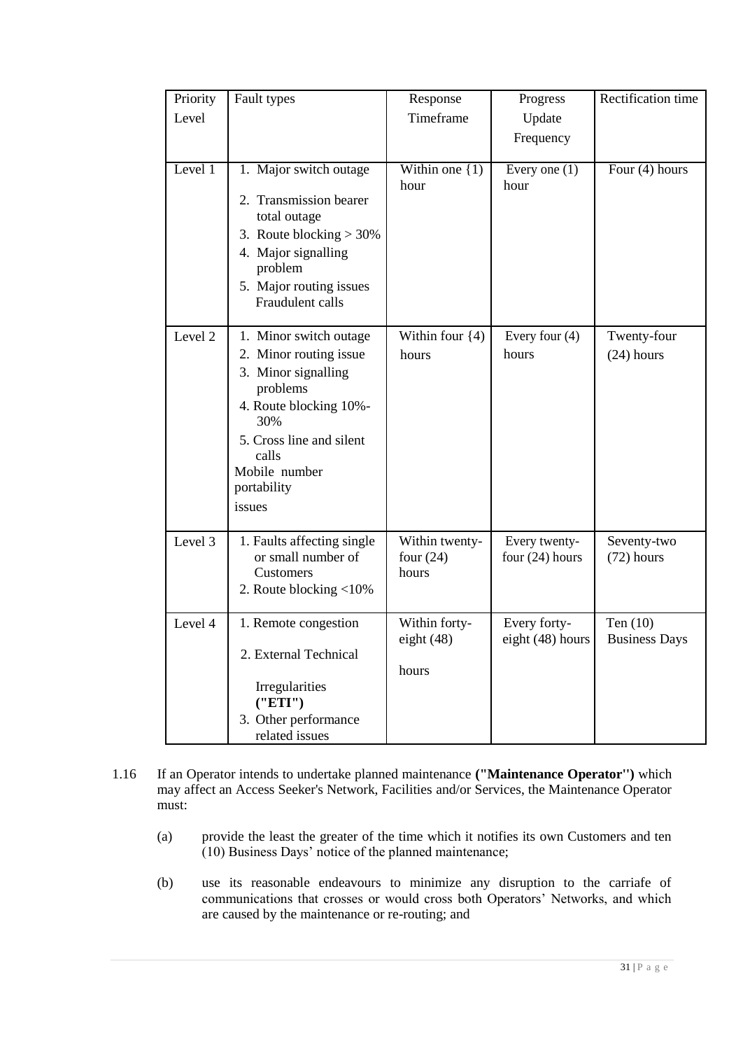| Priority Level | Fault types | Response Timeframe | Progress Update Frequency | Rectification time |
|---|---|---|---|---|
| Level 1 | 1. Major switch outage<br>2. Transmission bearer total outage<br>3. Route blocking > 30%<br>4. Major signalling problem<br>5. Major routing issues Fraudulent calls | Within one {1) hour | Every one (1) hour | Four (4) hours |
| Level 2 | 1. Minor switch outage<br>2. Minor routing issue<br>3. Minor signalling problems<br>4. Route blocking 10%-30%<br>5. Cross line and silent calls<br>Mobile number portability issues | Within four {4) hours | Every four (4) hours | Twenty-four (24) hours |
| Level 3 | 1. Faults affecting single or small number of Customers<br>2. Route blocking <10% | Within twenty-four (24) hours | Every twenty-four (24) hours | Seventy-two (72) hours |
| Level 4 | 1. Remote congestion<br>2. External Technical Irregularities **("ETI")**<br>3. Other performance related issues | Within forty-eight (48) hours | Every forty-eight (48) hours | Ten (10) Business Days |

1.16 If an Operator intends to undertake planned maintenance **("Maintenance Operator")** which may affect an Access Seeker's Network, Facilities and/or Services, the Maintenance Operator must:

(a) provide the least the greater of the time which it notifies its own Customers and ten (10) Business Days' notice of the planned maintenance;

(b) use its reasonable endeavours to minimize any disruption to the carriafe of communications that crosses or would cross both Operators' Networks, and which are caused by the maintenance or re-routing; and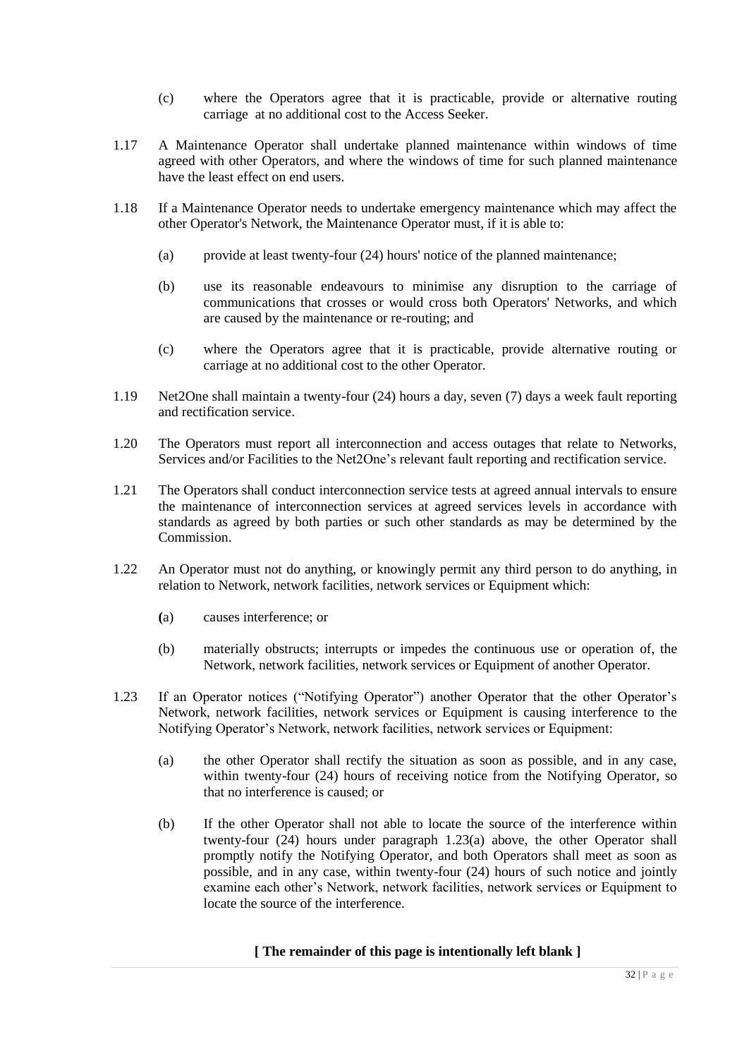(c) where the Operators agree that it is practicable, provide or alternative routing carriage at no additional cost to the Access Seeker.

1.17 A Maintenance Operator shall undertake planned maintenance within windows of time agreed with other Operators, and where the windows of time for such planned maintenance have the least effect on end users.

1.18 If a Maintenance Operator needs to undertake emergency maintenance which may affect the other Operator's Network, the Maintenance Operator must, if it is able to:

(a) provide at least twenty-four (24) hours' notice of the planned maintenance;

(b) use its reasonable endeavours to minimise any disruption to the carriage of communications that crosses or would cross both Operators' Networks, and which are caused by the maintenance or re-routing; and

(c) where the Operators agree that it is practicable, provide alternative routing or carriage at no additional cost to the other Operator.

1.19 Net2One shall maintain a twenty-four (24) hours a day, seven (7) days a week fault reporting and rectification service.

1.20 The Operators must report all interconnection and access outages that relate to Networks, Services and/or Facilities to the Net2One's relevant fault reporting and rectification service.

1.21 The Operators shall conduct interconnection service tests at agreed annual intervals to ensure the maintenance of interconnection services at agreed services levels in accordance with standards as agreed by both parties or such other standards as may be determined by the Commission.

1.22 An Operator must not do anything, or knowingly permit any third person to do anything, in relation to Network, network facilities, network services or Equipment which:

(a) causes interference; or

(b) materially obstructs; interrupts or impedes the continuous use or operation of, the Network, network facilities, network services or Equipment of another Operator.

1.23 If an Operator notices ("Notifying Operator") another Operator that the other Operator's Network, network facilities, network services or Equipment is causing interference to the Notifying Operator's Network, network facilities, network services or Equipment:

(a) the other Operator shall rectify the situation as soon as possible, and in any case, within twenty-four (24) hours of receiving notice from the Notifying Operator, so that no interference is caused; or

(b) If the other Operator shall not able to locate the source of the interference within twenty-four (24) hours under paragraph 1.23(a) above, the other Operator shall promptly notify the Notifying Operator, and both Operators shall meet as soon as possible, and in any case, within twenty-four (24) hours of such notice and jointly examine each other's Network, network facilities, network services or Equipment to locate the source of the interference.

**[ The remainder of this page is intentionally left blank ]**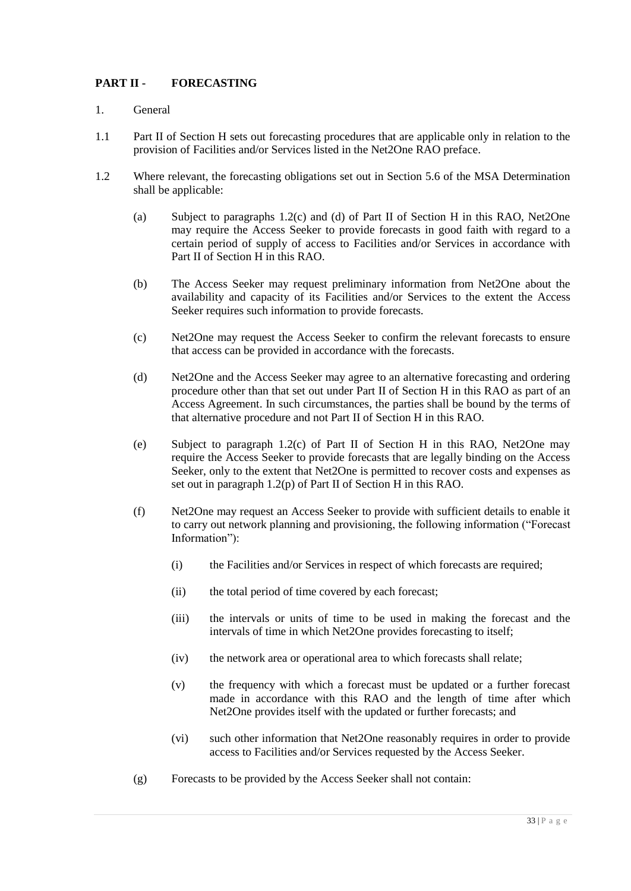## PART II - FORECASTING

1. General

1.1 Part II of Section H sets out forecasting procedures that are applicable only in relation to the provision of Facilities and/or Services listed in the Net2One RAO preface.

1.2 Where relevant, the forecasting obligations set out in Section 5.6 of the MSA Determination shall be applicable:

(a) Subject to paragraphs 1.2(c) and (d) of Part II of Section H in this RAO, Net2One may require the Access Seeker to provide forecasts in good faith with regard to a certain period of supply of access to Facilities and/or Services in accordance with Part II of Section H in this RAO.

(b) The Access Seeker may request preliminary information from Net2One about the availability and capacity of its Facilities and/or Services to the extent the Access Seeker requires such information to provide forecasts.

(c) Net2One may request the Access Seeker to confirm the relevant forecasts to ensure that access can be provided in accordance with the forecasts.

(d) Net2One and the Access Seeker may agree to an alternative forecasting and ordering procedure other than that set out under Part II of Section H in this RAO as part of an Access Agreement. In such circumstances, the parties shall be bound by the terms of that alternative procedure and not Part II of Section H in this RAO.

(e) Subject to paragraph 1.2(c) of Part II of Section H in this RAO, Net2One may require the Access Seeker to provide forecasts that are legally binding on the Access Seeker, only to the extent that Net2One is permitted to recover costs and expenses as set out in paragraph 1.2(p) of Part II of Section H in this RAO.

(f) Net2One may request an Access Seeker to provide with sufficient details to enable it to carry out network planning and provisioning, the following information ("Forecast Information"):

(i) the Facilities and/or Services in respect of which forecasts are required;

(ii) the total period of time covered by each forecast;

(iii) the intervals or units of time to be used in making the forecast and the intervals of time in which Net2One provides forecasting to itself;

(iv) the network area or operational area to which forecasts shall relate;

(v) the frequency with which a forecast must be updated or a further forecast made in accordance with this RAO and the length of time after which Net2One provides itself with the updated or further forecasts; and

(vi) such other information that Net2One reasonably requires in order to provide access to Facilities and/or Services requested by the Access Seeker.

(g) Forecasts to be provided by the Access Seeker shall not contain: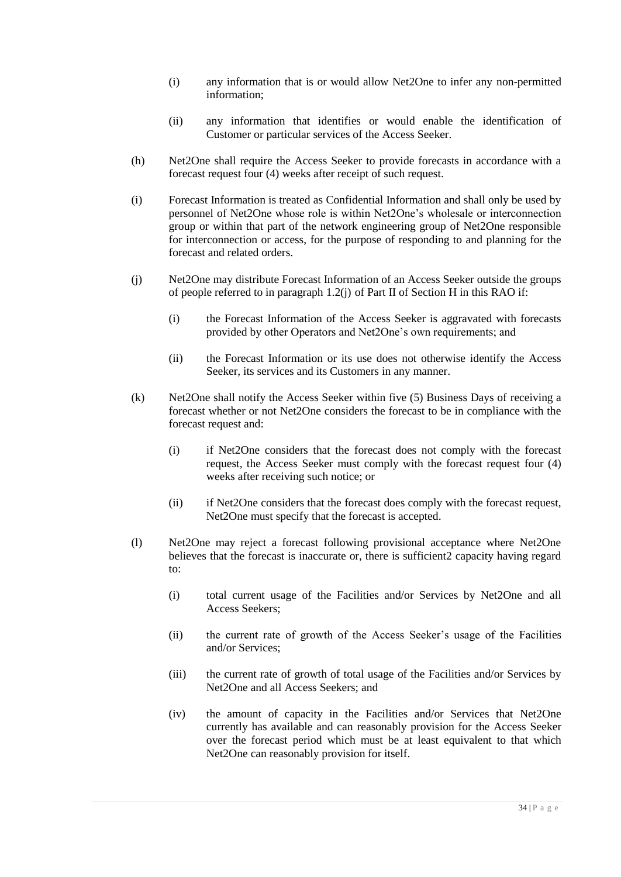(i) any information that is or would allow Net2One to infer any non-permitted information;

(ii) any information that identifies or would enable the identification of Customer or particular services of the Access Seeker.

(h) Net2One shall require the Access Seeker to provide forecasts in accordance with a forecast request four (4) weeks after receipt of such request.

(i) Forecast Information is treated as Confidential Information and shall only be used by personnel of Net2One whose role is within Net2One's wholesale or interconnection group or within that part of the network engineering group of Net2One responsible for interconnection or access, for the purpose of responding to and planning for the forecast and related orders.

(j) Net2One may distribute Forecast Information of an Access Seeker outside the groups of people referred to in paragraph 1.2(j) of Part II of Section H in this RAO if:

(i) the Forecast Information of the Access Seeker is aggravated with forecasts provided by other Operators and Net2One's own requirements; and

(ii) the Forecast Information or its use does not otherwise identify the Access Seeker, its services and its Customers in any manner.

(k) Net2One shall notify the Access Seeker within five (5) Business Days of receiving a forecast whether or not Net2One considers the forecast to be in compliance with the forecast request and:

(i) if Net2One considers that the forecast does not comply with the forecast request, the Access Seeker must comply with the forecast request four (4) weeks after receiving such notice; or

(ii) if Net2One considers that the forecast does comply with the forecast request, Net2One must specify that the forecast is accepted.

(l) Net2One may reject a forecast following provisional acceptance where Net2One believes that the forecast is inaccurate or, there is sufficient2 capacity having regard to:

(i) total current usage of the Facilities and/or Services by Net2One and all Access Seekers;

(ii) the current rate of growth of the Access Seeker's usage of the Facilities and/or Services;

(iii) the current rate of growth of total usage of the Facilities and/or Services by Net2One and all Access Seekers; and

(iv) the amount of capacity in the Facilities and/or Services that Net2One currently has available and can reasonably provision for the Access Seeker over the forecast period which must be at least equivalent to that which Net2One can reasonably provision for itself.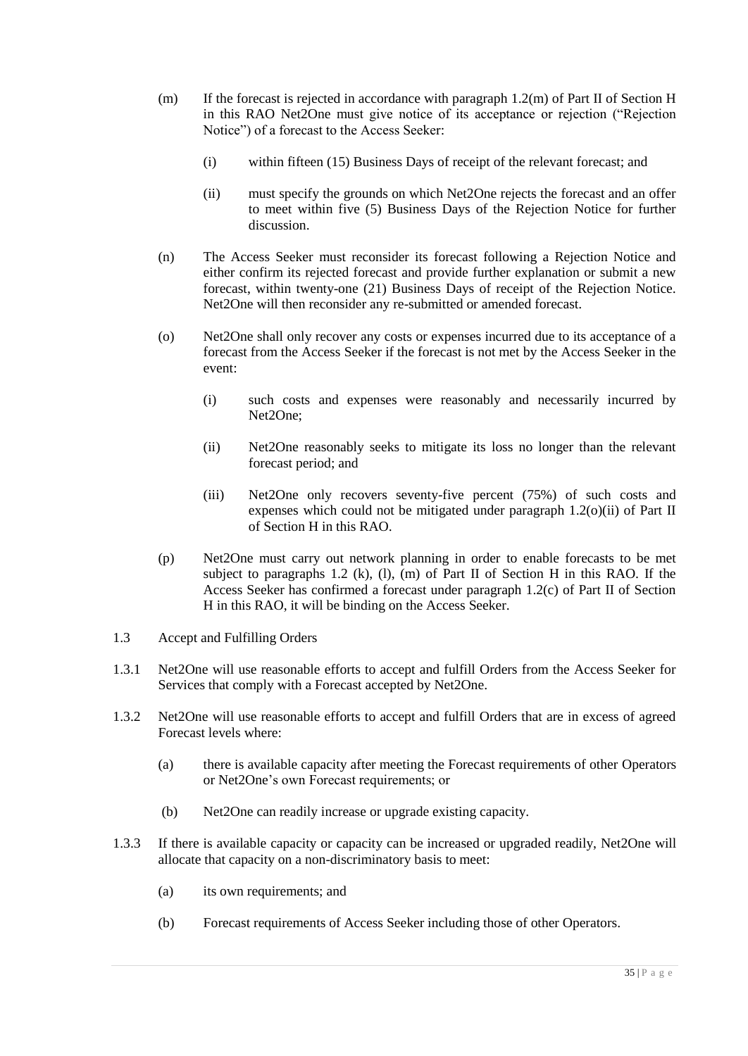(m) If the forecast is rejected in accordance with paragraph 1.2(m) of Part II of Section H in this RAO Net2One must give notice of its acceptance or rejection ("Rejection Notice") of a forecast to the Access Seeker:

   (i) within fifteen (15) Business Days of receipt of the relevant forecast; and

   (ii) must specify the grounds on which Net2One rejects the forecast and an offer to meet within five (5) Business Days of the Rejection Notice for further discussion.

(n) The Access Seeker must reconsider its forecast following a Rejection Notice and either confirm its rejected forecast and provide further explanation or submit a new forecast, within twenty-one (21) Business Days of receipt of the Rejection Notice. Net2One will then reconsider any re-submitted or amended forecast.

(o) Net2One shall only recover any costs or expenses incurred due to its acceptance of a forecast from the Access Seeker if the forecast is not met by the Access Seeker in the event:

   (i) such costs and expenses were reasonably and necessarily incurred by Net2One;

   (ii) Net2One reasonably seeks to mitigate its loss no longer than the relevant forecast period; and

   (iii) Net2One only recovers seventy-five percent (75%) of such costs and expenses which could not be mitigated under paragraph 1.2(o)(ii) of Part II of Section H in this RAO.

(p) Net2One must carry out network planning in order to enable forecasts to be met subject to paragraphs 1.2 (k), (l), (m) of Part II of Section H in this RAO. If the Access Seeker has confirmed a forecast under paragraph 1.2(c) of Part II of Section H in this RAO, it will be binding on the Access Seeker.

1.3 Accept and Fulfilling Orders

1.3.1 Net2One will use reasonable efforts to accept and fulfill Orders from the Access Seeker for Services that comply with a Forecast accepted by Net2One.

1.3.2 Net2One will use reasonable efforts to accept and fulfill Orders that are in excess of agreed Forecast levels where:

   (a) there is available capacity after meeting the Forecast requirements of other Operators or Net2One's own Forecast requirements; or

   (b) Net2One can readily increase or upgrade existing capacity.

1.3.3 If there is available capacity or capacity can be increased or upgraded readily, Net2One will allocate that capacity on a non-discriminatory basis to meet:

   (a) its own requirements; and

   (b) Forecast requirements of Access Seeker including those of other Operators.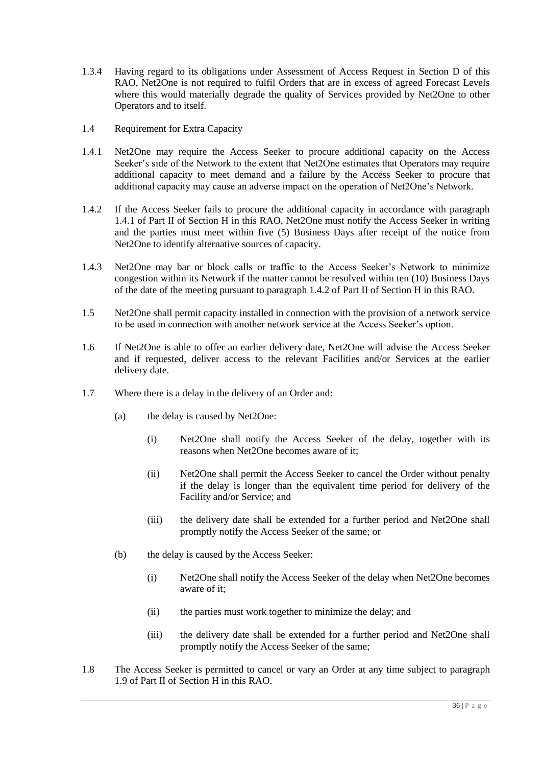1.3.4 Having regard to its obligations under Assessment of Access Request in Section D of this RAO, Net2One is not required to fulfil Orders that are in excess of agreed Forecast Levels where this would materially degrade the quality of Services provided by Net2One to other Operators and to itself.

1.4 Requirement for Extra Capacity

1.4.1 Net2One may require the Access Seeker to procure additional capacity on the Access Seeker's side of the Network to the extent that Net2One estimates that Operators may require additional capacity to meet demand and a failure by the Access Seeker to procure that additional capacity may cause an adverse impact on the operation of Net2One's Network.

1.4.2 If the Access Seeker fails to procure the additional capacity in accordance with paragraph 1.4.1 of Part II of Section H in this RAO, Net2One must notify the Access Seeker in writing and the parties must meet within five (5) Business Days after receipt of the notice from Net2One to identify alternative sources of capacity.

1.4.3 Net2One may bar or block calls or traffic to the Access Seeker's Network to minimize congestion within its Network if the matter cannot be resolved within ten (10) Business Days of the date of the meeting pursuant to paragraph 1.4.2 of Part II of Section H in this RAO.

1.5 Net2One shall permit capacity installed in connection with the provision of a network service to be used in connection with another network service at the Access Seeker's option.

1.6 If Net2One is able to offer an earlier delivery date, Net2One will advise the Access Seeker and if requested, deliver access to the relevant Facilities and/or Services at the earlier delivery date.

1.7 Where there is a delay in the delivery of an Order and:

(a) the delay is caused by Net2One:

(i) Net2One shall notify the Access Seeker of the delay, together with its reasons when Net2One becomes aware of it;

(ii) Net2One shall permit the Access Seeker to cancel the Order without penalty if the delay is longer than the equivalent time period for delivery of the Facility and/or Service; and

(iii) the delivery date shall be extended for a further period and Net2One shall promptly notify the Access Seeker of the same; or

(b) the delay is caused by the Access Seeker:

(i) Net2One shall notify the Access Seeker of the delay when Net2One becomes aware of it;

(ii) the parties must work together to minimize the delay; and

(iii) the delivery date shall be extended for a further period and Net2One shall promptly notify the Access Seeker of the same;

1.8 The Access Seeker is permitted to cancel or vary an Order at any time subject to paragraph 1.9 of Part II of Section H in this RAO.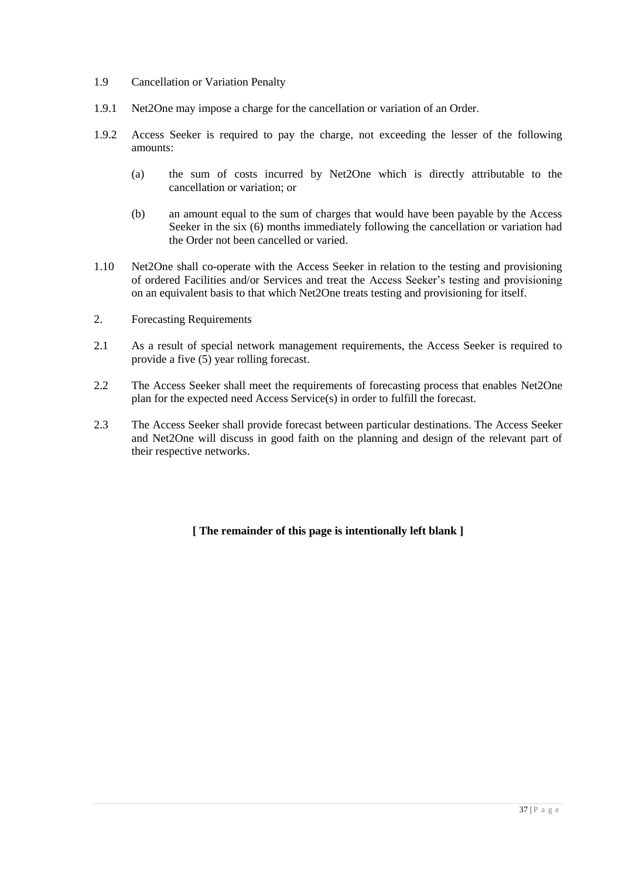1.9 Cancellation or Variation Penalty

1.9.1 Net2One may impose a charge for the cancellation or variation of an Order.

1.9.2 Access Seeker is required to pay the charge, not exceeding the lesser of the following amounts:

(a) the sum of costs incurred by Net2One which is directly attributable to the cancellation or variation; or

(b) an amount equal to the sum of charges that would have been payable by the Access Seeker in the six (6) months immediately following the cancellation or variation had the Order not been cancelled or varied.

1.10 Net2One shall co-operate with the Access Seeker in relation to the testing and provisioning of ordered Facilities and/or Services and treat the Access Seeker's testing and provisioning on an equivalent basis to that which Net2One treats testing and provisioning for itself.

2. Forecasting Requirements

2.1 As a result of special network management requirements, the Access Seeker is required to provide a five (5) year rolling forecast.

2.2 The Access Seeker shall meet the requirements of forecasting process that enables Net2One plan for the expected need Access Service(s) in order to fulfill the forecast.

2.3 The Access Seeker shall provide forecast between particular destinations. The Access Seeker and Net2One will discuss in good faith on the planning and design of the relevant part of their respective networks.

**[ The remainder of this page is intentionally left blank ]**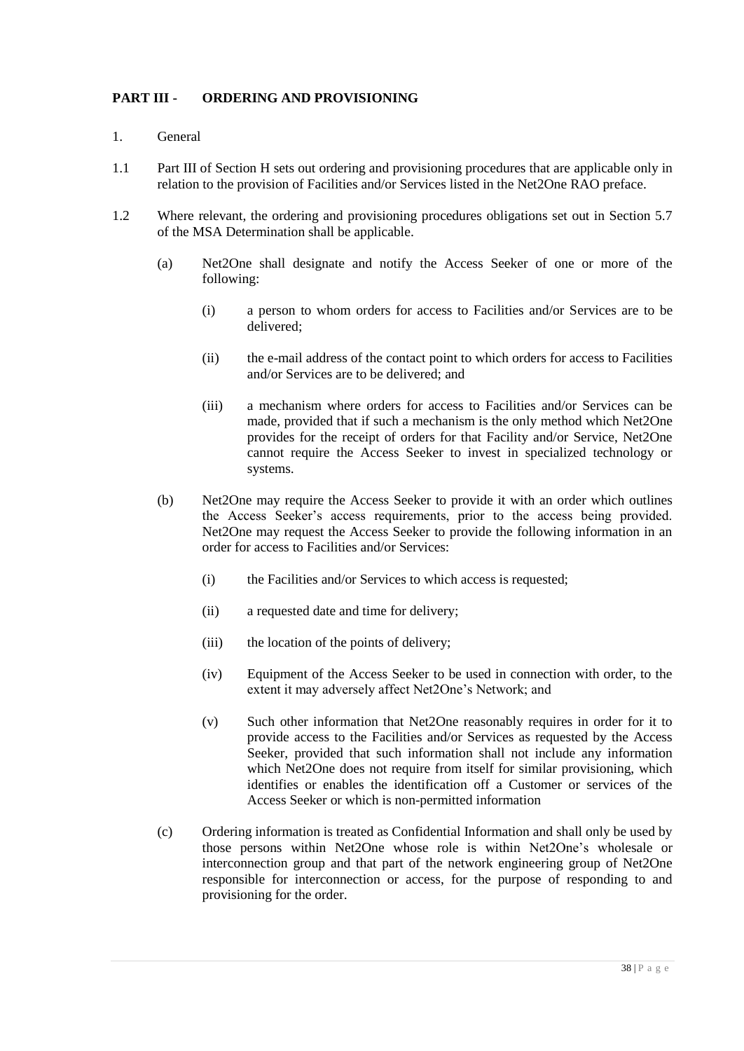## PART III - ORDERING AND PROVISIONING

1. General

1.1 Part III of Section H sets out ordering and provisioning procedures that are applicable only in relation to the provision of Facilities and/or Services listed in the Net2One RAO preface.

1.2 Where relevant, the ordering and provisioning procedures obligations set out in Section 5.7 of the MSA Determination shall be applicable.

(a) Net2One shall designate and notify the Access Seeker of one or more of the following:

(i) a person to whom orders for access to Facilities and/or Services are to be delivered;

(ii) the e-mail address of the contact point to which orders for access to Facilities and/or Services are to be delivered; and

(iii) a mechanism where orders for access to Facilities and/or Services can be made, provided that if such a mechanism is the only method which Net2One provides for the receipt of orders for that Facility and/or Service, Net2One cannot require the Access Seeker to invest in specialized technology or systems.

(b) Net2One may require the Access Seeker to provide it with an order which outlines the Access Seeker's access requirements, prior to the access being provided. Net2One may request the Access Seeker to provide the following information in an order for access to Facilities and/or Services:

(i) the Facilities and/or Services to which access is requested;

(ii) a requested date and time for delivery;

(iii) the location of the points of delivery;

(iv) Equipment of the Access Seeker to be used in connection with order, to the extent it may adversely affect Net2One's Network; and

(v) Such other information that Net2One reasonably requires in order for it to provide access to the Facilities and/or Services as requested by the Access Seeker, provided that such information shall not include any information which Net2One does not require from itself for similar provisioning, which identifies or enables the identification off a Customer or services of the Access Seeker or which is non-permitted information

(c) Ordering information is treated as Confidential Information and shall only be used by those persons within Net2One whose role is within Net2One's wholesale or interconnection group and that part of the network engineering group of Net2One responsible for interconnection or access, for the purpose of responding to and provisioning for the order.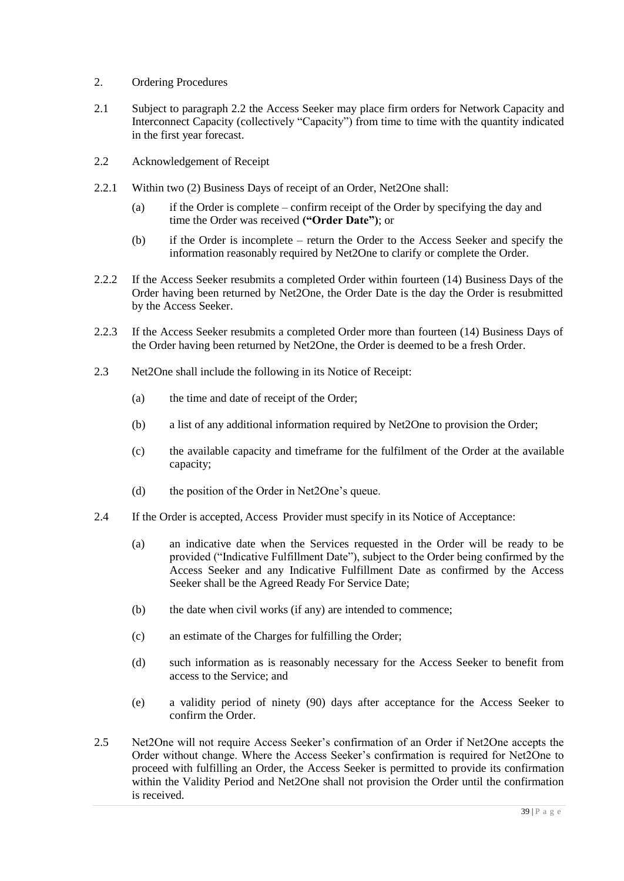2. Ordering Procedures

2.1 Subject to paragraph 2.2 the Access Seeker may place firm orders for Network Capacity and Interconnect Capacity (collectively "Capacity") from time to time with the quantity indicated in the first year forecast.

2.2 Acknowledgement of Receipt

2.2.1 Within two (2) Business Days of receipt of an Order, Net2One shall:

(a) if the Order is complete – confirm receipt of the Order by specifying the day and time the Order was received **("Order Date")**; or

(b) if the Order is incomplete – return the Order to the Access Seeker and specify the information reasonably required by Net2One to clarify or complete the Order.

2.2.2 If the Access Seeker resubmits a completed Order within fourteen (14) Business Days of the Order having been returned by Net2One, the Order Date is the day the Order is resubmitted by the Access Seeker.

2.2.3 If the Access Seeker resubmits a completed Order more than fourteen (14) Business Days of the Order having been returned by Net2One, the Order is deemed to be a fresh Order.

2.3 Net2One shall include the following in its Notice of Receipt:

(a) the time and date of receipt of the Order;

(b) a list of any additional information required by Net2One to provision the Order;

(c) the available capacity and timeframe for the fulfilment of the Order at the available capacity;

(d) the position of the Order in Net2One's queue.

2.4 If the Order is accepted, Access Provider must specify in its Notice of Acceptance:

(a) an indicative date when the Services requested in the Order will be ready to be provided ("Indicative Fulfillment Date"), subject to the Order being confirmed by the Access Seeker and any Indicative Fulfillment Date as confirmed by the Access Seeker shall be the Agreed Ready For Service Date;

(b) the date when civil works (if any) are intended to commence;

(c) an estimate of the Charges for fulfilling the Order;

(d) such information as is reasonably necessary for the Access Seeker to benefit from access to the Service; and

(e) a validity period of ninety (90) days after acceptance for the Access Seeker to confirm the Order.

2.5 Net2One will not require Access Seeker's confirmation of an Order if Net2One accepts the Order without change. Where the Access Seeker's confirmation is required for Net2One to proceed with fulfilling an Order, the Access Seeker is permitted to provide its confirmation within the Validity Period and Net2One shall not provision the Order until the confirmation is received.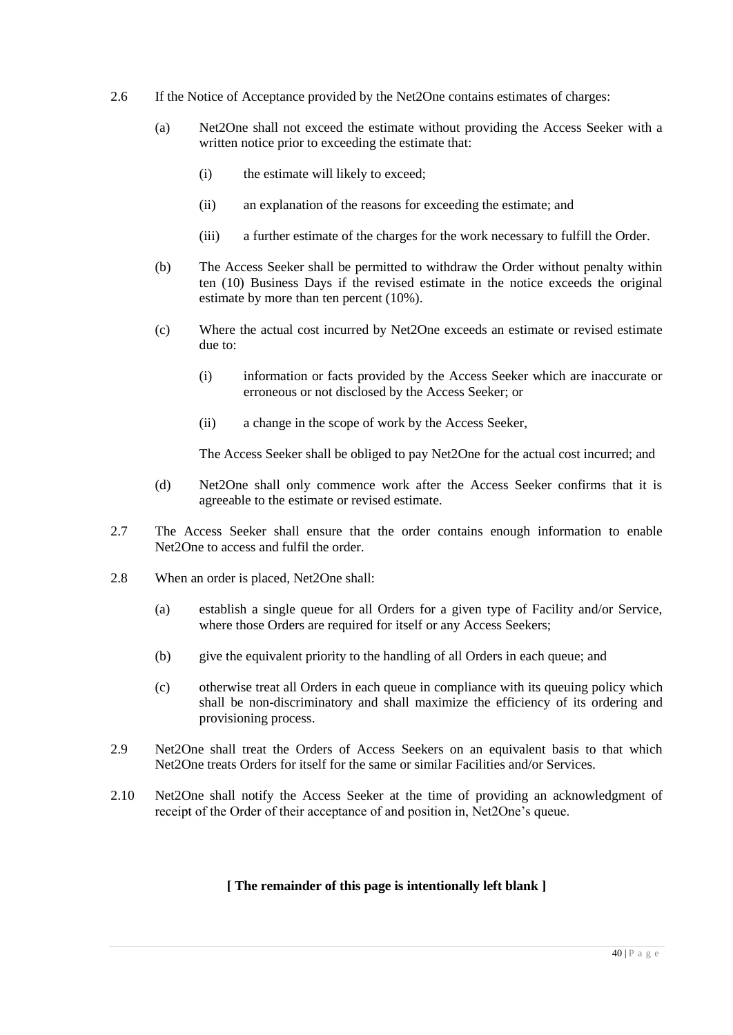2.6 If the Notice of Acceptance provided by the Net2One contains estimates of charges:

(a) Net2One shall not exceed the estimate without providing the Access Seeker with a written notice prior to exceeding the estimate that:

(i) the estimate will likely to exceed;

(ii) an explanation of the reasons for exceeding the estimate; and

(iii) a further estimate of the charges for the work necessary to fulfill the Order.

(b) The Access Seeker shall be permitted to withdraw the Order without penalty within ten (10) Business Days if the revised estimate in the notice exceeds the original estimate by more than ten percent (10%).

(c) Where the actual cost incurred by Net2One exceeds an estimate or revised estimate due to:

(i) information or facts provided by the Access Seeker which are inaccurate or erroneous or not disclosed by the Access Seeker; or

(ii) a change in the scope of work by the Access Seeker,

The Access Seeker shall be obliged to pay Net2One for the actual cost incurred; and

(d) Net2One shall only commence work after the Access Seeker confirms that it is agreeable to the estimate or revised estimate.

2.7 The Access Seeker shall ensure that the order contains enough information to enable Net2One to access and fulfil the order.

2.8 When an order is placed, Net2One shall:

(a) establish a single queue for all Orders for a given type of Facility and/or Service, where those Orders are required for itself or any Access Seekers;

(b) give the equivalent priority to the handling of all Orders in each queue; and

(c) otherwise treat all Orders in each queue in compliance with its queuing policy which shall be non-discriminatory and shall maximize the efficiency of its ordering and provisioning process.

2.9 Net2One shall treat the Orders of Access Seekers on an equivalent basis to that which Net2One treats Orders for itself for the same or similar Facilities and/or Services.

2.10 Net2One shall notify the Access Seeker at the time of providing an acknowledgment of receipt of the Order of their acceptance of and position in, Net2One's queue.

**[ The remainder of this page is intentionally left blank ]**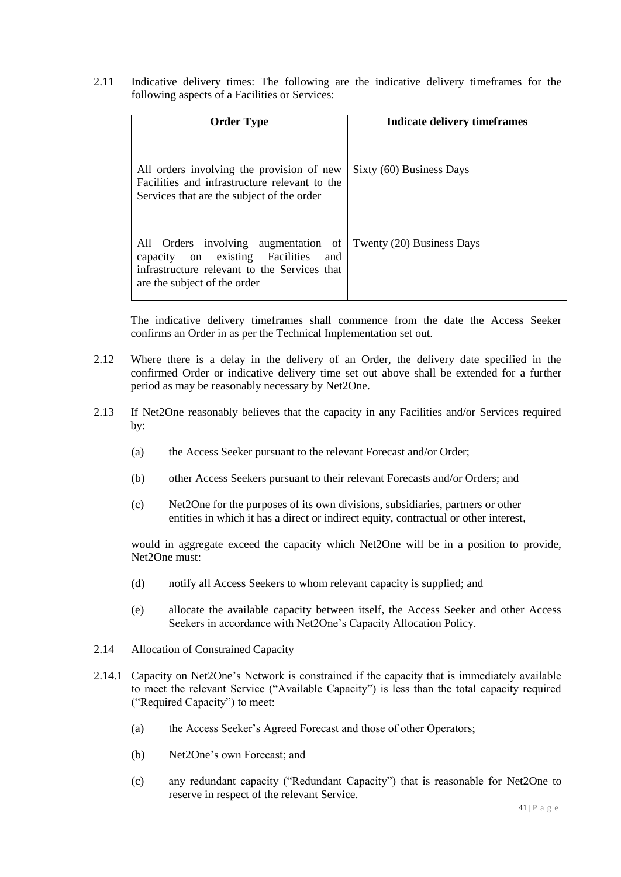2.11 Indicative delivery times: The following are the indicative delivery timeframes for the following aspects of a Facilities or Services:

| Order Type | Indicate delivery timeframes |
|---|---|
| All orders involving the provision of new Facilities and infrastructure relevant to the Services that are the subject of the order | Sixty (60) Business Days |
| All Orders involving augmentation of capacity on existing Facilities and infrastructure relevant to the Services that are the subject of the order | Twenty (20) Business Days |

The indicative delivery timeframes shall commence from the date the Access Seeker confirms an Order in as per the Technical Implementation set out.

2.12 Where there is a delay in the delivery of an Order, the delivery date specified in the confirmed Order or indicative delivery time set out above shall be extended for a further period as may be reasonably necessary by Net2One.

2.13 If Net2One reasonably believes that the capacity in any Facilities and/or Services required by:

(a) the Access Seeker pursuant to the relevant Forecast and/or Order;

(b) other Access Seekers pursuant to their relevant Forecasts and/or Orders; and

(c) Net2One for the purposes of its own divisions, subsidiaries, partners or other entities in which it has a direct or indirect equity, contractual or other interest,

would in aggregate exceed the capacity which Net2One will be in a position to provide, Net2One must:

(d) notify all Access Seekers to whom relevant capacity is supplied; and

(e) allocate the available capacity between itself, the Access Seeker and other Access Seekers in accordance with Net2One's Capacity Allocation Policy.

2.14 Allocation of Constrained Capacity

2.14.1 Capacity on Net2One's Network is constrained if the capacity that is immediately available to meet the relevant Service ("Available Capacity") is less than the total capacity required ("Required Capacity") to meet:

(a) the Access Seeker's Agreed Forecast and those of other Operators;

(b) Net2One's own Forecast; and

(c) any redundant capacity ("Redundant Capacity") that is reasonable for Net2One to reserve in respect of the relevant Service.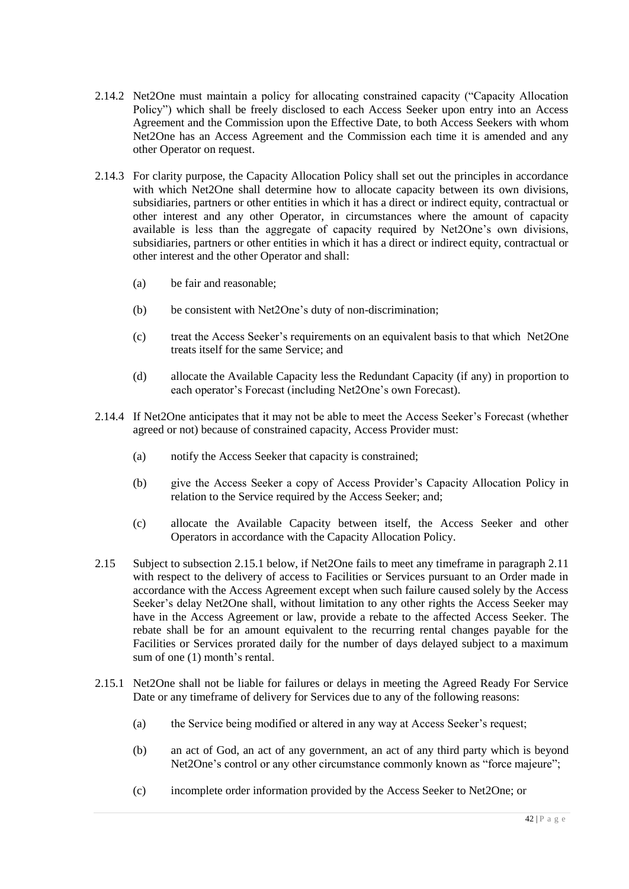2.14.2 Net2One must maintain a policy for allocating constrained capacity ("Capacity Allocation Policy") which shall be freely disclosed to each Access Seeker upon entry into an Access Agreement and the Commission upon the Effective Date, to both Access Seekers with whom Net2One has an Access Agreement and the Commission each time it is amended and any other Operator on request.

2.14.3 For clarity purpose, the Capacity Allocation Policy shall set out the principles in accordance with which Net2One shall determine how to allocate capacity between its own divisions, subsidiaries, partners or other entities in which it has a direct or indirect equity, contractual or other interest and any other Operator, in circumstances where the amount of capacity available is less than the aggregate of capacity required by Net2One's own divisions, subsidiaries, partners or other entities in which it has a direct or indirect equity, contractual or other interest and the other Operator and shall:

- (a) be fair and reasonable;
- (b) be consistent with Net2One's duty of non-discrimination;
- (c) treat the Access Seeker's requirements on an equivalent basis to that which Net2One treats itself for the same Service; and
- (d) allocate the Available Capacity less the Redundant Capacity (if any) in proportion to each operator's Forecast (including Net2One's own Forecast).

2.14.4 If Net2One anticipates that it may not be able to meet the Access Seeker's Forecast (whether agreed or not) because of constrained capacity, Access Provider must:

- (a) notify the Access Seeker that capacity is constrained;
- (b) give the Access Seeker a copy of Access Provider's Capacity Allocation Policy in relation to the Service required by the Access Seeker; and;
- (c) allocate the Available Capacity between itself, the Access Seeker and other Operators in accordance with the Capacity Allocation Policy.

2.15 Subject to subsection 2.15.1 below, if Net2One fails to meet any timeframe in paragraph 2.11 with respect to the delivery of access to Facilities or Services pursuant to an Order made in accordance with the Access Agreement except when such failure caused solely by the Access Seeker's delay Net2One shall, without limitation to any other rights the Access Seeker may have in the Access Agreement or law, provide a rebate to the affected Access Seeker. The rebate shall be for an amount equivalent to the recurring rental changes payable for the Facilities or Services prorated daily for the number of days delayed subject to a maximum sum of one (1) month's rental.

2.15.1 Net2One shall not be liable for failures or delays in meeting the Agreed Ready For Service Date or any timeframe of delivery for Services due to any of the following reasons:

- (a) the Service being modified or altered in any way at Access Seeker's request;
- (b) an act of God, an act of any government, an act of any third party which is beyond Net2One's control or any other circumstance commonly known as "force majeure";
- (c) incomplete order information provided by the Access Seeker to Net2One; or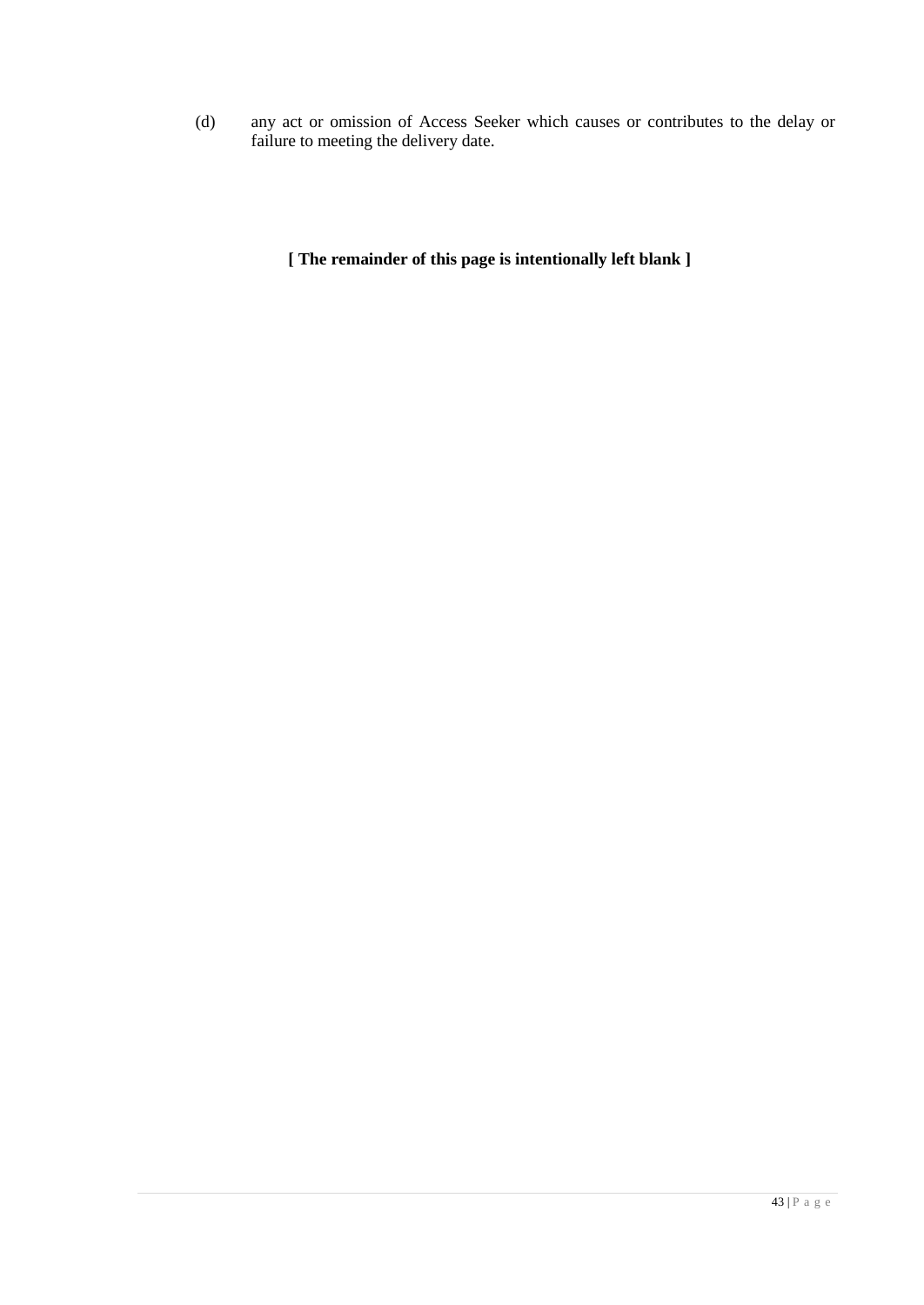(d) any act or omission of Access Seeker which causes or contributes to the delay or failure to meeting the delivery date.

**[ The remainder of this page is intentionally left blank ]**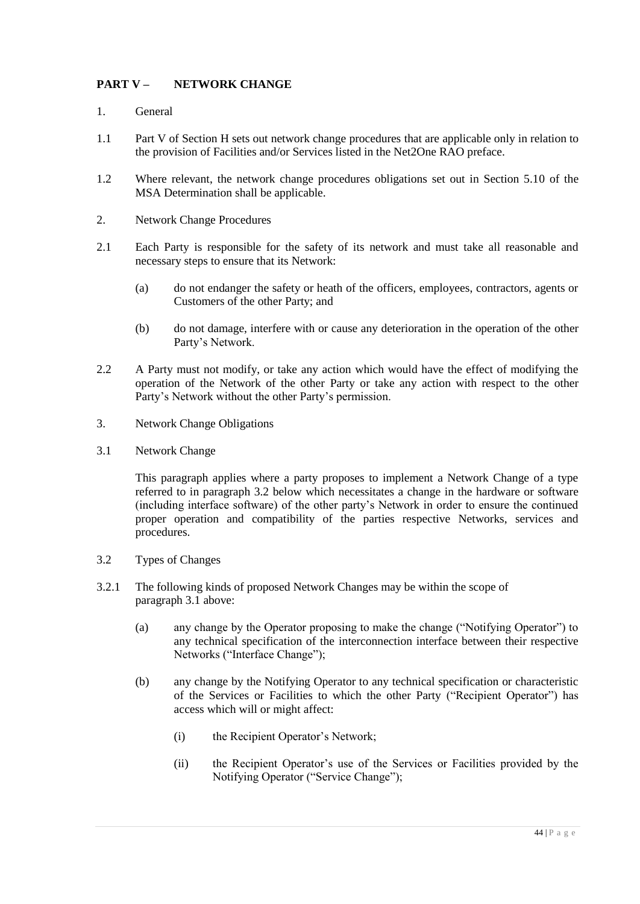## PART V – NETWORK CHANGE

1. General

1.1 Part V of Section H sets out network change procedures that are applicable only in relation to the provision of Facilities and/or Services listed in the Net2One RAO preface.

1.2 Where relevant, the network change procedures obligations set out in Section 5.10 of the MSA Determination shall be applicable.

2. Network Change Procedures

2.1 Each Party is responsible for the safety of its network and must take all reasonable and necessary steps to ensure that its Network:

(a) do not endanger the safety or heath of the officers, employees, contractors, agents or Customers of the other Party; and

(b) do not damage, interfere with or cause any deterioration in the operation of the other Party's Network.

2.2 A Party must not modify, or take any action which would have the effect of modifying the operation of the Network of the other Party or take any action with respect to the other Party's Network without the other Party's permission.

3. Network Change Obligations

3.1 Network Change

This paragraph applies where a party proposes to implement a Network Change of a type referred to in paragraph 3.2 below which necessitates a change in the hardware or software (including interface software) of the other party's Network in order to ensure the continued proper operation and compatibility of the parties respective Networks, services and procedures.

3.2 Types of Changes

3.2.1 The following kinds of proposed Network Changes may be within the scope of paragraph 3.1 above:

(a) any change by the Operator proposing to make the change ("Notifying Operator") to any technical specification of the interconnection interface between their respective Networks ("Interface Change");

(b) any change by the Notifying Operator to any technical specification or characteristic of the Services or Facilities to which the other Party ("Recipient Operator") has access which will or might affect:

(i) the Recipient Operator's Network;

(ii) the Recipient Operator's use of the Services or Facilities provided by the Notifying Operator ("Service Change");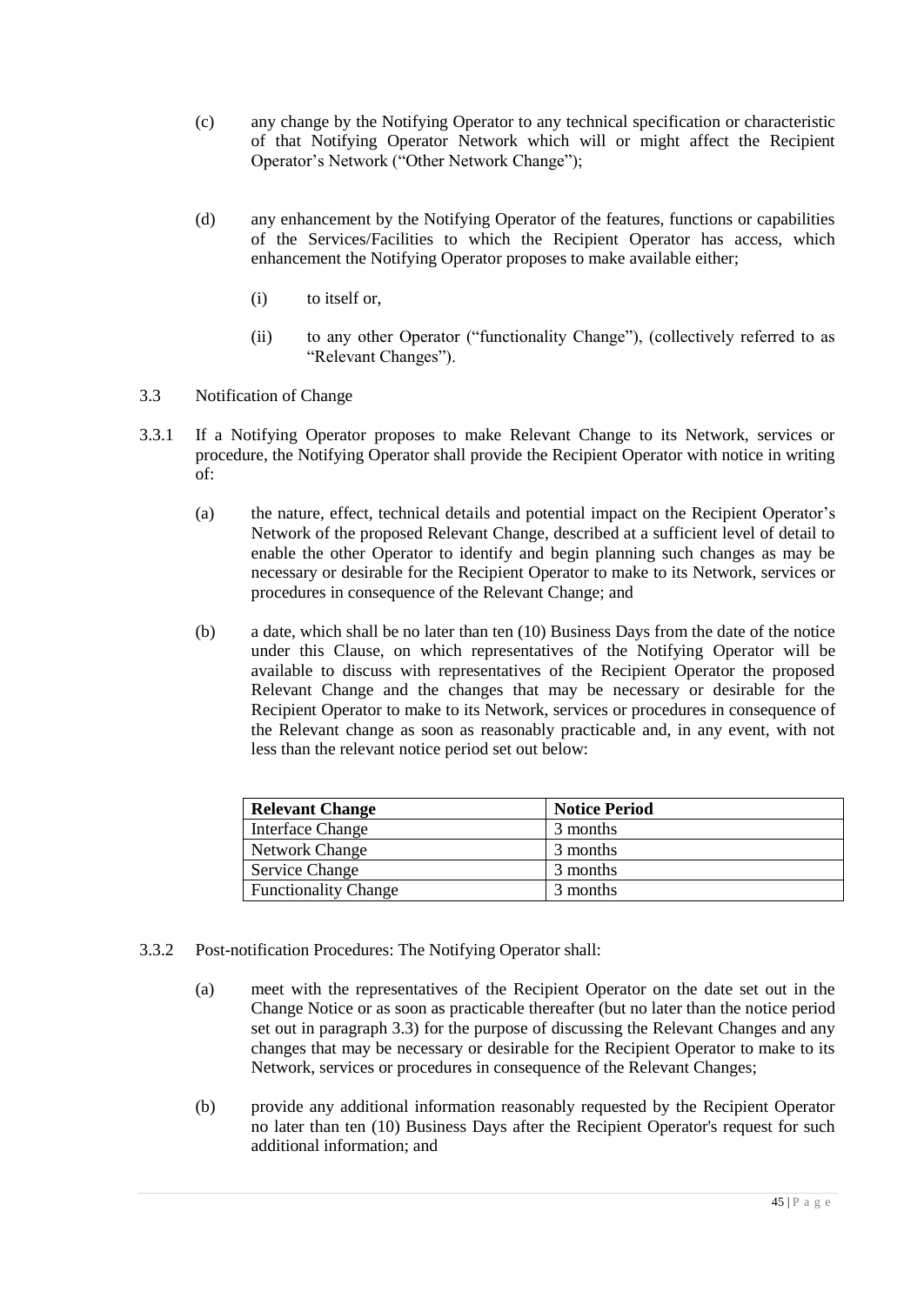(c) any change by the Notifying Operator to any technical specification or characteristic of that Notifying Operator Network which will or might affect the Recipient Operator's Network ("Other Network Change");

(d) any enhancement by the Notifying Operator of the features, functions or capabilities of the Services/Facilities to which the Recipient Operator has access, which enhancement the Notifying Operator proposes to make available either;

(i) to itself or,

(ii) to any other Operator ("functionality Change"), (collectively referred to as "Relevant Changes").

3.3 Notification of Change

3.3.1 If a Notifying Operator proposes to make Relevant Change to its Network, services or procedure, the Notifying Operator shall provide the Recipient Operator with notice in writing of:

(a) the nature, effect, technical details and potential impact on the Recipient Operator's Network of the proposed Relevant Change, described at a sufficient level of detail to enable the other Operator to identify and begin planning such changes as may be necessary or desirable for the Recipient Operator to make to its Network, services or procedures in consequence of the Relevant Change; and

(b) a date, which shall be no later than ten (10) Business Days from the date of the notice under this Clause, on which representatives of the Notifying Operator will be available to discuss with representatives of the Recipient Operator the proposed Relevant Change and the changes that may be necessary or desirable for the Recipient Operator to make to its Network, services or procedures in consequence of the Relevant change as soon as reasonably practicable and, in any event, with not less than the relevant notice period set out below:

| Relevant Change | Notice Period |
|---|---|
| Interface Change | 3 months |
| Network Change | 3 months |
| Service Change | 3 months |
| Functionality Change | 3 months |

3.3.2 Post-notification Procedures: The Notifying Operator shall:

(a) meet with the representatives of the Recipient Operator on the date set out in the Change Notice or as soon as practicable thereafter (but no later than the notice period set out in paragraph 3.3) for the purpose of discussing the Relevant Changes and any changes that may be necessary or desirable for the Recipient Operator to make to its Network, services or procedures in consequence of the Relevant Changes;

(b) provide any additional information reasonably requested by the Recipient Operator no later than ten (10) Business Days after the Recipient Operator's request for such additional information; and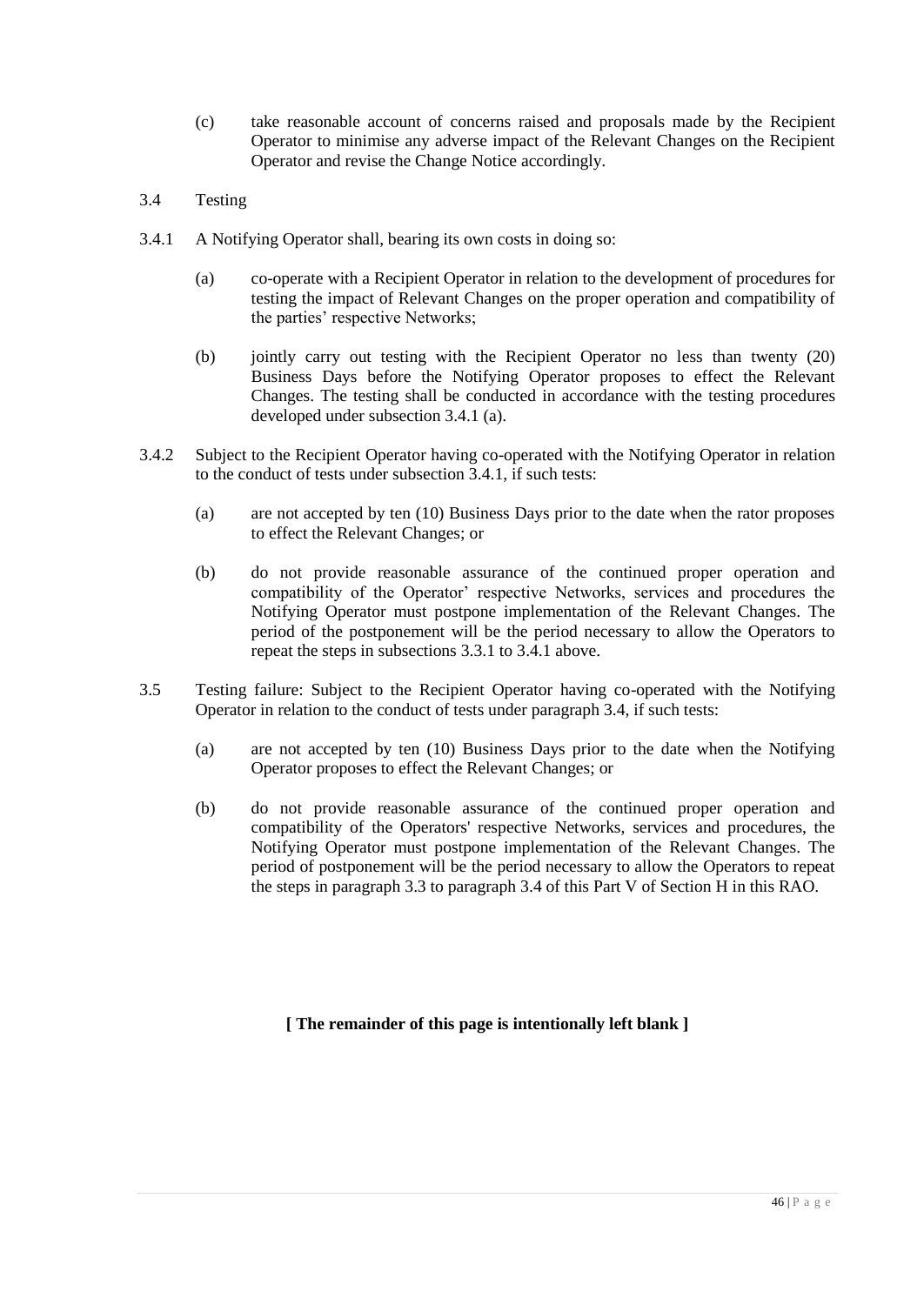(c) take reasonable account of concerns raised and proposals made by the Recipient Operator to minimise any adverse impact of the Relevant Changes on the Recipient Operator and revise the Change Notice accordingly.

3.4 Testing

3.4.1 A Notifying Operator shall, bearing its own costs in doing so:

(a) co-operate with a Recipient Operator in relation to the development of procedures for testing the impact of Relevant Changes on the proper operation and compatibility of the parties' respective Networks;

(b) jointly carry out testing with the Recipient Operator no less than twenty (20) Business Days before the Notifying Operator proposes to effect the Relevant Changes. The testing shall be conducted in accordance with the testing procedures developed under subsection 3.4.1 (a).

3.4.2 Subject to the Recipient Operator having co-operated with the Notifying Operator in relation to the conduct of tests under subsection 3.4.1, if such tests:

(a) are not accepted by ten (10) Business Days prior to the date when the rator proposes to effect the Relevant Changes; or

(b) do not provide reasonable assurance of the continued proper operation and compatibility of the Operator' respective Networks, services and procedures the Notifying Operator must postpone implementation of the Relevant Changes. The period of the postponement will be the period necessary to allow the Operators to repeat the steps in subsections 3.3.1 to 3.4.1 above.

3.5 Testing failure: Subject to the Recipient Operator having co-operated with the Notifying Operator in relation to the conduct of tests under paragraph 3.4, if such tests:

(a) are not accepted by ten (10) Business Days prior to the date when the Notifying Operator proposes to effect the Relevant Changes; or

(b) do not provide reasonable assurance of the continued proper operation and compatibility of the Operators' respective Networks, services and procedures, the Notifying Operator must postpone implementation of the Relevant Changes. The period of postponement will be the period necessary to allow the Operators to repeat the steps in paragraph 3.3 to paragraph 3.4 of this Part V of Section H in this RAO.

**[ The remainder of this page is intentionally left blank ]**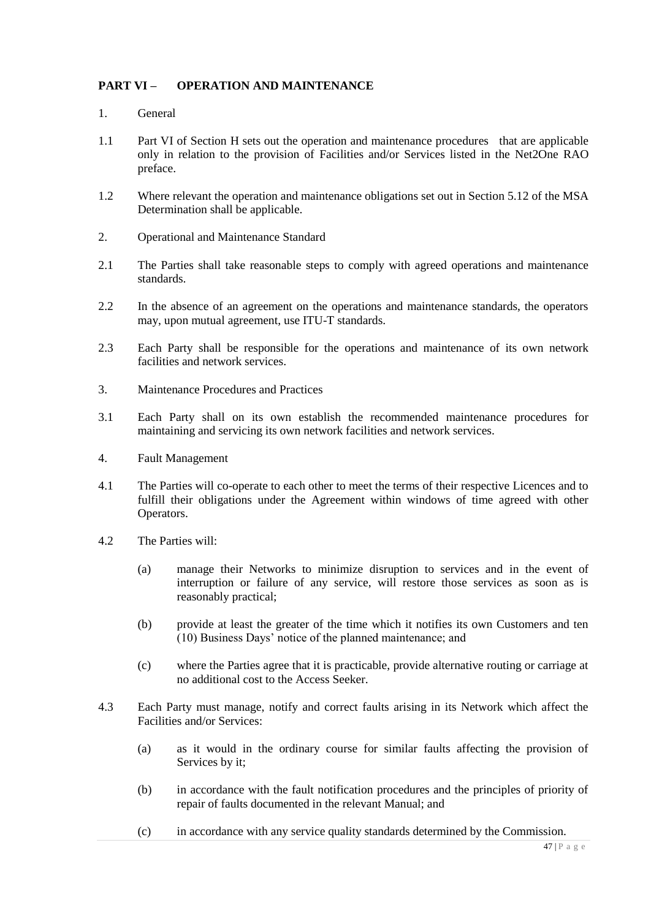## PART VI – OPERATION AND MAINTENANCE

1. General

1.1 Part VI of Section H sets out the operation and maintenance procedures that are applicable only in relation to the provision of Facilities and/or Services listed in the Net2One RAO preface.

1.2 Where relevant the operation and maintenance obligations set out in Section 5.12 of the MSA Determination shall be applicable.

2. Operational and Maintenance Standard

2.1 The Parties shall take reasonable steps to comply with agreed operations and maintenance standards.

2.2 In the absence of an agreement on the operations and maintenance standards, the operators may, upon mutual agreement, use ITU-T standards.

2.3 Each Party shall be responsible for the operations and maintenance of its own network facilities and network services.

3. Maintenance Procedures and Practices

3.1 Each Party shall on its own establish the recommended maintenance procedures for maintaining and servicing its own network facilities and network services.

4. Fault Management

4.1 The Parties will co-operate to each other to meet the terms of their respective Licences and to fulfill their obligations under the Agreement within windows of time agreed with other Operators.

4.2 The Parties will:

(a) manage their Networks to minimize disruption to services and in the event of interruption or failure of any service, will restore those services as soon as is reasonably practical;

(b) provide at least the greater of the time which it notifies its own Customers and ten (10) Business Days' notice of the planned maintenance; and

(c) where the Parties agree that it is practicable, provide alternative routing or carriage at no additional cost to the Access Seeker.

4.3 Each Party must manage, notify and correct faults arising in its Network which affect the Facilities and/or Services:

(a) as it would in the ordinary course for similar faults affecting the provision of Services by it;

(b) in accordance with the fault notification procedures and the principles of priority of repair of faults documented in the relevant Manual; and

(c) in accordance with any service quality standards determined by the Commission.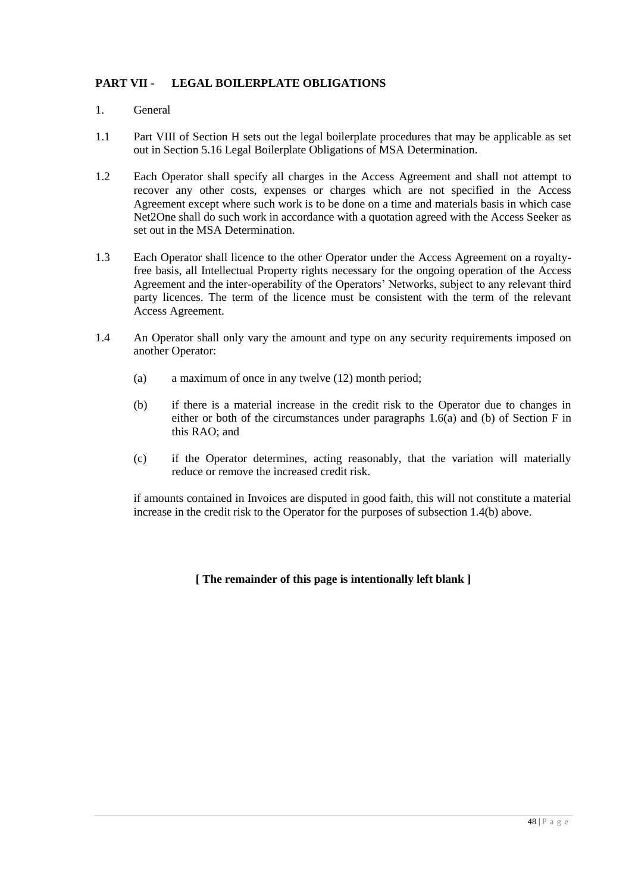## PART VII - LEGAL BOILERPLATE OBLIGATIONS

1. General

1.1 Part VIII of Section H sets out the legal boilerplate procedures that may be applicable as set out in Section 5.16 Legal Boilerplate Obligations of MSA Determination.

1.2 Each Operator shall specify all charges in the Access Agreement and shall not attempt to recover any other costs, expenses or charges which are not specified in the Access Agreement except where such work is to be done on a time and materials basis in which case Net2One shall do such work in accordance with a quotation agreed with the Access Seeker as set out in the MSA Determination.

1.3 Each Operator shall licence to the other Operator under the Access Agreement on a royalty-free basis, all Intellectual Property rights necessary for the ongoing operation of the Access Agreement and the inter-operability of the Operators' Networks, subject to any relevant third party licences. The term of the licence must be consistent with the term of the relevant Access Agreement.

1.4 An Operator shall only vary the amount and type on any security requirements imposed on another Operator:

(a) a maximum of once in any twelve (12) month period;

(b) if there is a material increase in the credit risk to the Operator due to changes in either or both of the circumstances under paragraphs 1.6(a) and (b) of Section F in this RAO; and

(c) if the Operator determines, acting reasonably, that the variation will materially reduce or remove the increased credit risk.

if amounts contained in Invoices are disputed in good faith, this will not constitute a material increase in the credit risk to the Operator for the purposes of subsection 1.4(b) above.

**[ The remainder of this page is intentionally left blank ]**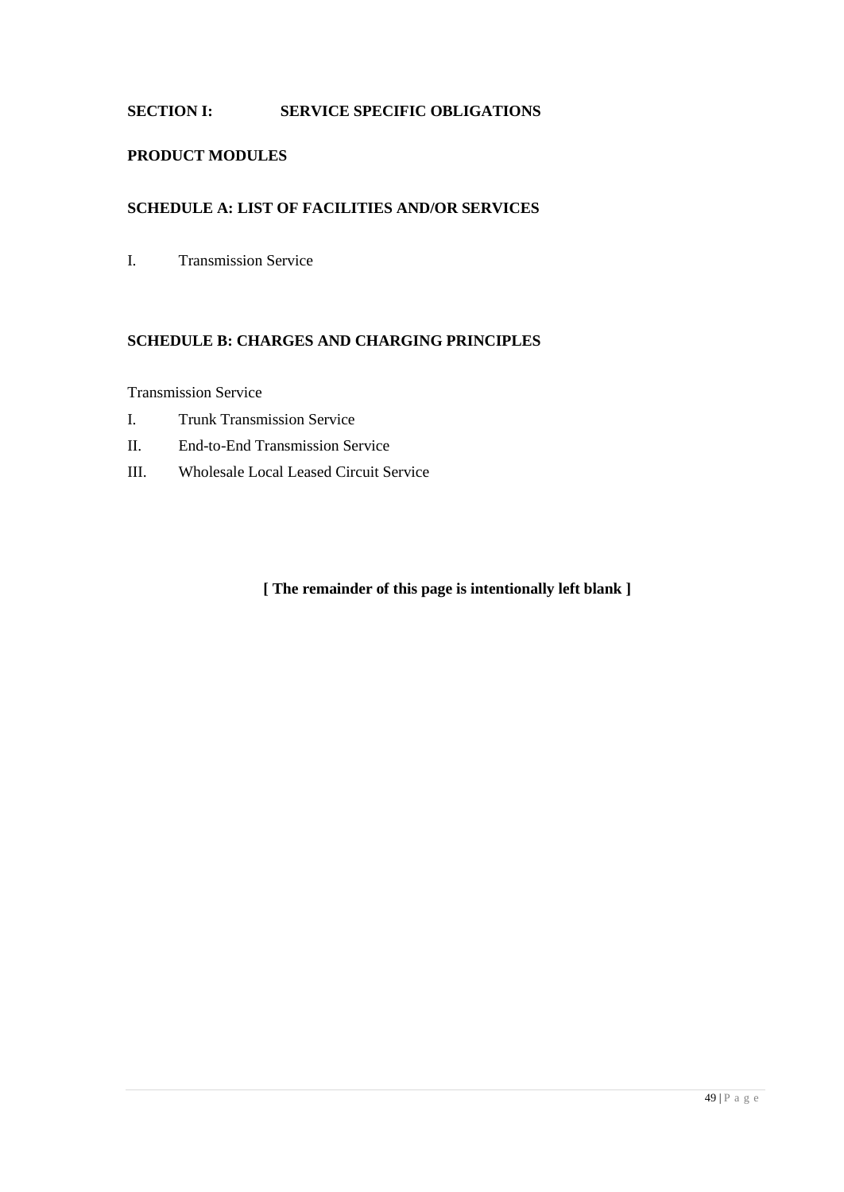## SECTION I: SERVICE SPECIFIC OBLIGATIONS

## PRODUCT MODULES

## SCHEDULE A: LIST OF FACILITIES AND/OR SERVICES

I. Transmission Service

## SCHEDULE B: CHARGES AND CHARGING PRINCIPLES

Transmission Service

I. Trunk Transmission Service

II. End-to-End Transmission Service

III. Wholesale Local Leased Circuit Service

**[ The remainder of this page is intentionally left blank ]**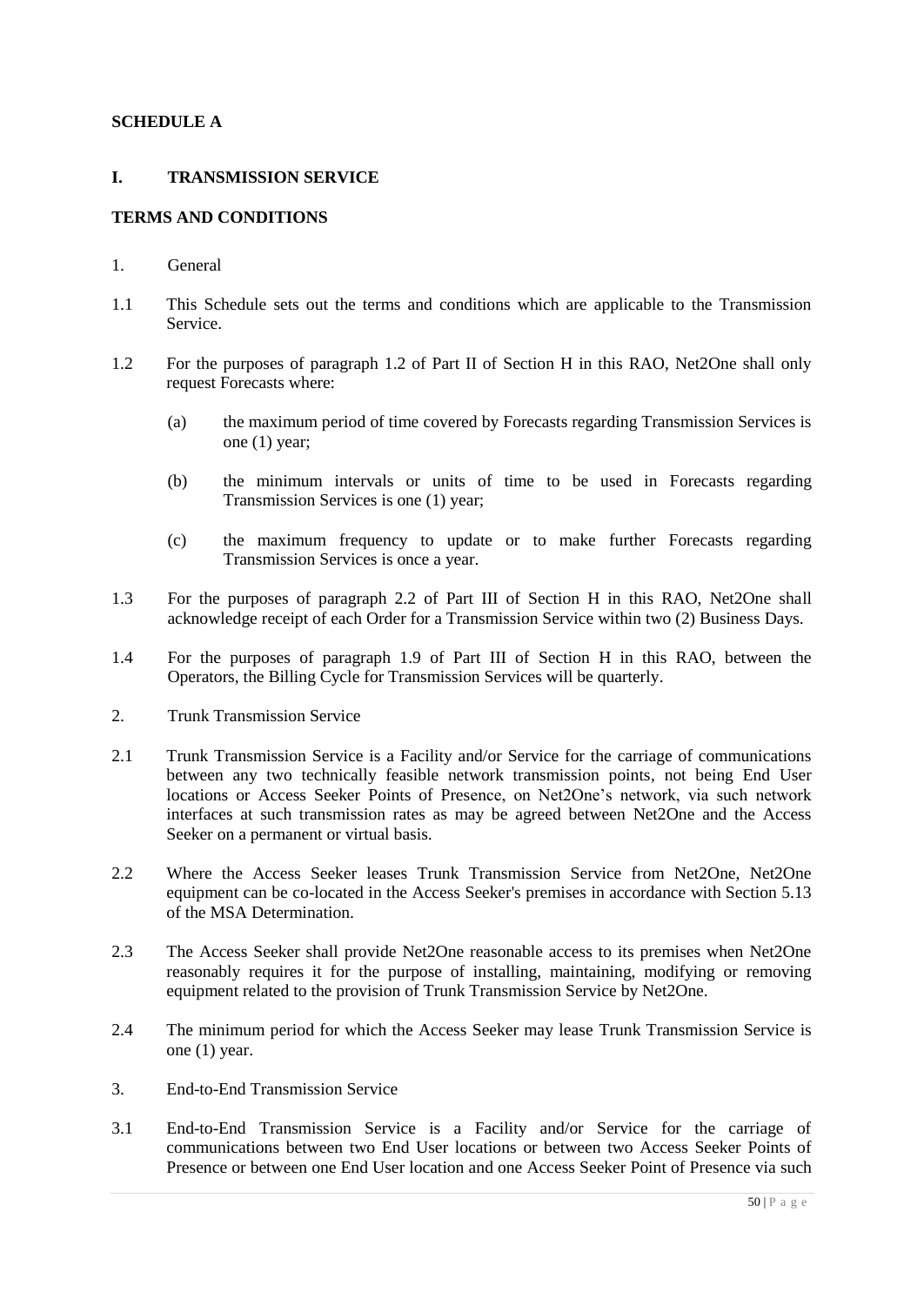**SCHEDULE A**

**I. TRANSMISSION SERVICE**

**TERMS AND CONDITIONS**

1. General

1.1 This Schedule sets out the terms and conditions which are applicable to the Transmission Service.

1.2 For the purposes of paragraph 1.2 of Part II of Section H in this RAO, Net2One shall only request Forecasts where:

(a) the maximum period of time covered by Forecasts regarding Transmission Services is one (1) year;

(b) the minimum intervals or units of time to be used in Forecasts regarding Transmission Services is one (1) year;

(c) the maximum frequency to update or to make further Forecasts regarding Transmission Services is once a year.

1.3 For the purposes of paragraph 2.2 of Part III of Section H in this RAO, Net2One shall acknowledge receipt of each Order for a Transmission Service within two (2) Business Days.

1.4 For the purposes of paragraph 1.9 of Part III of Section H in this RAO, between the Operators, the Billing Cycle for Transmission Services will be quarterly.

2. Trunk Transmission Service

2.1 Trunk Transmission Service is a Facility and/or Service for the carriage of communications between any two technically feasible network transmission points, not being End User locations or Access Seeker Points of Presence, on Net2One's network, via such network interfaces at such transmission rates as may be agreed between Net2One and the Access Seeker on a permanent or virtual basis.

2.2 Where the Access Seeker leases Trunk Transmission Service from Net2One, Net2One equipment can be co-located in the Access Seeker's premises in accordance with Section 5.13 of the MSA Determination.

2.3 The Access Seeker shall provide Net2One reasonable access to its premises when Net2One reasonably requires it for the purpose of installing, maintaining, modifying or removing equipment related to the provision of Trunk Transmission Service by Net2One.

2.4 The minimum period for which the Access Seeker may lease Trunk Transmission Service is one (1) year.

3. End-to-End Transmission Service

3.1 End-to-End Transmission Service is a Facility and/or Service for the carriage of communications between two End User locations or between two Access Seeker Points of Presence or between one End User location and one Access Seeker Point of Presence via such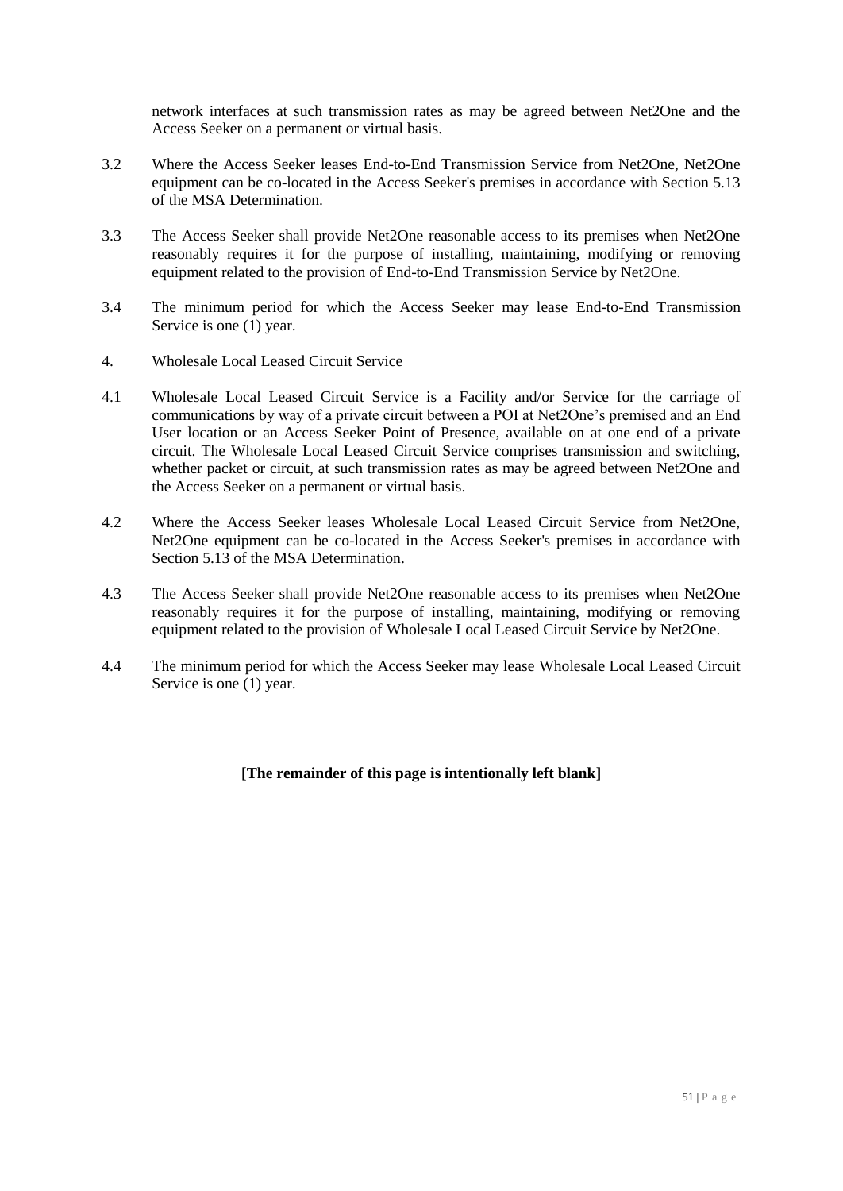network interfaces at such transmission rates as may be agreed between Net2One and the Access Seeker on a permanent or virtual basis.

3.2 Where the Access Seeker leases End-to-End Transmission Service from Net2One, Net2One equipment can be co-located in the Access Seeker's premises in accordance with Section 5.13 of the MSA Determination.

3.3 The Access Seeker shall provide Net2One reasonable access to its premises when Net2One reasonably requires it for the purpose of installing, maintaining, modifying or removing equipment related to the provision of End-to-End Transmission Service by Net2One.

3.4 The minimum period for which the Access Seeker may lease End-to-End Transmission Service is one (1) year.

4. Wholesale Local Leased Circuit Service

4.1 Wholesale Local Leased Circuit Service is a Facility and/or Service for the carriage of communications by way of a private circuit between a POI at Net2One's premised and an End User location or an Access Seeker Point of Presence, available on at one end of a private circuit. The Wholesale Local Leased Circuit Service comprises transmission and switching, whether packet or circuit, at such transmission rates as may be agreed between Net2One and the Access Seeker on a permanent or virtual basis.

4.2 Where the Access Seeker leases Wholesale Local Leased Circuit Service from Net2One, Net2One equipment can be co-located in the Access Seeker's premises in accordance with Section 5.13 of the MSA Determination.

4.3 The Access Seeker shall provide Net2One reasonable access to its premises when Net2One reasonably requires it for the purpose of installing, maintaining, modifying or removing equipment related to the provision of Wholesale Local Leased Circuit Service by Net2One.

4.4 The minimum period for which the Access Seeker may lease Wholesale Local Leased Circuit Service is one (1) year.

**[The remainder of this page is intentionally left blank]**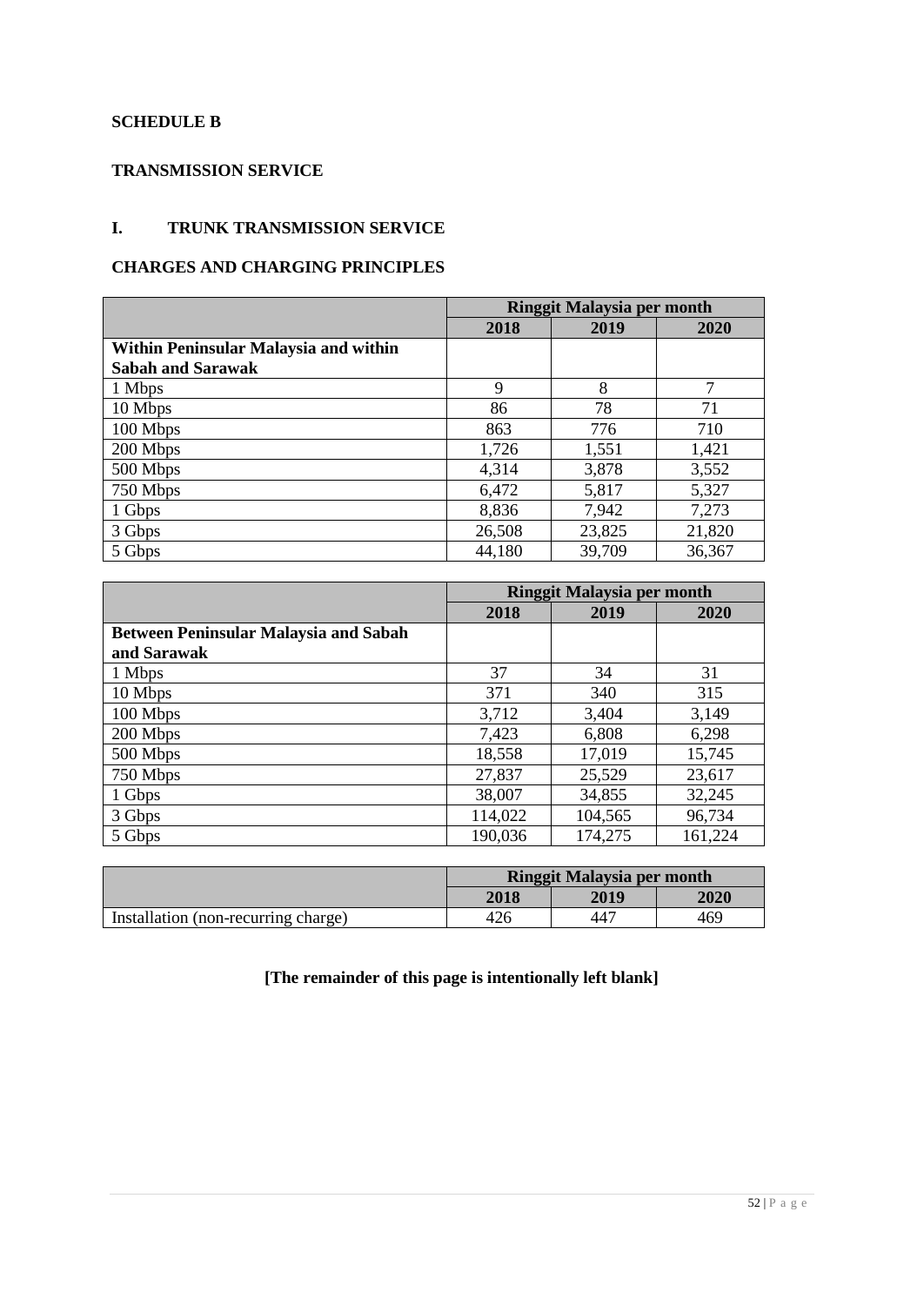**SCHEDULE B**

**TRANSMISSION SERVICE**

**I. TRUNK TRANSMISSION SERVICE**

**CHARGES AND CHARGING PRINCIPLES**

| | Ringgit Malaysia per month | | |
|---|---|---|---|
| | 2018 | 2019 | 2020 |
| **Within Peninsular Malaysia and within Sabah and Sarawak** | | | |
| 1 Mbps | 9 | 8 | 7 |
| 10 Mbps | 86 | 78 | 71 |
| 100 Mbps | 863 | 776 | 710 |
| 200 Mbps | 1,726 | 1,551 | 1,421 |
| 500 Mbps | 4,314 | 3,878 | 3,552 |
| 750 Mbps | 6,472 | 5,817 | 5,327 |
| 1 Gbps | 8,836 | 7,942 | 7,273 |
| 3 Gbps | 26,508 | 23,825 | 21,820 |
| 5 Gbps | 44,180 | 39,709 | 36,367 |

| | Ringgit Malaysia per month | | |
|---|---|---|---|
| | 2018 | 2019 | 2020 |
| **Between Peninsular Malaysia and Sabah and Sarawak** | | | |
| 1 Mbps | 37 | 34 | 31 |
| 10 Mbps | 371 | 340 | 315 |
| 100 Mbps | 3,712 | 3,404 | 3,149 |
| 200 Mbps | 7,423 | 6,808 | 6,298 |
| 500 Mbps | 18,558 | 17,019 | 15,745 |
| 750 Mbps | 27,837 | 25,529 | 23,617 |
| 1 Gbps | 38,007 | 34,855 | 32,245 |
| 3 Gbps | 114,022 | 104,565 | 96,734 |
| 5 Gbps | 190,036 | 174,275 | 161,224 |

| | Ringgit Malaysia per month | | |
|---|---|---|---|
| | 2018 | 2019 | 2020 |
| Installation (non-recurring charge) | 426 | 447 | 469 |

**[The remainder of this page is intentionally left blank]**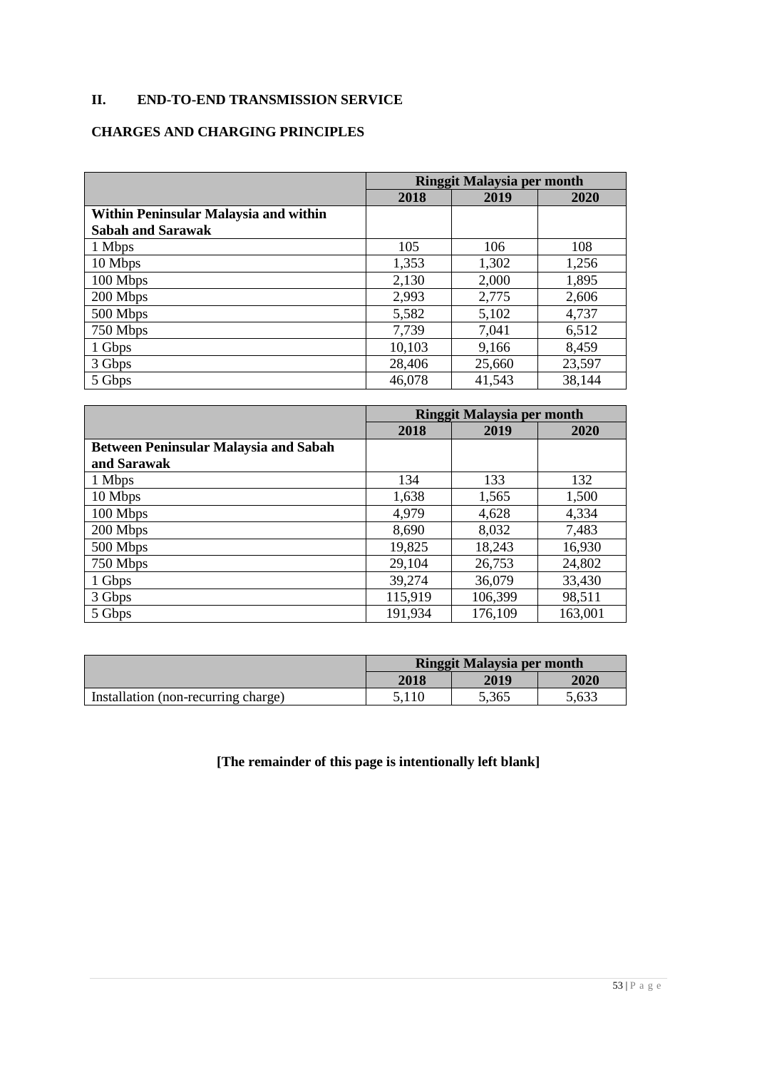## II. END-TO-END TRANSMISSION SERVICE

### CHARGES AND CHARGING PRINCIPLES

| | Ringgit Malaysia per month | | |
|---|---|---|---|
| | 2018 | 2019 | 2020 |
| **Within Peninsular Malaysia and within Sabah and Sarawak** | | | |
| 1 Mbps | 105 | 106 | 108 |
| 10 Mbps | 1,353 | 1,302 | 1,256 |
| 100 Mbps | 2,130 | 2,000 | 1,895 |
| 200 Mbps | 2,993 | 2,775 | 2,606 |
| 500 Mbps | 5,582 | 5,102 | 4,737 |
| 750 Mbps | 7,739 | 7,041 | 6,512 |
| 1 Gbps | 10,103 | 9,166 | 8,459 |
| 3 Gbps | 28,406 | 25,660 | 23,597 |
| 5 Gbps | 46,078 | 41,543 | 38,144 |

| | Ringgit Malaysia per month | | |
|---|---|---|---|
| | 2018 | 2019 | 2020 |
| **Between Peninsular Malaysia and Sabah and Sarawak** | | | |
| 1 Mbps | 134 | 133 | 132 |
| 10 Mbps | 1,638 | 1,565 | 1,500 |
| 100 Mbps | 4,979 | 4,628 | 4,334 |
| 200 Mbps | 8,690 | 8,032 | 7,483 |
| 500 Mbps | 19,825 | 18,243 | 16,930 |
| 750 Mbps | 29,104 | 26,753 | 24,802 |
| 1 Gbps | 39,274 | 36,079 | 33,430 |
| 3 Gbps | 115,919 | 106,399 | 98,511 |
| 5 Gbps | 191,934 | 176,109 | 163,001 |

| | Ringgit Malaysia per month | | |
|---|---|---|---|
| | 2018 | 2019 | 2020 |
| Installation (non-recurring charge) | 5,110 | 5,365 | 5,633 |

**[The remainder of this page is intentionally left blank]**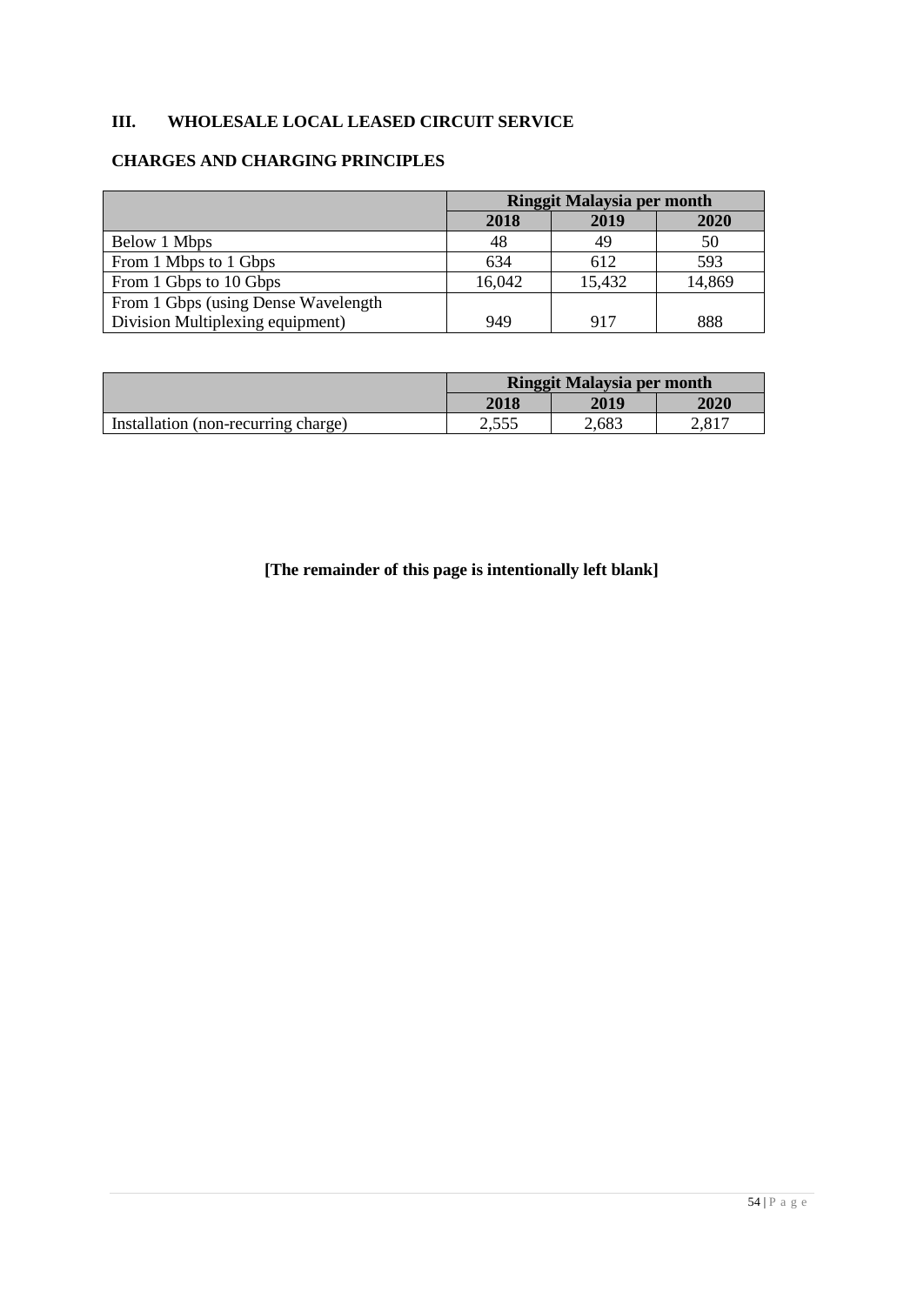## III. WHOLESALE LOCAL LEASED CIRCUIT SERVICE

### CHARGES AND CHARGING PRINCIPLES

| | Ringgit Malaysia per month | | |
|---|---|---|---|
| | 2018 | 2019 | 2020 |
| Below 1 Mbps | 48 | 49 | 50 |
| From 1 Mbps to 1 Gbps | 634 | 612 | 593 |
| From 1 Gbps to 10 Gbps | 16,042 | 15,432 | 14,869 |
| From 1 Gbps (using Dense Wavelength Division Multiplexing equipment) | 949 | 917 | 888 |

| | Ringgit Malaysia per month | | |
|---|---|---|---|
| | 2018 | 2019 | 2020 |
| Installation (non-recurring charge) | 2,555 | 2,683 | 2,817 |

**[The remainder of this page is intentionally left blank]**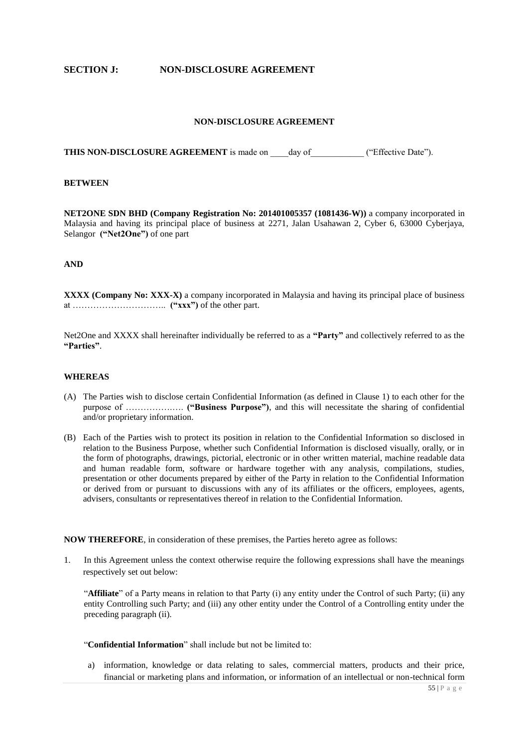## SECTION J: NON-DISCLOSURE AGREEMENT

**NON-DISCLOSURE AGREEMENT**

**THIS NON-DISCLOSURE AGREEMENT** is made on ____day of____________ ("Effective Date").

**BETWEEN**

**NET2ONE SDN BHD (Company Registration No: 201401005357 (1081436-W))** a company incorporated in Malaysia and having its principal place of business at 2271, Jalan Usahawan 2, Cyber 6, 63000 Cyberjaya, Selangor **("Net2One")** of one part

**AND**

**XXXX (Company No: XXX-X)** a company incorporated in Malaysia and having its principal place of business at ………………………….. **("xxx")** of the other part.

Net2One and XXXX shall hereinafter individually be referred to as a **"Party"** and collectively referred to as the **"Parties"**.

**WHEREAS**

(A) The Parties wish to disclose certain Confidential Information (as defined in Clause 1) to each other for the purpose of ………………. **("Business Purpose")**, and this will necessitate the sharing of confidential and/or proprietary information.

(B) Each of the Parties wish to protect its position in relation to the Confidential Information so disclosed in relation to the Business Purpose, whether such Confidential Information is disclosed visually, orally, or in the form of photographs, drawings, pictorial, electronic or in other written material, machine readable data and human readable form, software or hardware together with any analysis, compilations, studies, presentation or other documents prepared by either of the Party in relation to the Confidential Information or derived from or pursuant to discussions with any of its affiliates or the officers, employees, agents, advisers, consultants or representatives thereof in relation to the Confidential Information.

**NOW THEREFORE**, in consideration of these premises, the Parties hereto agree as follows:

1. In this Agreement unless the context otherwise require the following expressions shall have the meanings respectively set out below:

   "**Affiliate**" of a Party means in relation to that Party (i) any entity under the Control of such Party; (ii) any entity Controlling such Party; and (iii) any other entity under the Control of a Controlling entity under the preceding paragraph (ii).

   "**Confidential Information**" shall include but not be limited to:

   a) information, knowledge or data relating to sales, commercial matters, products and their price, financial or marketing plans and information, or information of an intellectual or non-technical form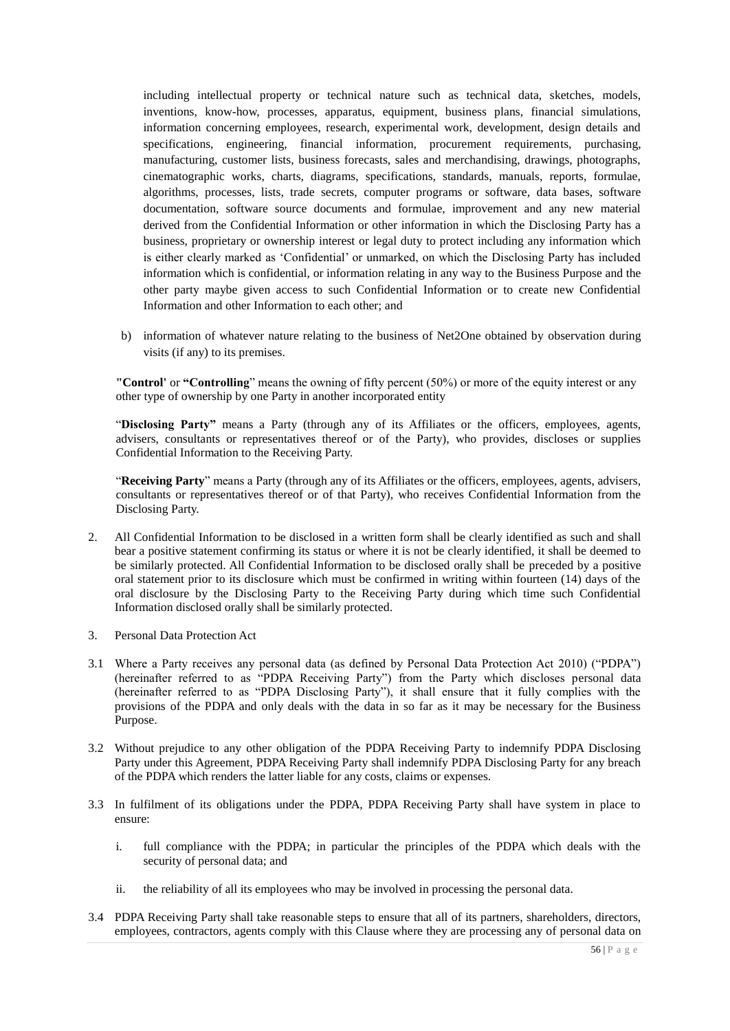including intellectual property or technical nature such as technical data, sketches, models, inventions, know-how, processes, apparatus, equipment, business plans, financial simulations, information concerning employees, research, experimental work, development, design details and specifications, engineering, financial information, procurement requirements, purchasing, manufacturing, customer lists, business forecasts, sales and merchandising, drawings, photographs, cinematographic works, charts, diagrams, specifications, standards, manuals, reports, formulae, algorithms, processes, lists, trade secrets, computer programs or software, data bases, software documentation, software source documents and formulae, improvement and any new material derived from the Confidential Information or other information in which the Disclosing Party has a business, proprietary or ownership interest or legal duty to protect including any information which is either clearly marked as 'Confidential' or unmarked, on which the Disclosing Party has included information which is confidential, or information relating in any way to the Business Purpose and the other party maybe given access to such Confidential Information or to create new Confidential Information and other Information to each other; and

b) information of whatever nature relating to the business of Net2One obtained by observation during visits (if any) to its premises.

**"Control'** or **"Controlling"** means the owning of fifty percent (50%) or more of the equity interest or any other type of ownership by one Party in another incorporated entity

"**Disclosing Party"** means a Party (through any of its Affiliates or the officers, employees, agents, advisers, consultants or representatives thereof or of the Party), who provides, discloses or supplies Confidential Information to the Receiving Party.

"**Receiving Party**" means a Party (through any of its Affiliates or the officers, employees, agents, advisers, consultants or representatives thereof or of that Party), who receives Confidential Information from the Disclosing Party.

2. All Confidential Information to be disclosed in a written form shall be clearly identified as such and shall bear a positive statement confirming its status or where it is not be clearly identified, it shall be deemed to be similarly protected. All Confidential Information to be disclosed orally shall be preceded by a positive oral statement prior to its disclosure which must be confirmed in writing within fourteen (14) days of the oral disclosure by the Disclosing Party to the Receiving Party during which time such Confidential Information disclosed orally shall be similarly protected.

3. Personal Data Protection Act

3.1 Where a Party receives any personal data (as defined by Personal Data Protection Act 2010) ("PDPA") (hereinafter referred to as "PDPA Receiving Party") from the Party which discloses personal data (hereinafter referred to as "PDPA Disclosing Party"), it shall ensure that it fully complies with the provisions of the PDPA and only deals with the data in so far as it may be necessary for the Business Purpose.

3.2 Without prejudice to any other obligation of the PDPA Receiving Party to indemnify PDPA Disclosing Party under this Agreement, PDPA Receiving Party shall indemnify PDPA Disclosing Party for any breach of the PDPA which renders the latter liable for any costs, claims or expenses.

3.3 In fulfilment of its obligations under the PDPA, PDPA Receiving Party shall have system in place to ensure:

i. full compliance with the PDPA; in particular the principles of the PDPA which deals with the security of personal data; and

ii. the reliability of all its employees who may be involved in processing the personal data.

3.4 PDPA Receiving Party shall take reasonable steps to ensure that all of its partners, shareholders, directors, employees, contractors, agents comply with this Clause where they are processing any of personal data on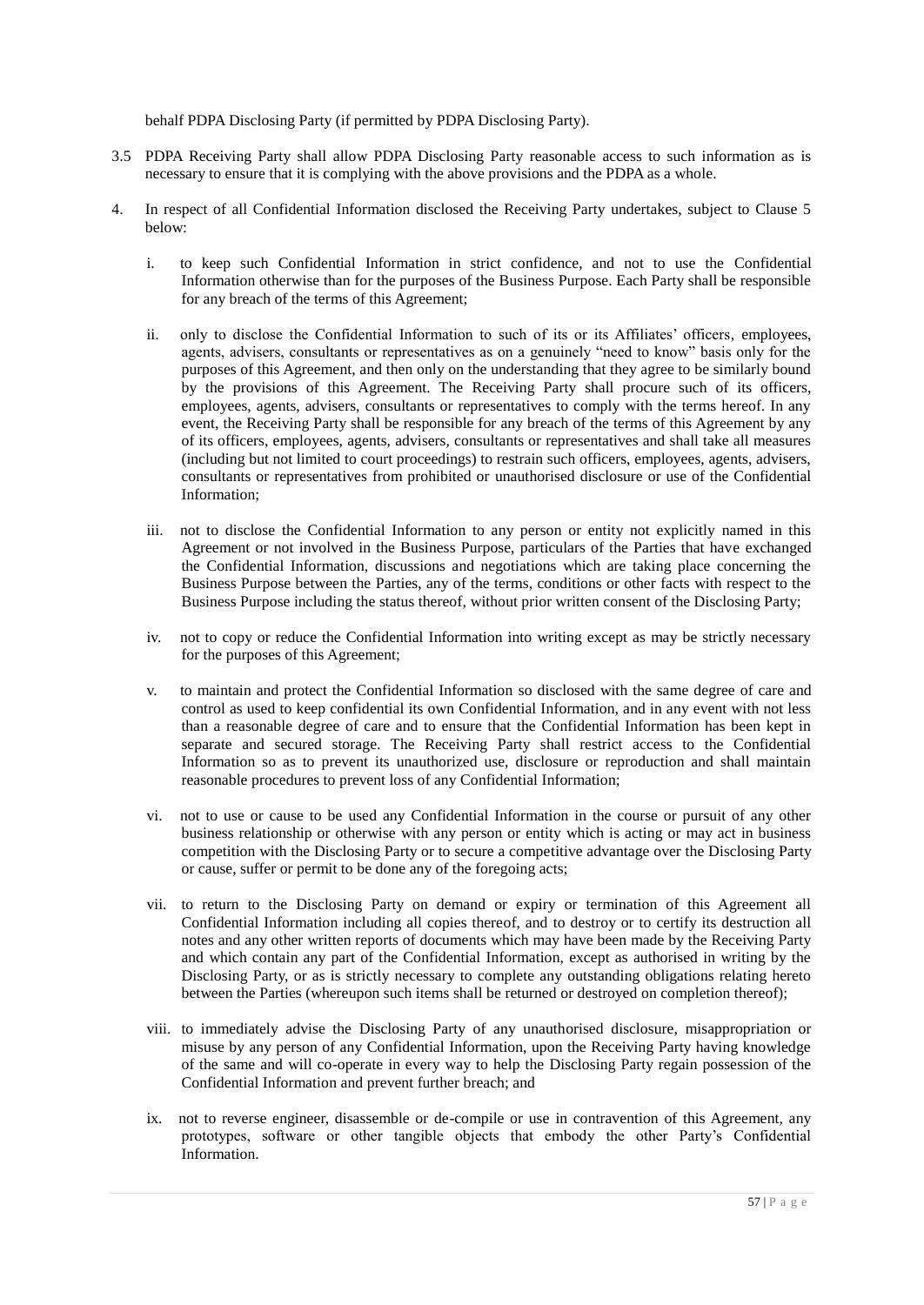behalf PDPA Disclosing Party (if permitted by PDPA Disclosing Party).

3.5 PDPA Receiving Party shall allow PDPA Disclosing Party reasonable access to such information as is necessary to ensure that it is complying with the above provisions and the PDPA as a whole.

4. In respect of all Confidential Information disclosed the Receiving Party undertakes, subject to Clause 5 below:

   i. to keep such Confidential Information in strict confidence, and not to use the Confidential Information otherwise than for the purposes of the Business Purpose. Each Party shall be responsible for any breach of the terms of this Agreement;

   ii. only to disclose the Confidential Information to such of its or its Affiliates' officers, employees, agents, advisers, consultants or representatives as on a genuinely "need to know" basis only for the purposes of this Agreement, and then only on the understanding that they agree to be similarly bound by the provisions of this Agreement. The Receiving Party shall procure such of its officers, employees, agents, advisers, consultants or representatives to comply with the terms hereof. In any event, the Receiving Party shall be responsible for any breach of the terms of this Agreement by any of its officers, employees, agents, advisers, consultants or representatives and shall take all measures (including but not limited to court proceedings) to restrain such officers, employees, agents, advisers, consultants or representatives from prohibited or unauthorised disclosure or use of the Confidential Information;

   iii. not to disclose the Confidential Information to any person or entity not explicitly named in this Agreement or not involved in the Business Purpose, particulars of the Parties that have exchanged the Confidential Information, discussions and negotiations which are taking place concerning the Business Purpose between the Parties, any of the terms, conditions or other facts with respect to the Business Purpose including the status thereof, without prior written consent of the Disclosing Party;

   iv. not to copy or reduce the Confidential Information into writing except as may be strictly necessary for the purposes of this Agreement;

   v. to maintain and protect the Confidential Information so disclosed with the same degree of care and control as used to keep confidential its own Confidential Information, and in any event with not less than a reasonable degree of care and to ensure that the Confidential Information has been kept in separate and secured storage. The Receiving Party shall restrict access to the Confidential Information so as to prevent its unauthorized use, disclosure or reproduction and shall maintain reasonable procedures to prevent loss of any Confidential Information;

   vi. not to use or cause to be used any Confidential Information in the course or pursuit of any other business relationship or otherwise with any person or entity which is acting or may act in business competition with the Disclosing Party or to secure a competitive advantage over the Disclosing Party or cause, suffer or permit to be done any of the foregoing acts;

   vii. to return to the Disclosing Party on demand or expiry or termination of this Agreement all Confidential Information including all copies thereof, and to destroy or to certify its destruction all notes and any other written reports of documents which may have been made by the Receiving Party and which contain any part of the Confidential Information, except as authorised in writing by the Disclosing Party, or as is strictly necessary to complete any outstanding obligations relating hereto between the Parties (whereupon such items shall be returned or destroyed on completion thereof);

   viii. to immediately advise the Disclosing Party of any unauthorised disclosure, misappropriation or misuse by any person of any Confidential Information, upon the Receiving Party having knowledge of the same and will co-operate in every way to help the Disclosing Party regain possession of the Confidential Information and prevent further breach; and

   ix. not to reverse engineer, disassemble or de-compile or use in contravention of this Agreement, any prototypes, software or other tangible objects that embody the other Party's Confidential Information.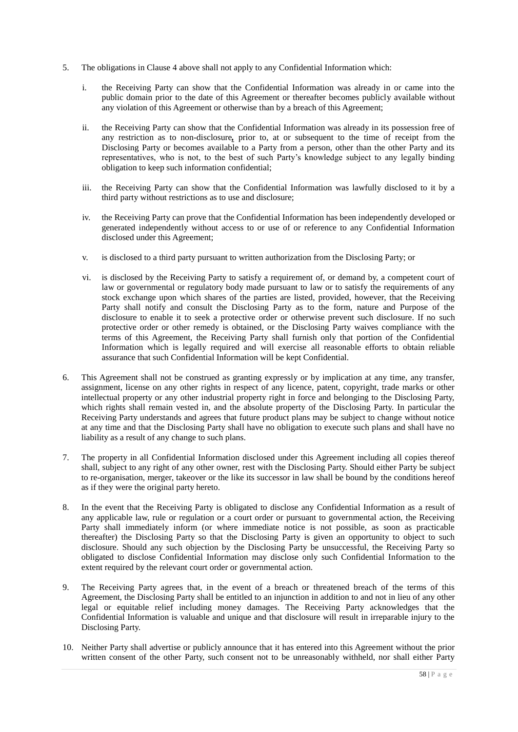5. The obligations in Clause 4 above shall not apply to any Confidential Information which:

   i. the Receiving Party can show that the Confidential Information was already in or came into the public domain prior to the date of this Agreement or thereafter becomes publicly available without any violation of this Agreement or otherwise than by a breach of this Agreement;

   ii. the Receiving Party can show that the Confidential Information was already in its possession free of any restriction as to non-disclosure**,** prior to, at or subsequent to the time of receipt from the Disclosing Party or becomes available to a Party from a person, other than the other Party and its representatives, who is not, to the best of such Party's knowledge subject to any legally binding obligation to keep such information confidential;

   iii. the Receiving Party can show that the Confidential Information was lawfully disclosed to it by a third party without restrictions as to use and disclosure;

   iv. the Receiving Party can prove that the Confidential Information has been independently developed or generated independently without access to or use of or reference to any Confidential Information disclosed under this Agreement;

   v. is disclosed to a third party pursuant to written authorization from the Disclosing Party; or

   vi. is disclosed by the Receiving Party to satisfy a requirement of, or demand by, a competent court of law or governmental or regulatory body made pursuant to law or to satisfy the requirements of any stock exchange upon which shares of the parties are listed, provided, however, that the Receiving Party shall notify and consult the Disclosing Party as to the form, nature and Purpose of the disclosure to enable it to seek a protective order or otherwise prevent such disclosure. If no such protective order or other remedy is obtained, or the Disclosing Party waives compliance with the terms of this Agreement, the Receiving Party shall furnish only that portion of the Confidential Information which is legally required and will exercise all reasonable efforts to obtain reliable assurance that such Confidential Information will be kept Confidential.

6. This Agreement shall not be construed as granting expressly or by implication at any time, any transfer, assignment, license on any other rights in respect of any licence, patent, copyright, trade marks or other intellectual property or any other industrial property right in force and belonging to the Disclosing Party, which rights shall remain vested in, and the absolute property of the Disclosing Party. In particular the Receiving Party understands and agrees that future product plans may be subject to change without notice at any time and that the Disclosing Party shall have no obligation to execute such plans and shall have no liability as a result of any change to such plans.

7. The property in all Confidential Information disclosed under this Agreement including all copies thereof shall, subject to any right of any other owner, rest with the Disclosing Party. Should either Party be subject to re-organisation, merger, takeover or the like its successor in law shall be bound by the conditions hereof as if they were the original party hereto.

8. In the event that the Receiving Party is obligated to disclose any Confidential Information as a result of any applicable law, rule or regulation or a court order or pursuant to governmental action, the Receiving Party shall immediately inform (or where immediate notice is not possible, as soon as practicable thereafter) the Disclosing Party so that the Disclosing Party is given an opportunity to object to such disclosure. Should any such objection by the Disclosing Party be unsuccessful, the Receiving Party so obligated to disclose Confidential Information may disclose only such Confidential Information to the extent required by the relevant court order or governmental action.

9. The Receiving Party agrees that, in the event of a breach or threatened breach of the terms of this Agreement, the Disclosing Party shall be entitled to an injunction in addition to and not in lieu of any other legal or equitable relief including money damages. The Receiving Party acknowledges that the Confidential Information is valuable and unique and that disclosure will result in irreparable injury to the Disclosing Party.

10. Neither Party shall advertise or publicly announce that it has entered into this Agreement without the prior written consent of the other Party, such consent not to be unreasonably withheld, nor shall either Party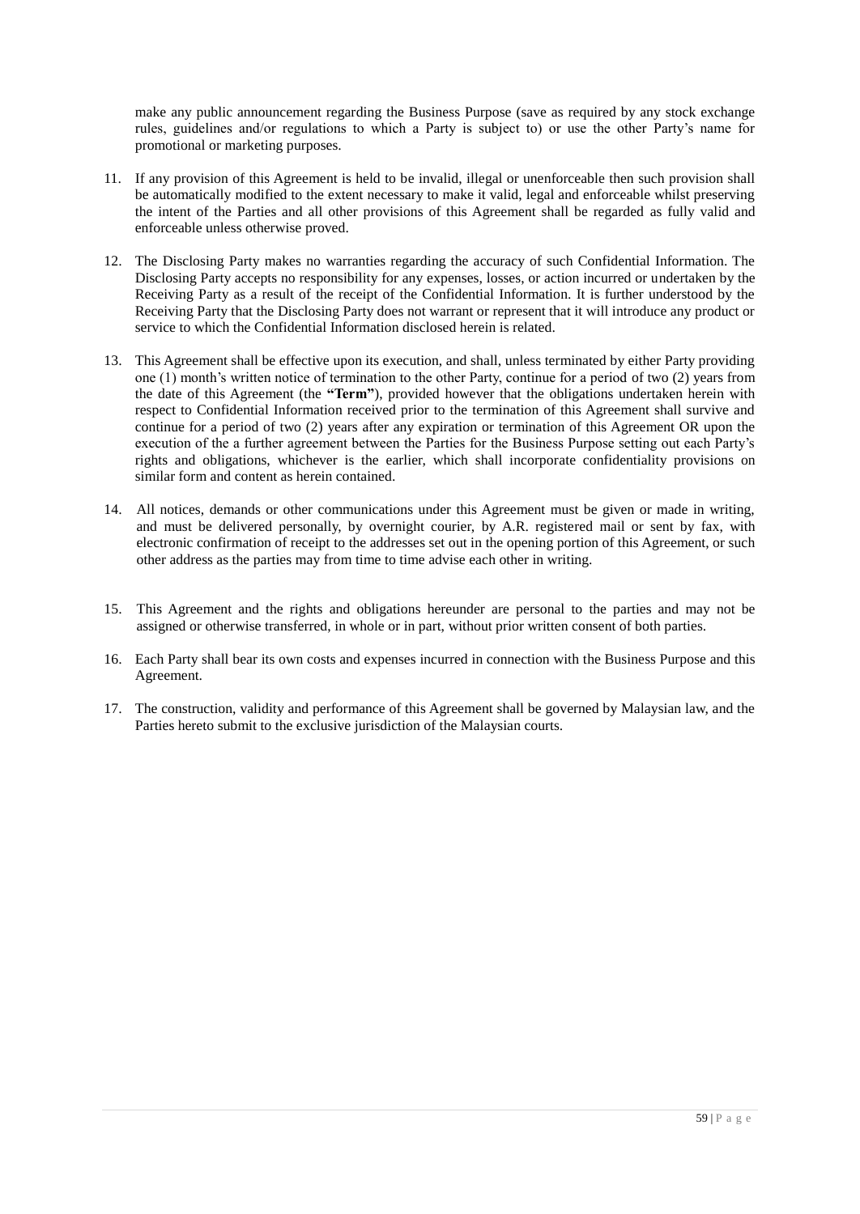make any public announcement regarding the Business Purpose (save as required by any stock exchange rules, guidelines and/or regulations to which a Party is subject to) or use the other Party's name for promotional or marketing purposes.

11. If any provision of this Agreement is held to be invalid, illegal or unenforceable then such provision shall be automatically modified to the extent necessary to make it valid, legal and enforceable whilst preserving the intent of the Parties and all other provisions of this Agreement shall be regarded as fully valid and enforceable unless otherwise proved.

12. The Disclosing Party makes no warranties regarding the accuracy of such Confidential Information. The Disclosing Party accepts no responsibility for any expenses, losses, or action incurred or undertaken by the Receiving Party as a result of the receipt of the Confidential Information. It is further understood by the Receiving Party that the Disclosing Party does not warrant or represent that it will introduce any product or service to which the Confidential Information disclosed herein is related.

13. This Agreement shall be effective upon its execution, and shall, unless terminated by either Party providing one (1) month's written notice of termination to the other Party, continue for a period of two (2) years from the date of this Agreement (the **"Term"**), provided however that the obligations undertaken herein with respect to Confidential Information received prior to the termination of this Agreement shall survive and continue for a period of two (2) years after any expiration or termination of this Agreement OR upon the execution of the a further agreement between the Parties for the Business Purpose setting out each Party's rights and obligations, whichever is the earlier, which shall incorporate confidentiality provisions on similar form and content as herein contained.

14. All notices, demands or other communications under this Agreement must be given or made in writing, and must be delivered personally, by overnight courier, by A.R. registered mail or sent by fax, with electronic confirmation of receipt to the addresses set out in the opening portion of this Agreement, or such other address as the parties may from time to time advise each other in writing.

15. This Agreement and the rights and obligations hereunder are personal to the parties and may not be assigned or otherwise transferred, in whole or in part, without prior written consent of both parties.

16. Each Party shall bear its own costs and expenses incurred in connection with the Business Purpose and this Agreement.

17. The construction, validity and performance of this Agreement shall be governed by Malaysian law, and the Parties hereto submit to the exclusive jurisdiction of the Malaysian courts.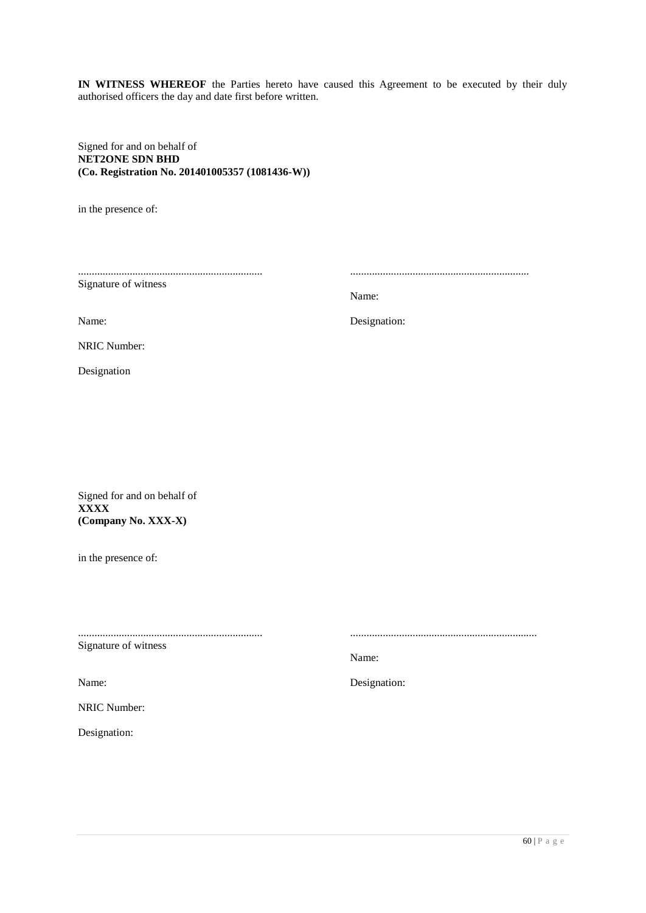**IN WITNESS WHEREOF** the Parties hereto have caused this Agreement to be executed by their duly authorised officers the day and date first before written.

Signed for and on behalf of
**NET2ONE SDN BHD**
**(Co. Registration No. 201401005357 (1081436-W))**

in the presence of:

.................................................................... 
Signature of witness

Name:

NRIC Number:

Designation

..................................................................
Name:

Designation:

Signed for and on behalf of
**XXXX**
**(Company No. XXX-X)**

in the presence of:

....................................................................
Signature of witness

Name:

NRIC Number:

Designation:

.....................................................................
Name:

Designation: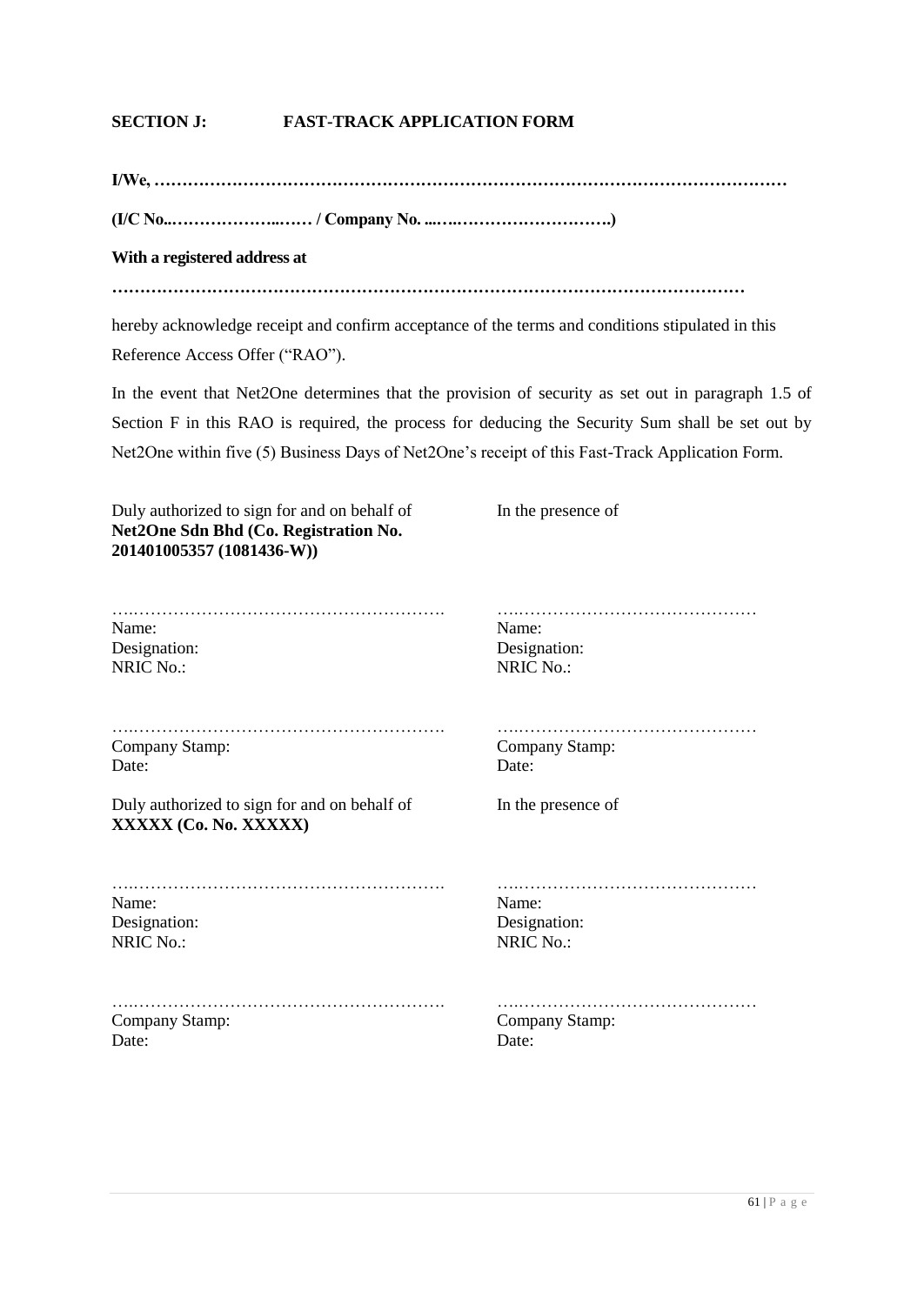## SECTION J: FAST-TRACK APPLICATION FORM

**I/We, ……………………………………………………………………………………………………**

**(I/C No...………………...…… / Company No. ....…..……………………….)**

**With a registered address at**

**……………………………………………………………………………………………………**

hereby acknowledge receipt and confirm acceptance of the terms and conditions stipulated in this Reference Access Offer ("RAO").

In the event that Net2One determines that the provision of security as set out in paragraph 1.5 of Section F in this RAO is required, the process for deducing the Security Sum shall be set out by Net2One within five (5) Business Days of Net2One's receipt of this Fast-Track Application Form.

Duly authorized to sign for and on behalf of
**Net2One Sdn Bhd (Co. Registration No. 201401005357 (1081436-W))**

…..……………………………………………….
Name:
Designation:
NRIC No.:

…..……………………………………………….
Company Stamp:
Date:

In the presence of

…..……………………………………
Name:
Designation:
NRIC No.:

…..……………………………………
Company Stamp:
Date:

Duly authorized to sign for and on behalf of
**XXXXX (Co. No. XXXXX)**

…..……………………………………………….
Name:
Designation:
NRIC No.:

…..……………………………………………….
Company Stamp:
Date:

In the presence of

…..……………………………………
Name:
Designation:
NRIC No.:

…..……………………………………
Company Stamp:
Date: